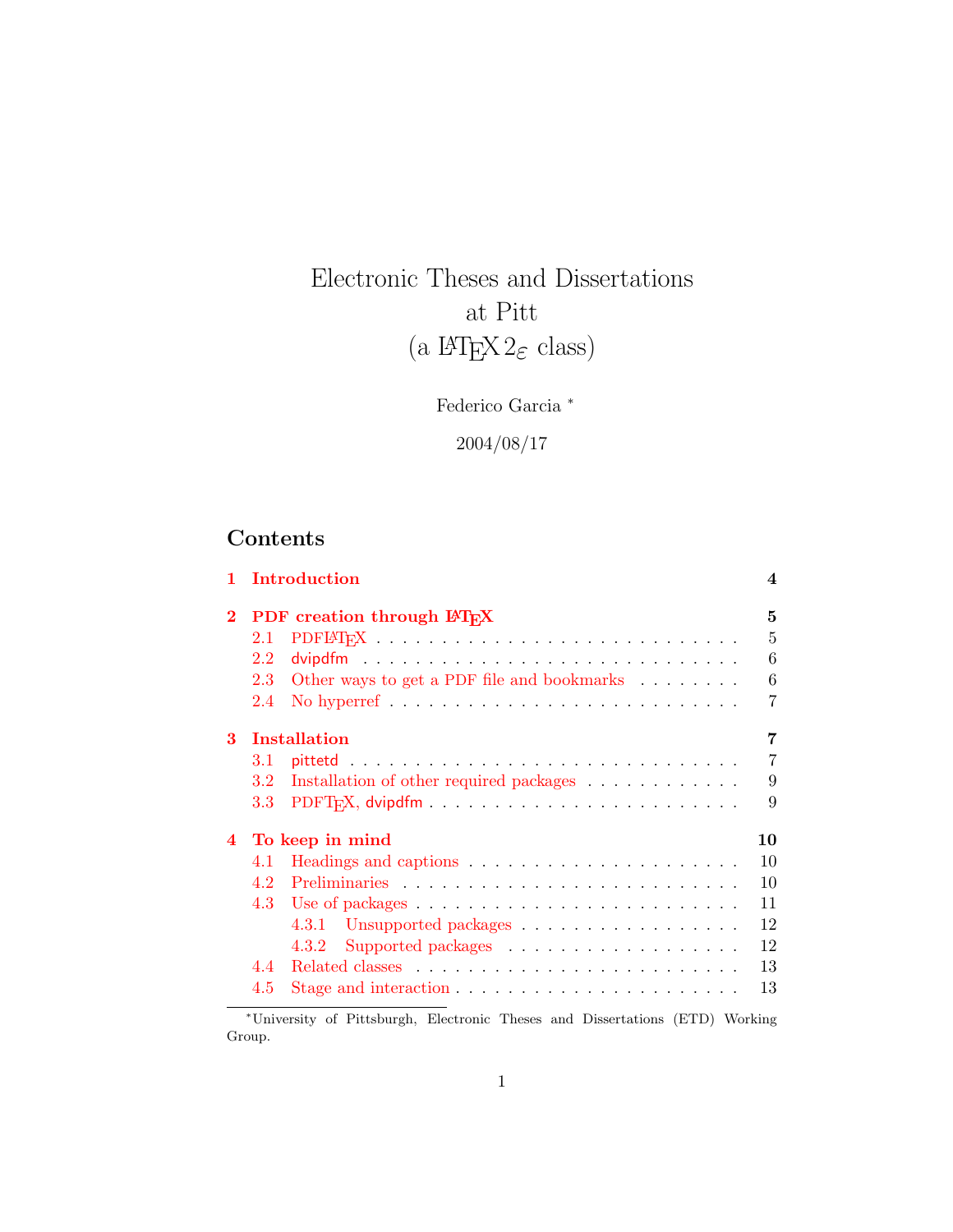# Electronic Theses and Dissertations at Pitt (a LaTeX 2ε class)

Federico Garcia [*]

2004/08/17

## Contents

**1 Introduction** — **4**

**2 PDF creation through LaTeX** — **5**
- 2.1 PDFLaTeX — 5
- 2.2 dvipdfm — 6
- 2.3 Other ways to get a PDF file and bookmarks — 6
- 2.4 No hyperref — 7

**3 Installation** — **7**
- 3.1 pittetd — 7
- 3.2 Installation of other required packages — 9
- 3.3 PDFTeX, dvipdfm — 9

**4 To keep in mind** — **10**
- 4.1 Headings and captions — 10
- 4.2 Preliminaries — 10
- 4.3 Use of packages — 11
  - 4.3.1 Unsupported packages — 12
  - 4.3.2 Supported packages — 12
- 4.4 Related classes — 13
- 4.5 Stage and interaction — 13

[*] University of Pittsburgh, Electronic Theses and Dissertations (ETD) Working Group.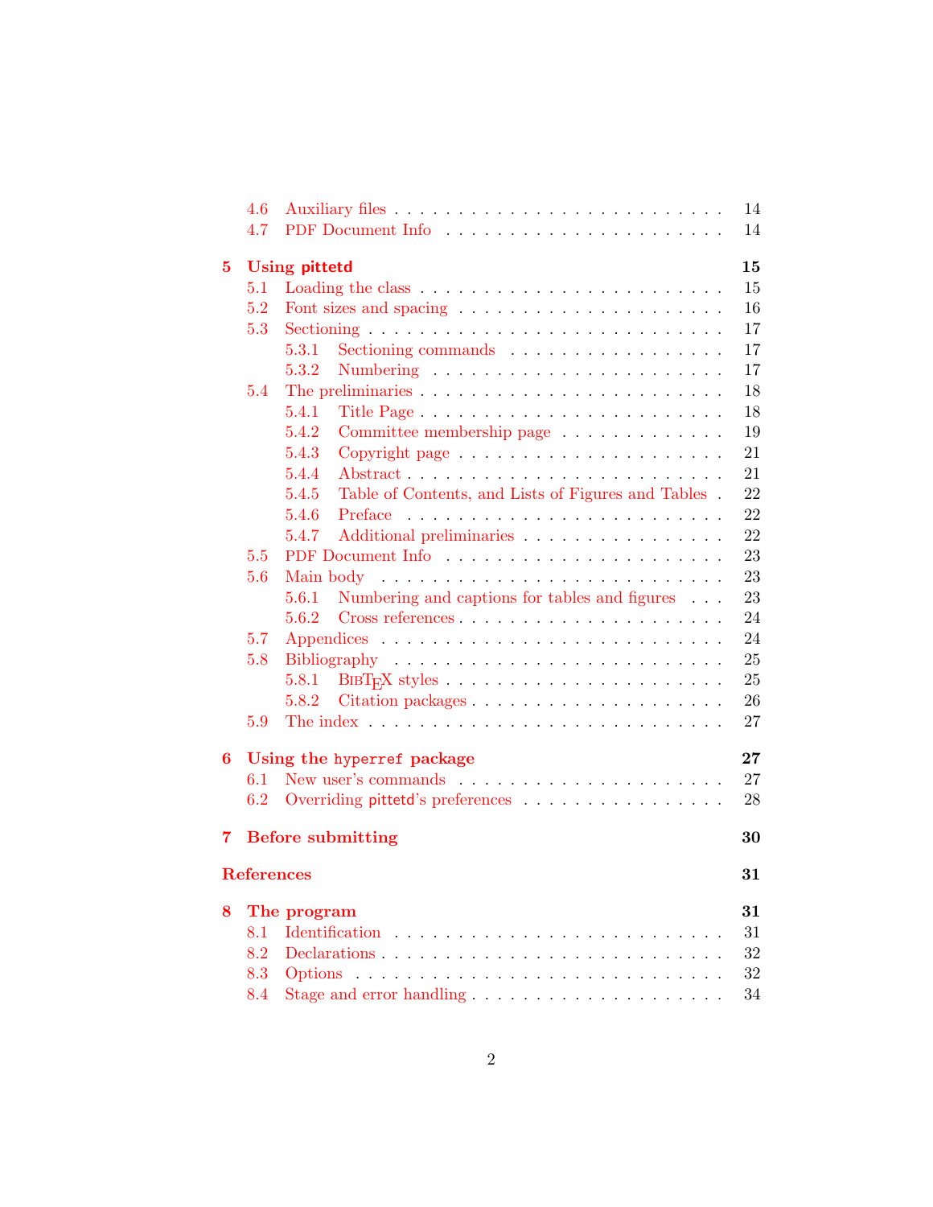- 4.6 Auxiliary files . . . 14
- 4.7 PDF Document Info . . . 14

**5 Using pittetd** **15**

- 5.1 Loading the class . . . 15
- 5.2 Font sizes and spacing . . . 16
- 5.3 Sectioning . . . 17
  - 5.3.1 Sectioning commands . . . 17
  - 5.3.2 Numbering . . . 17
- 5.4 The preliminaries . . . 18
  - 5.4.1 Title Page . . . 18
  - 5.4.2 Committee membership page . . . 19
  - 5.4.3 Copyright page . . . 21
  - 5.4.4 Abstract . . . 21
  - 5.4.5 Table of Contents, and Lists of Figures and Tables . 22
  - 5.4.6 Preface . . . 22
  - 5.4.7 Additional preliminaries . . . 22
- 5.5 PDF Document Info . . . 23
- 5.6 Main body . . . 23
  - 5.6.1 Numbering and captions for tables and figures . . . 23
  - 5.6.2 Cross references . . . 24
- 5.7 Appendices . . . 24
- 5.8 Bibliography . . . 25
  - 5.8.1 BibTeX styles . . . 25
  - 5.8.2 Citation packages . . . 26
- 5.9 The index . . . 27

**6 Using the `hyperref` package** **27**

- 6.1 New user's commands . . . 27
- 6.2 Overriding pittetd's preferences . . . 28

**7 Before submitting** **30**

**References** **31**

**8 The program** **31**

- 8.1 Identification . . . 31
- 8.2 Declarations . . . 32
- 8.3 Options . . . 32
- 8.4 Stage and error handling . . . 34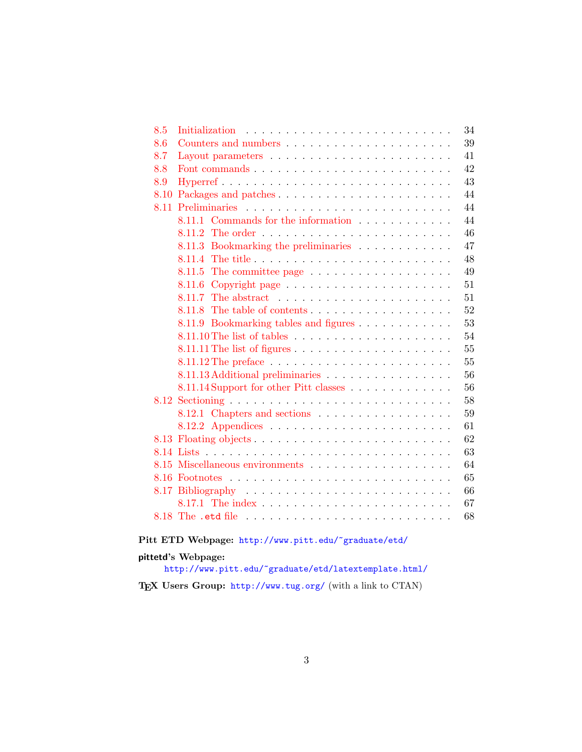- 8.5 Initialization . . . . . . . . . . . . . . . . . . . . . . . . . . 34
- 8.6 Counters and numbers . . . . . . . . . . . . . . . . . . . . . 39
- 8.7 Layout parameters . . . . . . . . . . . . . . . . . . . . . . . 41
- 8.8 Font commands . . . . . . . . . . . . . . . . . . . . . . . . . 42
- 8.9 Hyperref . . . . . . . . . . . . . . . . . . . . . . . . . . . . 43
- 8.10 Packages and patches . . . . . . . . . . . . . . . . . . . . . 44
- 8.11 Preliminaries . . . . . . . . . . . . . . . . . . . . . . . . . . 44
  - 8.11.1 Commands for the information . . . . . . . . . . . . 44
  - 8.11.2 The order . . . . . . . . . . . . . . . . . . . . . . . . 46
  - 8.11.3 Bookmarking the preliminaries . . . . . . . . . . . . 47
  - 8.11.4 The title . . . . . . . . . . . . . . . . . . . . . . . . 48
  - 8.11.5 The committee page . . . . . . . . . . . . . . . . . . 49
  - 8.11.6 Copyright page . . . . . . . . . . . . . . . . . . . . . 51
  - 8.11.7 The abstract . . . . . . . . . . . . . . . . . . . . . . 51
  - 8.11.8 The table of contents . . . . . . . . . . . . . . . . . 52
  - 8.11.9 Bookmarking tables and figures . . . . . . . . . . . . 53
  - 8.11.10 The list of tables . . . . . . . . . . . . . . . . . . . 54
  - 8.11.11 The list of figures . . . . . . . . . . . . . . . . . . . 55
  - 8.11.12 The preface . . . . . . . . . . . . . . . . . . . . . . 55
  - 8.11.13 Additional preliminaries . . . . . . . . . . . . . . . . 56
  - 8.11.14 Support for other Pitt classes . . . . . . . . . . . . 56
- 8.12 Sectioning . . . . . . . . . . . . . . . . . . . . . . . . . . . 58
  - 8.12.1 Chapters and sections . . . . . . . . . . . . . . . . . 59
  - 8.12.2 Appendices . . . . . . . . . . . . . . . . . . . . . . . 61
- 8.13 Floating objects . . . . . . . . . . . . . . . . . . . . . . . . . 62
- 8.14 Lists . . . . . . . . . . . . . . . . . . . . . . . . . . . . . . 63
- 8.15 Miscellaneous environments . . . . . . . . . . . . . . . . . . 64
- 8.16 Footnotes . . . . . . . . . . . . . . . . . . . . . . . . . . . . 65
- 8.17 Bibliography . . . . . . . . . . . . . . . . . . . . . . . . . . . 66
  - 8.17.1 The index . . . . . . . . . . . . . . . . . . . . . . . . 67
- 8.18 The `.etd` file . . . . . . . . . . . . . . . . . . . . . . . . . 68

**Pitt ETD Webpage:** `http://www.pitt.edu/~graduate/etd/`

**pittetd's Webpage:**
`http://www.pitt.edu/~graduate/etd/latextemplate.html/`

**TEX Users Group:** `http://www.tug.org/` (with a link to CTAN)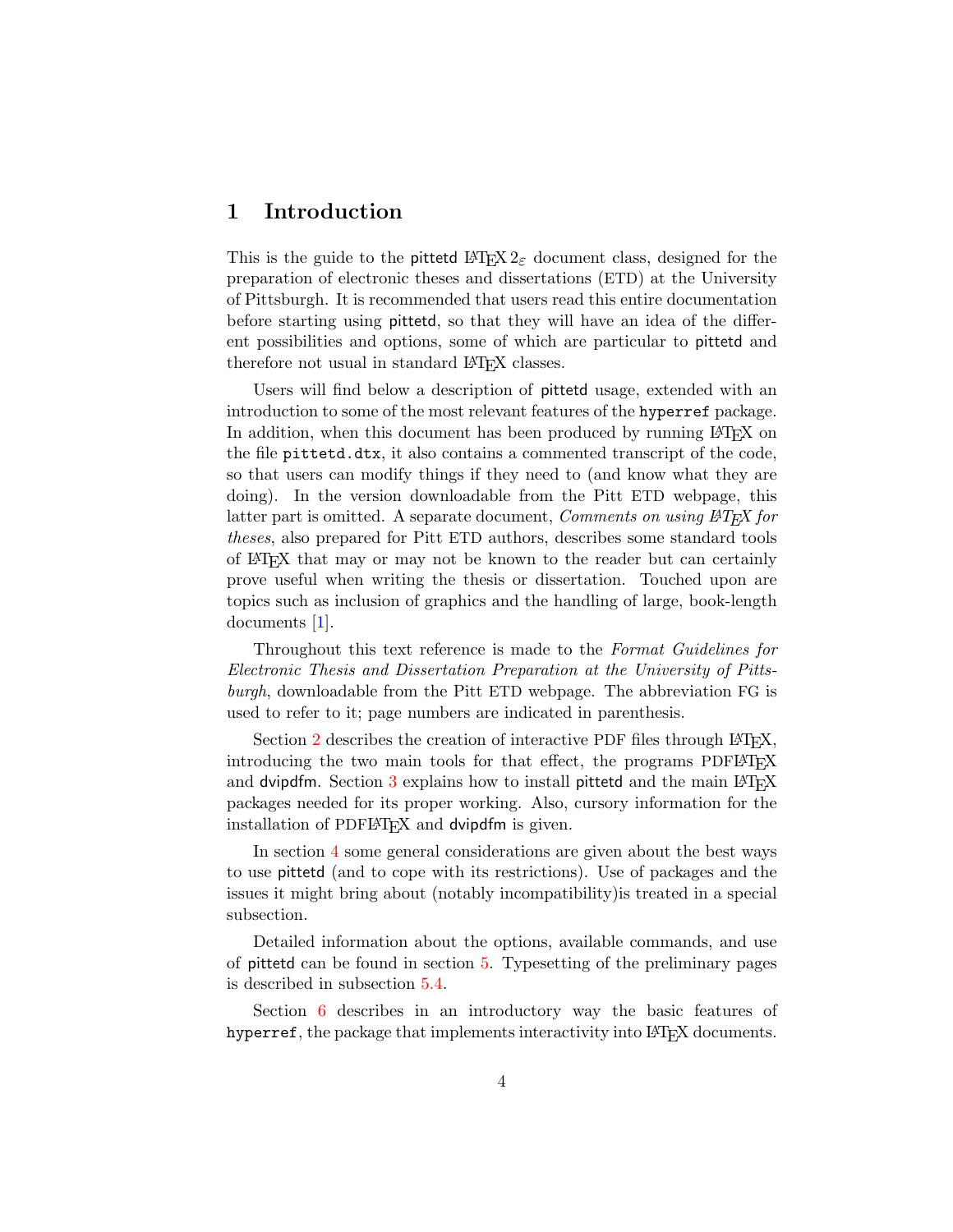# 1 Introduction

This is the guide to the pittetd LaTeX 2ε document class, designed for the preparation of electronic theses and dissertations (ETD) at the University of Pittsburgh. It is recommended that users read this entire documentation before starting using pittetd, so that they will have an idea of the different possibilities and options, some of which are particular to pittetd and therefore not usual in standard LaTeX classes.

Users will find below a description of pittetd usage, extended with an introduction to some of the most relevant features of the `hyperref` package. In addition, when this document has been produced by running LaTeX on the file `pittetd.dtx`, it also contains a commented transcript of the code, so that users can modify things if they need to (and know what they are doing). In the version downloadable from the Pitt ETD webpage, this latter part is omitted. A separate document, *Comments on using LaTeX for theses*, also prepared for Pitt ETD authors, describes some standard tools of LaTeX that may or may not be known to the reader but can certainly prove useful when writing the thesis or dissertation. Touched upon are topics such as inclusion of graphics and the handling of large, book-length documents [1].

Throughout this text reference is made to the *Format Guidelines for Electronic Thesis and Dissertation Preparation at the University of Pittsburgh*, downloadable from the Pitt ETD webpage. The abbreviation FG is used to refer to it; page numbers are indicated in parenthesis.

Section 2 describes the creation of interactive PDF files through LaTeX, introducing the two main tools for that effect, the programs PDFLaTeX and dvipdfm. Section 3 explains how to install pittetd and the main LaTeX packages needed for its proper working. Also, cursory information for the installation of PDFLaTeX and dvipdfm is given.

In section 4 some general considerations are given about the best ways to use pittetd (and to cope with its restrictions). Use of packages and the issues it might bring about (notably incompatibility)is treated in a special subsection.

Detailed information about the options, available commands, and use of pittetd can be found in section 5. Typesetting of the preliminary pages is described in subsection 5.4.

Section 6 describes in an introductory way the basic features of `hyperref`, the package that implements interactivity into LaTeX documents.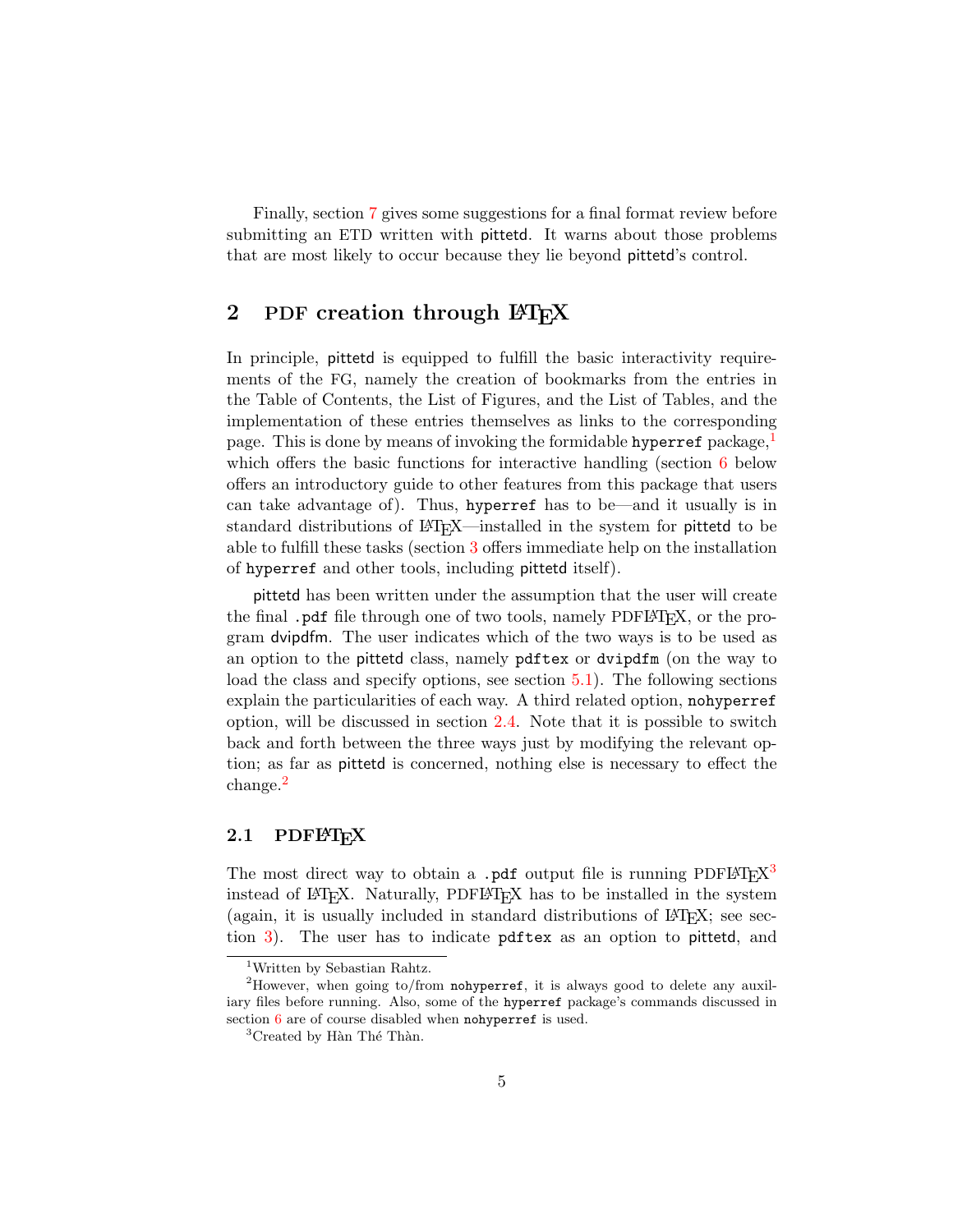Finally, section 7 gives some suggestions for a final format review before submitting an ETD written with pittetd. It warns about those problems that are most likely to occur because they lie beyond pittetd's control.

## 2 PDF creation through LaTeX

In principle, pittetd is equipped to fulfill the basic interactivity requirements of the FG, namely the creation of bookmarks from the entries in the Table of Contents, the List of Figures, and the List of Tables, and the implementation of these entries themselves as links to the corresponding page. This is done by means of invoking the formidable `hyperref` package,[1] which offers the basic functions for interactive handling (section 6 below offers an introductory guide to other features from this package that users can take advantage of). Thus, `hyperref` has to be—and it usually is in standard distributions of LaTeX—installed in the system for pittetd to be able to fulfill these tasks (section 3 offers immediate help on the installation of `hyperref` and other tools, including pittetd itself).

pittetd has been written under the assumption that the user will create the final `.pdf` file through one of two tools, namely PDFLaTeX, or the program dvipdfm. The user indicates which of the two ways is to be used as an option to the pittetd class, namely `pdftex` or `dvipdfm` (on the way to load the class and specify options, see section 5.1). The following sections explain the particularities of each way. A third related option, `nohyperref` option, will be discussed in section 2.4. Note that it is possible to switch back and forth between the three ways just by modifying the relevant option; as far as pittetd is concerned, nothing else is necessary to effect the change.[2]

### 2.1 PDFLaTeX

The most direct way to obtain a `.pdf` output file is running PDFLaTeX[3] instead of LaTeX. Naturally, PDFLaTeX has to be installed in the system (again, it is usually included in standard distributions of LaTeX; see section 3). The user has to indicate `pdftex` as an option to pittetd, and

---

[1] Written by Sebastian Rahtz.

[2] However, when going to/from `nohyperref`, it is always good to delete any auxiliary files before running. Also, some of the `hyperref` package's commands discussed in section 6 are of course disabled when `nohyperref` is used.

[3] Created by Hàn Thé Thàn.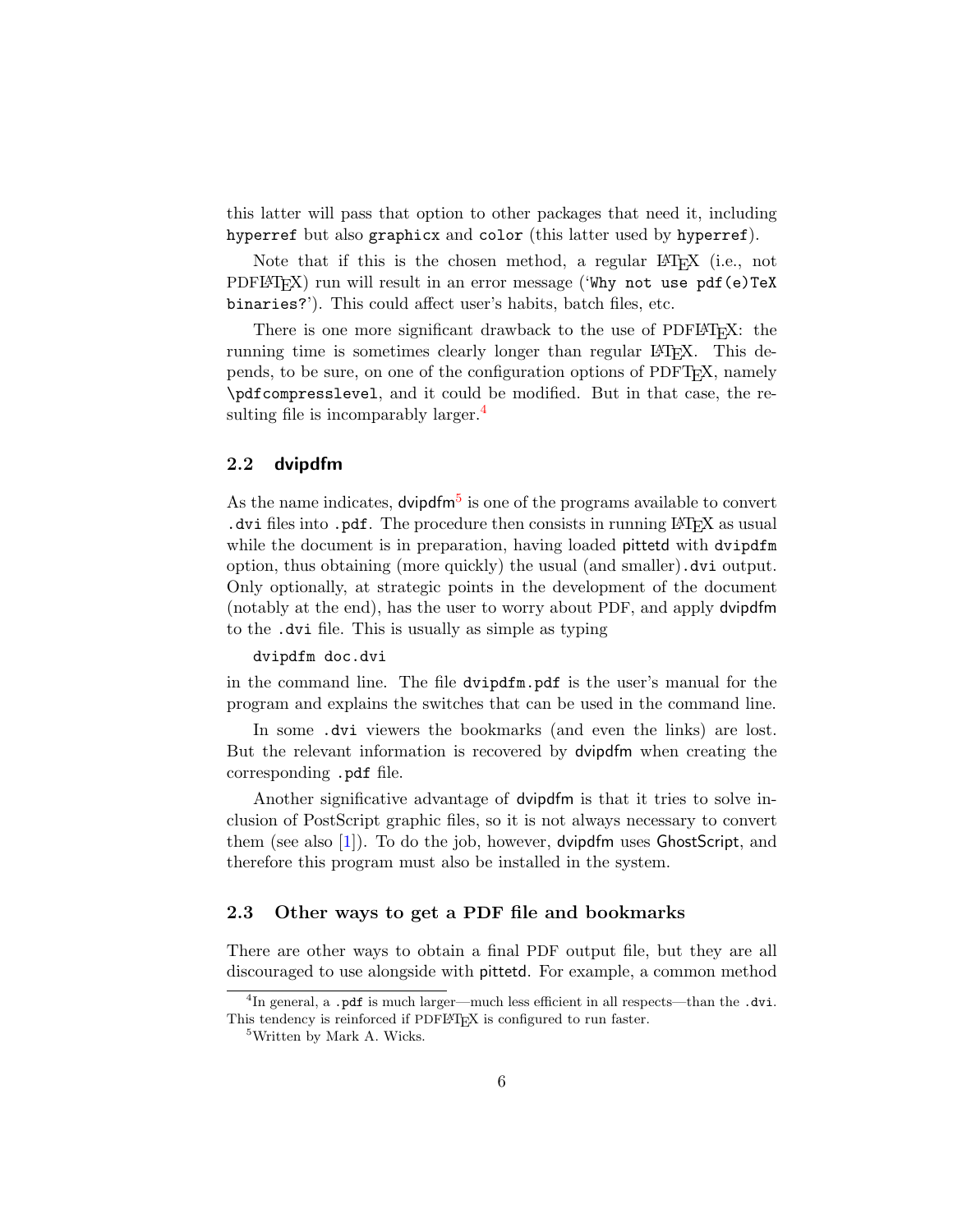this latter will pass that option to other packages that need it, including `hyperref` but also `graphicx` and `color` (this latter used by `hyperref`).

Note that if this is the chosen method, a regular LaTeX (i.e., not PDFLaTeX) run will result in an error message ('`Why not use pdf(e)TeX binaries?`'). This could affect user's habits, batch files, etc.

There is one more significant drawback to the use of PDFLaTeX: the running time is sometimes clearly longer than regular LaTeX. This depends, to be sure, on one of the configuration options of PDFTeX, namely `\pdfcompresslevel`, and it could be modified. But in that case, the resulting file is incomparably larger.[4]

### 2.2 dvipdfm

As the name indicates, dvipdfm[5] is one of the programs available to convert `.dvi` files into `.pdf`. The procedure then consists in running LaTeX as usual while the document is in preparation, having loaded pittetd with `dvipdfm` option, thus obtaining (more quickly) the usual (and smaller) `.dvi` output. Only optionally, at strategic points in the development of the document (notably at the end), has the user to worry about PDF, and apply dvipdfm to the `.dvi` file. This is usually as simple as typing

```
dvipdfm doc.dvi
```

in the command line. The file `dvipdfm.pdf` is the user's manual for the program and explains the switches that can be used in the command line.

In some `.dvi` viewers the bookmarks (and even the links) are lost. But the relevant information is recovered by dvipdfm when creating the corresponding `.pdf` file.

Another significative advantage of dvipdfm is that it tries to solve inclusion of PostScript graphic files, so it is not always necessary to convert them (see also [1]). To do the job, however, dvipdfm uses GhostScript, and therefore this program must also be installed in the system.

### 2.3 Other ways to get a PDF file and bookmarks

There are other ways to obtain a final PDF output file, but they are all discouraged to use alongside with pittetd. For example, a common method

---

[4] In general, a `.pdf` is much larger—much less efficient in all respects—than the `.dvi`. This tendency is reinforced if PDFLaTeX is configured to run faster.

[5] Written by Mark A. Wicks.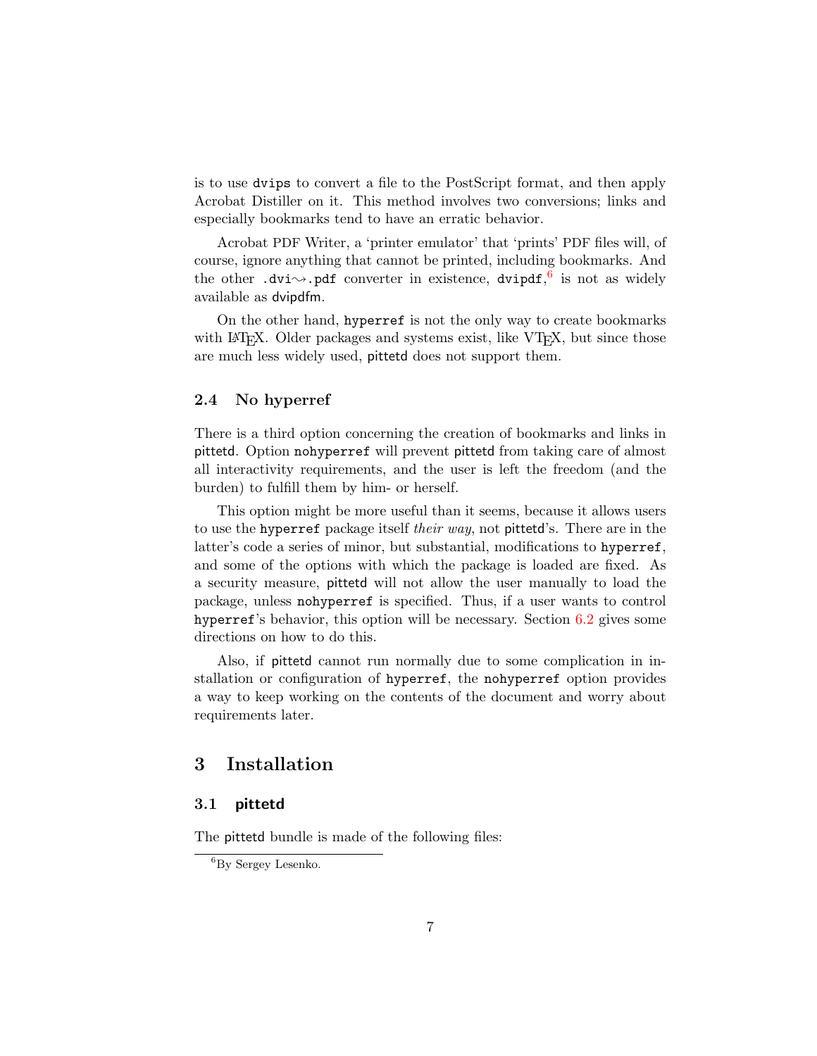is to use dvips to convert a file to the PostScript format, and then apply Acrobat Distiller on it. This method involves two conversions; links and especially bookmarks tend to have an erratic behavior.

Acrobat PDF Writer, a 'printer emulator' that 'prints' PDF files will, of course, ignore anything that cannot be printed, including bookmarks. And the other .dvi⇝.pdf converter in existence, dvipdf,[6] is not as widely available as dvipdfm.

On the other hand, hyperref is not the only way to create bookmarks with LaTeX. Older packages and systems exist, like VTeX, but since those are much less widely used, pittetd does not support them.

### 2.4 No hyperref

There is a third option concerning the creation of bookmarks and links in pittetd. Option nohyperref will prevent pittetd from taking care of almost all interactivity requirements, and the user is left the freedom (and the burden) to fulfill them by him- or herself.

This option might be more useful than it seems, because it allows users to use the hyperref package itself *their way*, not pittetd's. There are in the latter's code a series of minor, but substantial, modifications to hyperref, and some of the options with which the package is loaded are fixed. As a security measure, pittetd will not allow the user manually to load the package, unless nohyperref is specified. Thus, if a user wants to control hyperref's behavior, this option will be necessary. Section 6.2 gives some directions on how to do this.

Also, if pittetd cannot run normally due to some complication in installation or configuration of hyperref, the nohyperref option provides a way to keep working on the contents of the document and worry about requirements later.

## 3 Installation

### 3.1 pittetd

The pittetd bundle is made of the following files:

[6] By Sergey Lesenko.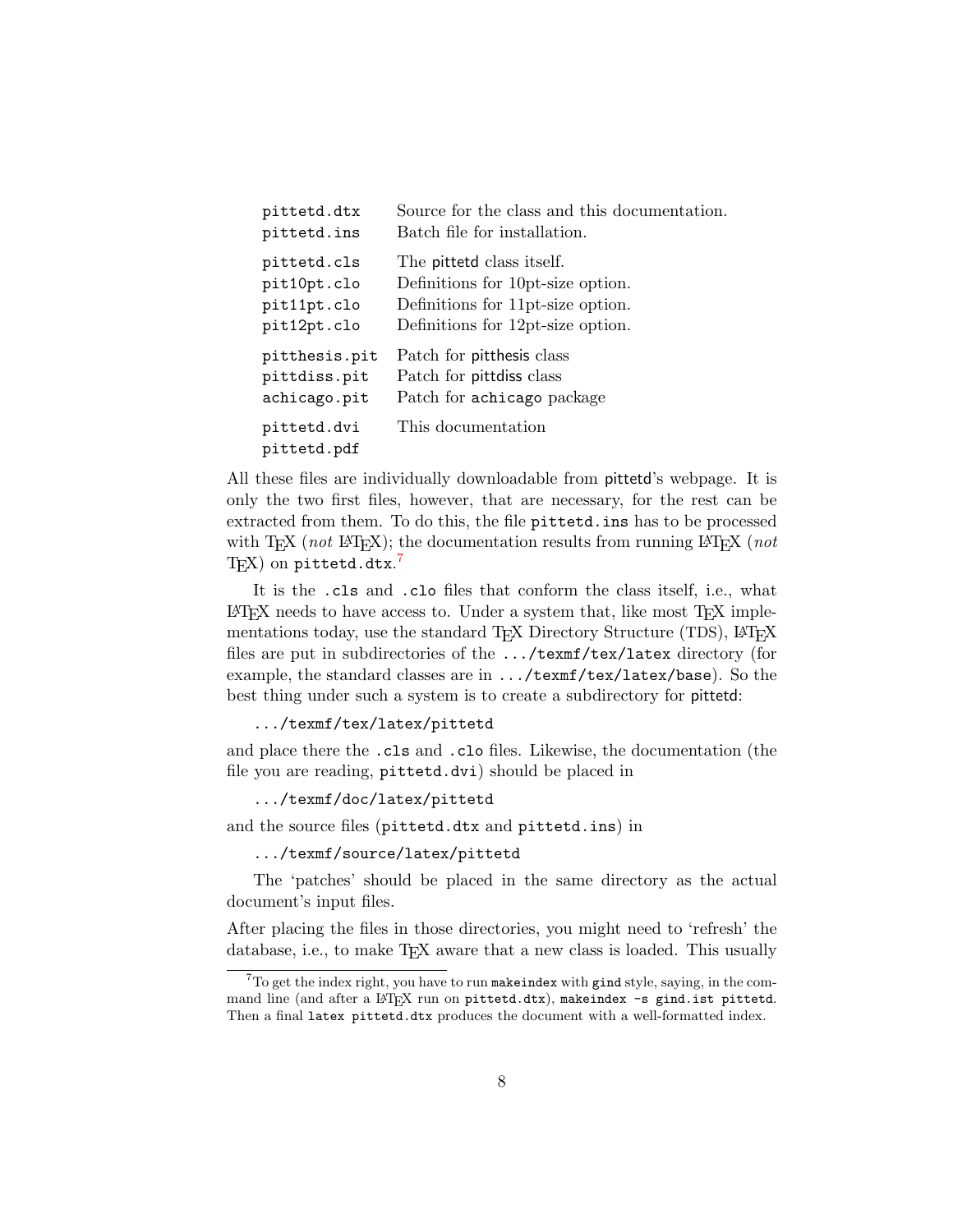| | |
|---|---|
| `pittetd.dtx` | Source for the class and this documentation. |
| `pittetd.ins` | Batch file for installation. |
| `pittetd.cls` | The pittetd class itself. |
| `pit10pt.clo` | Definitions for 10pt-size option. |
| `pit11pt.clo` | Definitions for 11pt-size option. |
| `pit12pt.clo` | Definitions for 12pt-size option. |
| `pitthesis.pit` | Patch for pitthesis class |
| `pittdiss.pit` | Patch for pittdiss class |
| `achicago.pit` | Patch for `achicago` package |
| `pittetd.dvi` `pittetd.pdf` | This documentation |

All these files are individually downloadable from pittetd's webpage. It is only the two first files, however, that are necessary, for the rest can be extracted from them. To do this, the file `pittetd.ins` has to be processed with TEX (*not* LATEX); the documentation results from running LATEX (*not* TEX) on `pittetd.dtx`.[7]

It is the `.cls` and `.clo` files that conform the class itself, i.e., what LATEX needs to have access to. Under a system that, like most TEX implementations today, use the standard TEX Directory Structure (TDS), LATEX files are put in subdirectories of the `.../texmf/tex/latex` directory (for example, the standard classes are in `.../texmf/tex/latex/base`). So the best thing under such a system is to create a subdirectory for pittetd:

```
.../texmf/tex/latex/pittetd
```

and place there the `.cls` and `.clo` files. Likewise, the documentation (the file you are reading, `pittetd.dvi`) should be placed in

```
.../texmf/doc/latex/pittetd
```

and the source files (`pittetd.dtx` and `pittetd.ins`) in

```
.../texmf/source/latex/pittetd
```

The 'patches' should be placed in the same directory as the actual document's input files.

After placing the files in those directories, you might need to 'refresh' the database, i.e., to make TEX aware that a new class is loaded. This usually

[7] To get the index right, you have to run `makeindex` with `gind` style, saying, in the command line (and after a LATEX run on `pittetd.dtx`), `makeindex -s gind.ist pittetd`. Then a final `latex pittetd.dtx` produces the document with a well-formatted index.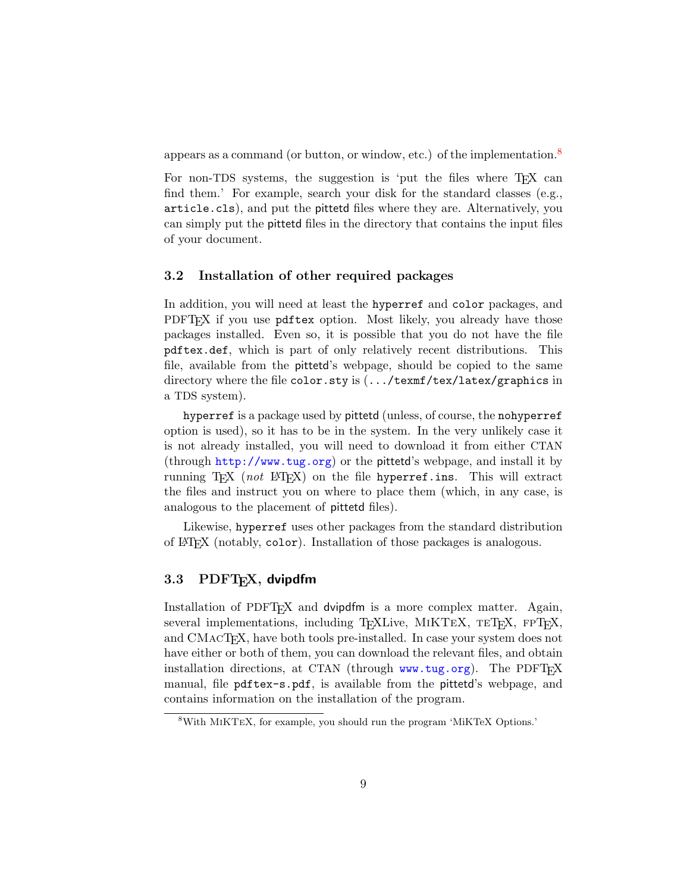appears as a command (or button, or window, etc.) of the implementation.[8]

For non-TDS systems, the suggestion is 'put the files where TEX can find them.' For example, search your disk for the standard classes (e.g., `article.cls`), and put the pittetd files where they are. Alternatively, you can simply put the pittetd files in the directory that contains the input files of your document.

### 3.2 Installation of other required packages

In addition, you will need at least the `hyperref` and `color` packages, and PDFTEX if you use `pdftex` option. Most likely, you already have those packages installed. Even so, it is possible that you do not have the file `pdftex.def`, which is part of only relatively recent distributions. This file, available from the pittetd's webpage, should be copied to the same directory where the file `color.sty` is (`.../texmf/tex/latex/graphics` in a TDS system).

`hyperref` is a package used by pittetd (unless, of course, the `nohyperref` option is used), so it has to be in the system. In the very unlikely case it is not already installed, you will need to download it from either CTAN (through http://www.tug.org) or the pittetd's webpage, and install it by running TEX (*not* LATEX) on the file `hyperref.ins`. This will extract the files and instruct you on where to place them (which, in any case, is analogous to the placement of pittetd files).

Likewise, `hyperref` uses other packages from the standard distribution of LATEX (notably, `color`). Installation of those packages is analogous.

### 3.3 PDFTEX, dvipdfm

Installation of PDFTEX and dvipdfm is a more complex matter. Again, several implementations, including TEXLive, MIKTEX, TETEX, FPTEX, and CMACTEX, have both tools pre-installed. In case your system does not have either or both of them, you can download the relevant files, and obtain installation directions, at CTAN (through www.tug.org). The PDFTEX manual, file `pdftex-s.pdf`, is available from the pittetd's webpage, and contains information on the installation of the program.

[8] With MIKTEX, for example, you should run the program 'MiKTeX Options.'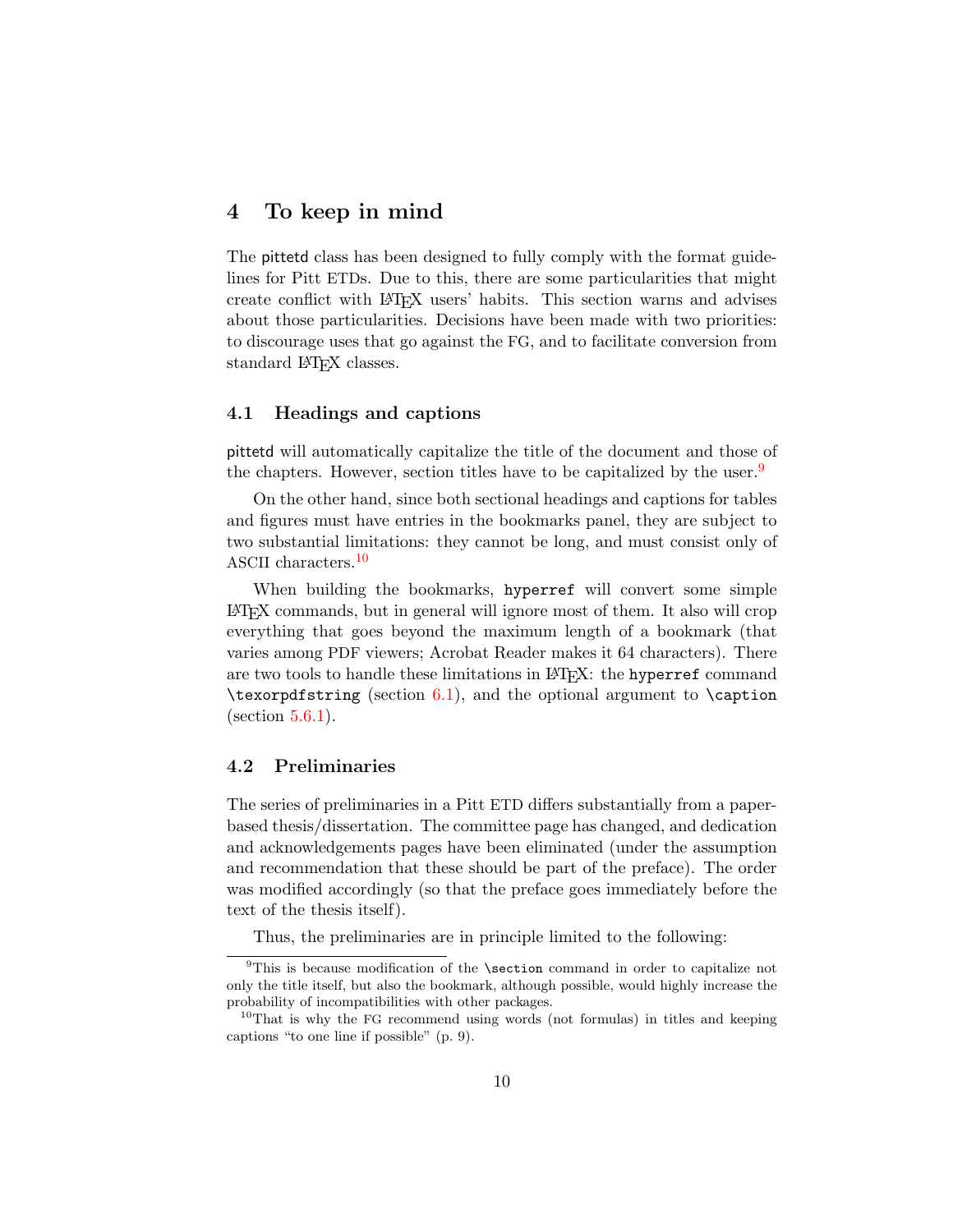## 4 To keep in mind

The pittetd class has been designed to fully comply with the format guidelines for Pitt ETDs. Due to this, there are some particularities that might create conflict with LaTeX users' habits. This section warns and advises about those particularities. Decisions have been made with two priorities: to discourage uses that go against the FG, and to facilitate conversion from standard LaTeX classes.

### 4.1 Headings and captions

pittetd will automatically capitalize the title of the document and those of the chapters. However, section titles have to be capitalized by the user.[9]

On the other hand, since both sectional headings and captions for tables and figures must have entries in the bookmarks panel, they are subject to two substantial limitations: they cannot be long, and must consist only of ASCII characters.[10]

When building the bookmarks, `hyperref` will convert some simple LaTeX commands, but in general will ignore most of them. It also will crop everything that goes beyond the maximum length of a bookmark (that varies among PDF viewers; Acrobat Reader makes it 64 characters). There are two tools to handle these limitations in LaTeX: the `hyperref` command `\texorpdfstring` (section 6.1), and the optional argument to `\caption` (section 5.6.1).

### 4.2 Preliminaries

The series of preliminaries in a Pitt ETD differs substantially from a paper-based thesis/dissertation. The committee page has changed, and dedication and acknowledgements pages have been eliminated (under the assumption and recommendation that these should be part of the preface). The order was modified accordingly (so that the preface goes immediately before the text of the thesis itself).

Thus, the preliminaries are in principle limited to the following:

[9] This is because modification of the `\section` command in order to capitalize not only the title itself, but also the bookmark, although possible, would highly increase the probability of incompatibilities with other packages.

[10] That is why the FG recommend using words (not formulas) in titles and keeping captions "to one line if possible" (p. 9).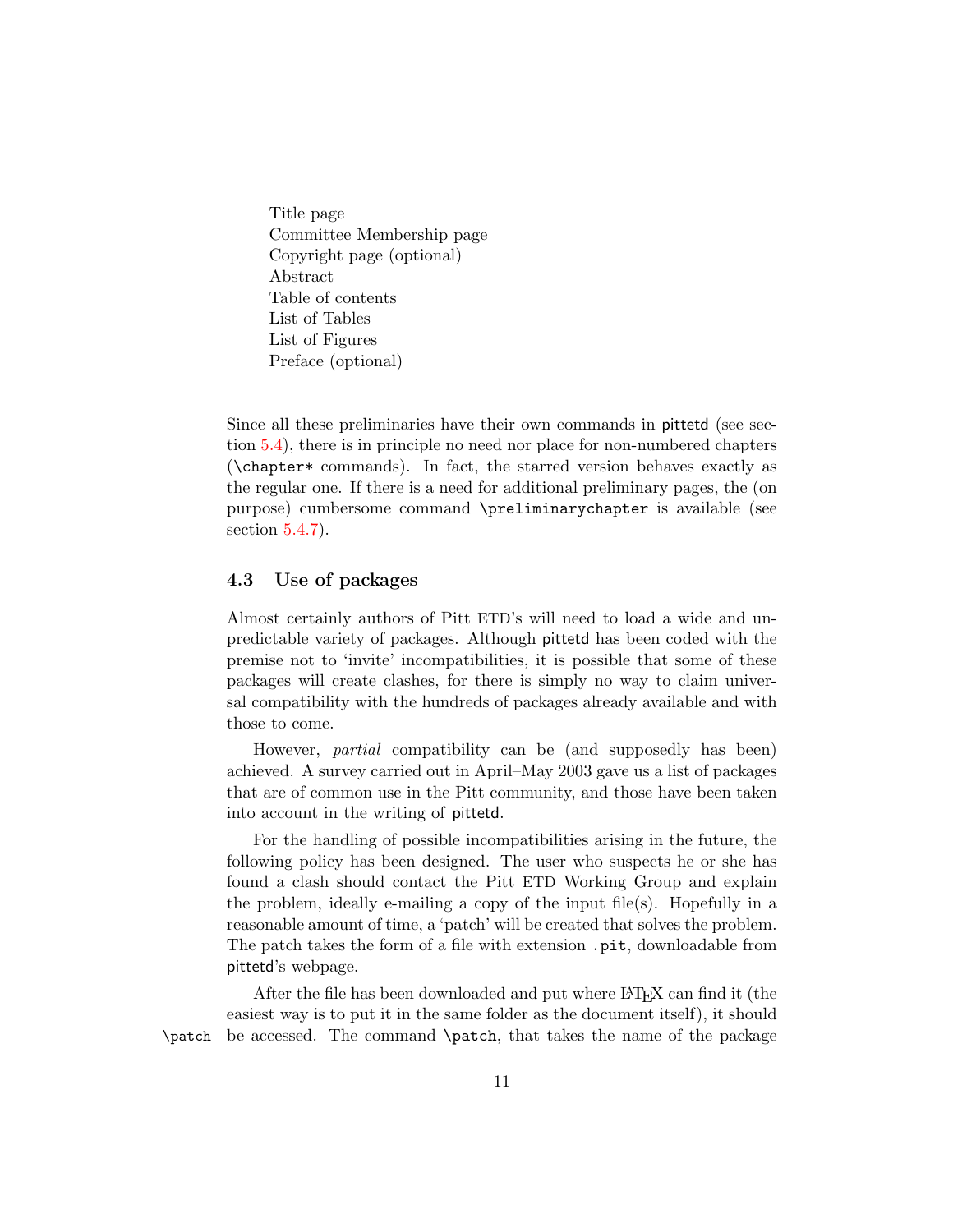Title page
Committee Membership page
Copyright page (optional)
Abstract
Table of contents
List of Tables
List of Figures
Preface (optional)

Since all these preliminaries have their own commands in pittetd (see section 5.4), there is in principle no need nor place for non-numbered chapters (`\chapter*` commands). In fact, the starred version behaves exactly as the regular one. If there is a need for additional preliminary pages, the (on purpose) cumbersome command `\preliminarychapter` is available (see section 5.4.7).

### 4.3 Use of packages

Almost certainly authors of Pitt ETD's will need to load a wide and unpredictable variety of packages. Although pittetd has been coded with the premise not to 'invite' incompatibilities, it is possible that some of these packages will create clashes, for there is simply no way to claim universal compatibility with the hundreds of packages already available and with those to come.

However, *partial* compatibility can be (and supposedly has been) achieved. A survey carried out in April–May 2003 gave us a list of packages that are of common use in the Pitt community, and those have been taken into account in the writing of pittetd.

For the handling of possible incompatibilities arising in the future, the following policy has been designed. The user who suspects he or she has found a clash should contact the Pitt ETD Working Group and explain the problem, ideally e-mailing a copy of the input file(s). Hopefully in a reasonable amount of time, a 'patch' will be created that solves the problem. The patch takes the form of a file with extension `.pit`, downloadable from pittetd's webpage.

After the file has been downloaded and put where LaTeX can find it (the easiest way is to put it in the same folder as the document itself), it should be accessed. The command `\patch`, that takes the name of the package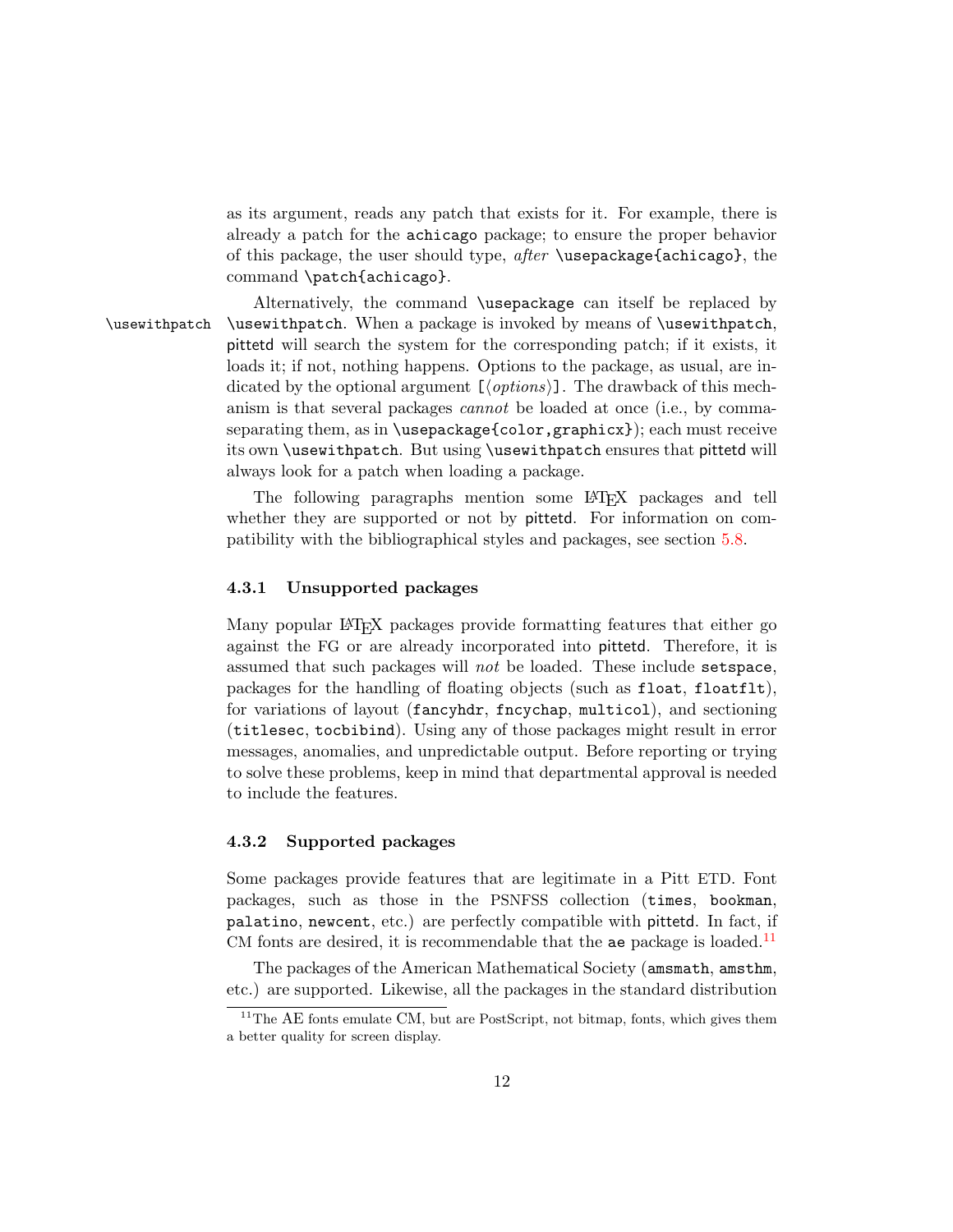as its argument, reads any patch that exists for it. For example, there is already a patch for the `achicago` package; to ensure the proper behavior of this package, the user should type, *after* `\usepackage{achicago}`, the command `\patch{achicago}`.

Alternatively, the command `\usepackage` can itself be replaced by `\usewithpatch`. When a package is invoked by means of `\usewithpatch`, pittetd will search the system for the corresponding patch; if it exists, it loads it; if not, nothing happens. Options to the package, as usual, are indicated by the optional argument `[`⟨*options*⟩`]`. The drawback of this mechanism is that several packages *cannot* be loaded at once (i.e., by comma-separating them, as in `\usepackage{color,graphicx}`); each must receive its own `\usewithpatch`. But using `\usewithpatch` ensures that pittetd will always look for a patch when loading a package.

The following paragraphs mention some LaTeX packages and tell whether they are supported or not by pittetd. For information on compatibility with the bibliographical styles and packages, see section 5.8.

### 4.3.1 Unsupported packages

Many popular LaTeX packages provide formatting features that either go against the FG or are already incorporated into pittetd. Therefore, it is assumed that such packages will *not* be loaded. These include `setspace`, packages for the handling of floating objects (such as `float`, `floatflt`), for variations of layout (`fancyhdr`, `fncychap`, `multicol`), and sectioning (`titlesec`, `tocbibind`). Using any of those packages might result in error messages, anomalies, and unpredictable output. Before reporting or trying to solve these problems, keep in mind that departmental approval is needed to include the features.

### 4.3.2 Supported packages

Some packages provide features that are legitimate in a Pitt ETD. Font packages, such as those in the PSNFSS collection (`times`, `bookman`, `palatino`, `newcent`, etc.) are perfectly compatible with pittetd. In fact, if CM fonts are desired, it is recommendable that the `ae` package is loaded.[11]

The packages of the American Mathematical Society (`amsmath`, `amsthm`, etc.) are supported. Likewise, all the packages in the standard distribution

[11] The AE fonts emulate CM, but are PostScript, not bitmap, fonts, which gives them a better quality for screen display.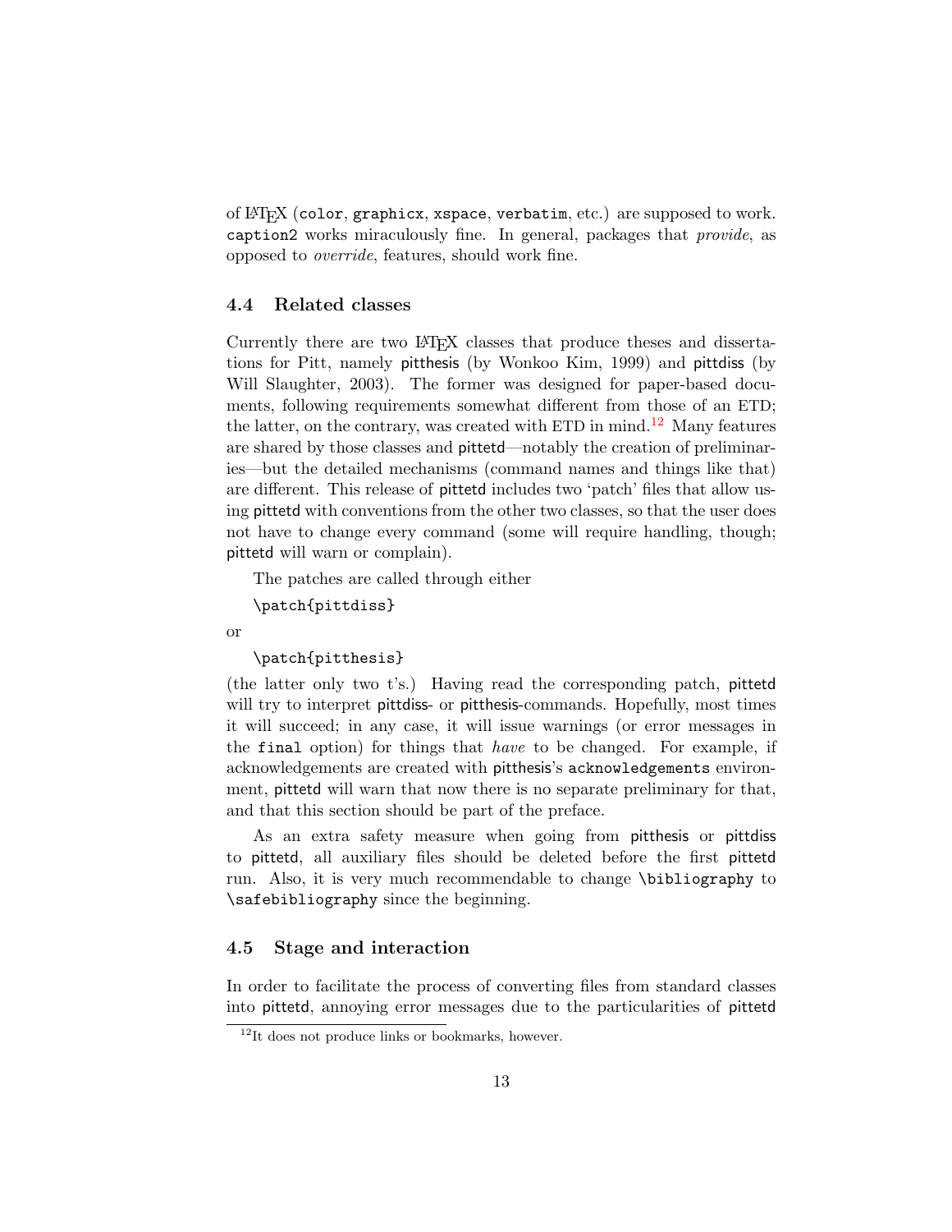of LaTeX (`color`, `graphicx`, `xspace`, `verbatim`, etc.) are supposed to work. `caption2` works miraculously fine. In general, packages that *provide*, as opposed to *override*, features, should work fine.

### 4.4 Related classes

Currently there are two LaTeX classes that produce theses and dissertations for Pitt, namely pitthesis (by Wonkoo Kim, 1999) and pittdiss (by Will Slaughter, 2003). The former was designed for paper-based documents, following requirements somewhat different from those of an ETD; the latter, on the contrary, was created with ETD in mind.[12] Many features are shared by those classes and pittetd—notably the creation of preliminaries—but the detailed mechanisms (command names and things like that) are different. This release of pittetd includes two 'patch' files that allow using pittetd with conventions from the other two classes, so that the user does not have to change every command (some will require handling, though; pittetd will warn or complain).

The patches are called through either

```
\patch{pittdiss}
```

or

```
\patch{pitthesis}
```

(the latter only two t's.) Having read the corresponding patch, pittetd will try to interpret pittdiss- or pitthesis-commands. Hopefully, most times it will succeed; in any case, it will issue warnings (or error messages in the `final` option) for things that *have* to be changed. For example, if acknowledgements are created with pitthesis's `acknowledgements` environment, pittetd will warn that now there is no separate preliminary for that, and that this section should be part of the preface.

As an extra safety measure when going from pitthesis or pittdiss to pittetd, all auxiliary files should be deleted before the first pittetd run. Also, it is very much recommendable to change `\bibliography` to `\safebibliography` since the beginning.

### 4.5 Stage and interaction

In order to facilitate the process of converting files from standard classes into pittetd, annoying error messages due to the particularities of pittetd

[12] It does not produce links or bookmarks, however.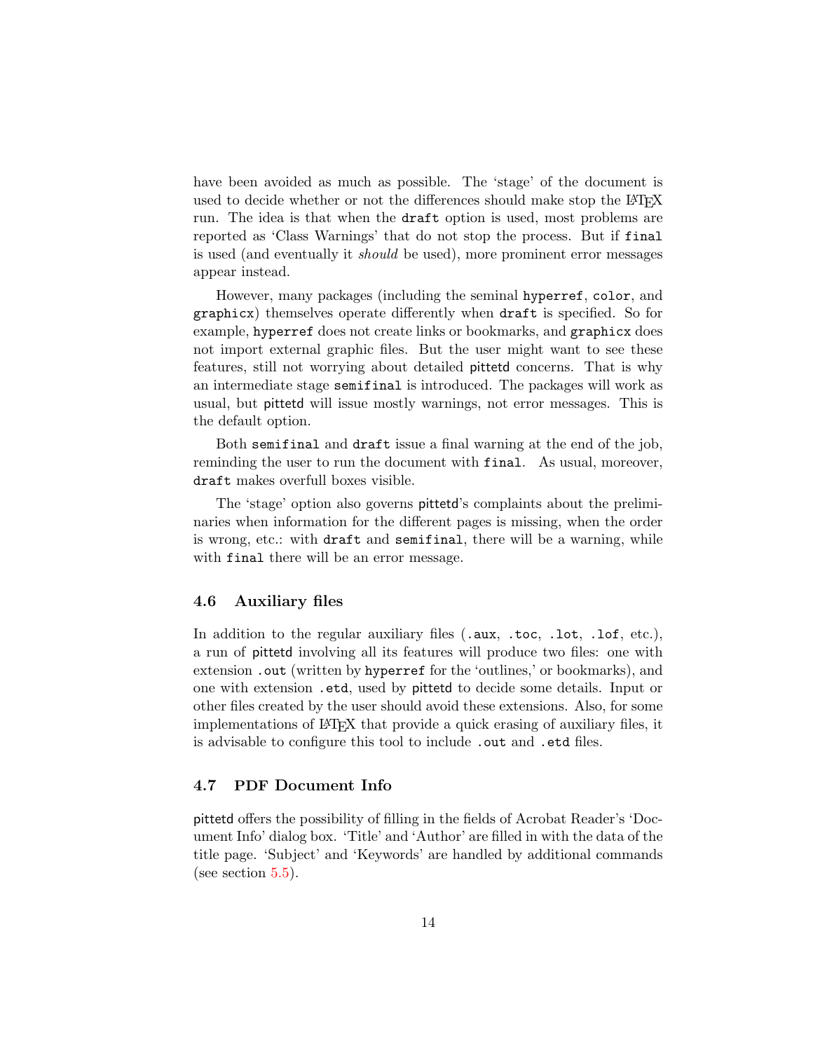have been avoided as much as possible. The 'stage' of the document is used to decide whether or not the differences should make stop the LaTeX run. The idea is that when the `draft` option is used, most problems are reported as 'Class Warnings' that do not stop the process. But if `final` is used (and eventually it *should* be used), more prominent error messages appear instead.

However, many packages (including the seminal `hyperref`, `color`, and `graphicx`) themselves operate differently when `draft` is specified. So for example, `hyperref` does not create links or bookmarks, and `graphicx` does not import external graphic files. But the user might want to see these features, still not worrying about detailed pittetd concerns. That is why an intermediate stage `semifinal` is introduced. The packages will work as usual, but pittetd will issue mostly warnings, not error messages. This is the default option.

Both `semifinal` and `draft` issue a final warning at the end of the job, reminding the user to run the document with `final`. As usual, moreover, `draft` makes overfull boxes visible.

The 'stage' option also governs pittetd's complaints about the preliminaries when information for the different pages is missing, when the order is wrong, etc.: with `draft` and `semifinal`, there will be a warning, while with `final` there will be an error message.

### 4.6 Auxiliary files

In addition to the regular auxiliary files (`.aux`, `.toc`, `.lot`, `.lof`, etc.), a run of pittetd involving all its features will produce two files: one with extension `.out` (written by `hyperref` for the 'outlines,' or bookmarks), and one with extension `.etd`, used by pittetd to decide some details. Input or other files created by the user should avoid these extensions. Also, for some implementations of LaTeX that provide a quick erasing of auxiliary files, it is advisable to configure this tool to include `.out` and `.etd` files.

### 4.7 PDF Document Info

pittetd offers the possibility of filling in the fields of Acrobat Reader's 'Document Info' dialog box. 'Title' and 'Author' are filled in with the data of the title page. 'Subject' and 'Keywords' are handled by additional commands (see section 5.5).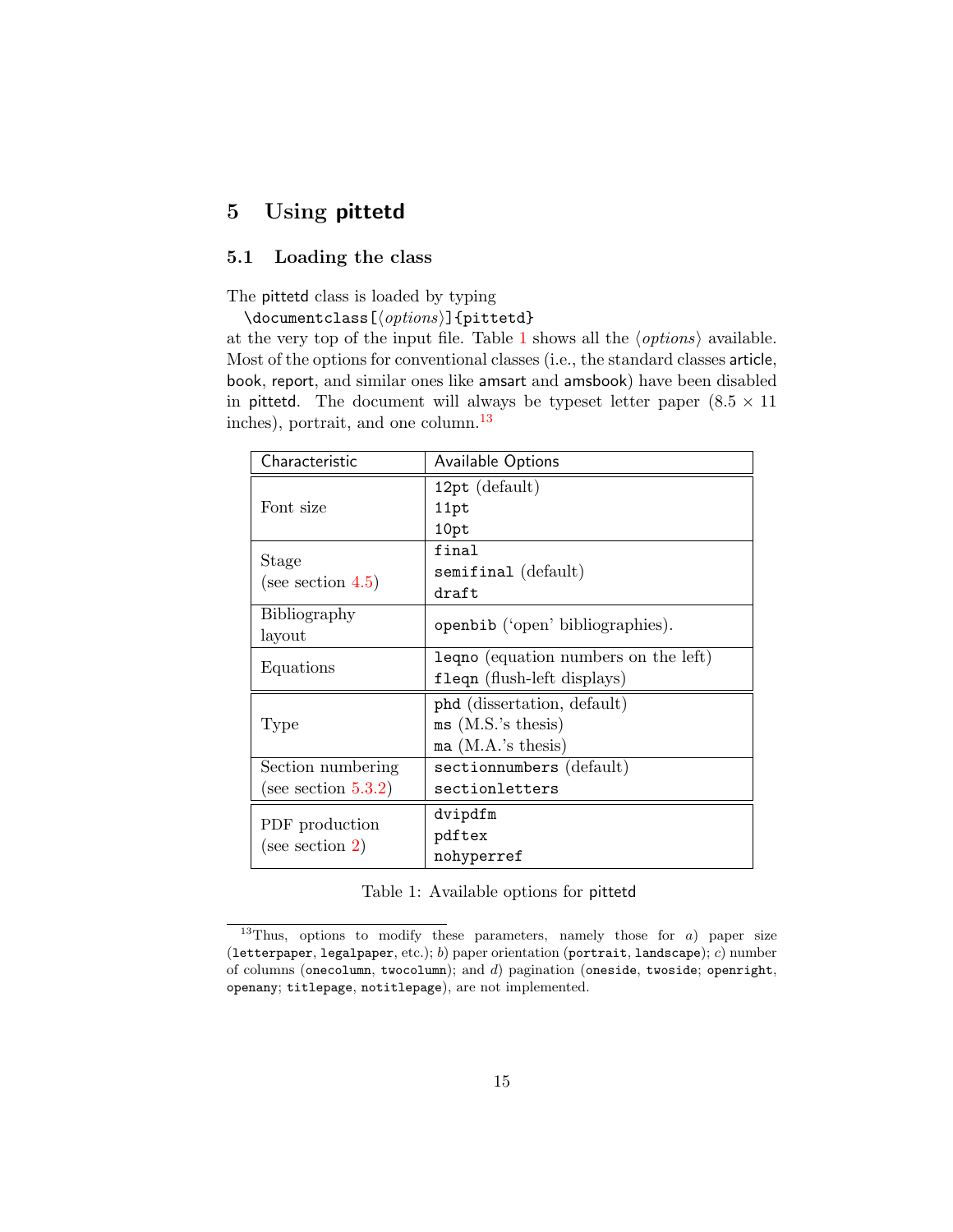## 5 Using pittetd

### 5.1 Loading the class

The pittetd class is loaded by typing

`\documentclass[⟨options⟩]{pittetd}`

at the very top of the input file. Table 1 shows all the ⟨*options*⟩ available. Most of the options for conventional classes (i.e., the standard classes article, book, report, and similar ones like amsart and amsbook) have been disabled in pittetd. The document will always be typeset letter paper (8.5 × 11 inches), portrait, and one column.[13]

| Characteristic | Available Options |
|---|---|
| Font size | `12pt` (default)<br>`11pt`<br>`10pt` |
| Stage<br>(see section 4.5) | `final`<br>`semifinal` (default)<br>`draft` |
| Bibliography layout | `openbib` ('open' bibliographies). |
| Equations | `leqno` (equation numbers on the left)<br>`fleqn` (flush-left displays) |
| Type | `phd` (dissertation, default)<br>`ms` (M.S.'s thesis)<br>`ma` (M.A.'s thesis) |
| Section numbering<br>(see section 5.3.2) | `sectionnumbers` (default)<br>`sectionletters` |
| PDF production<br>(see section 2) | `dvipdfm`<br>`pdftex`<br>`nohyperref` |

Table 1: Available options for pittetd

[13] Thus, options to modify these parameters, namely those for *a*) paper size (`letterpaper`, `legalpaper`, etc.); *b*) paper orientation (`portrait`, `landscape`); *c*) number of columns (`onecolumn`, `twocolumn`); and *d*) pagination (`oneside`, `twoside`; `openright`, `openany`; `titlepage`, `notitlepage`), are not implemented.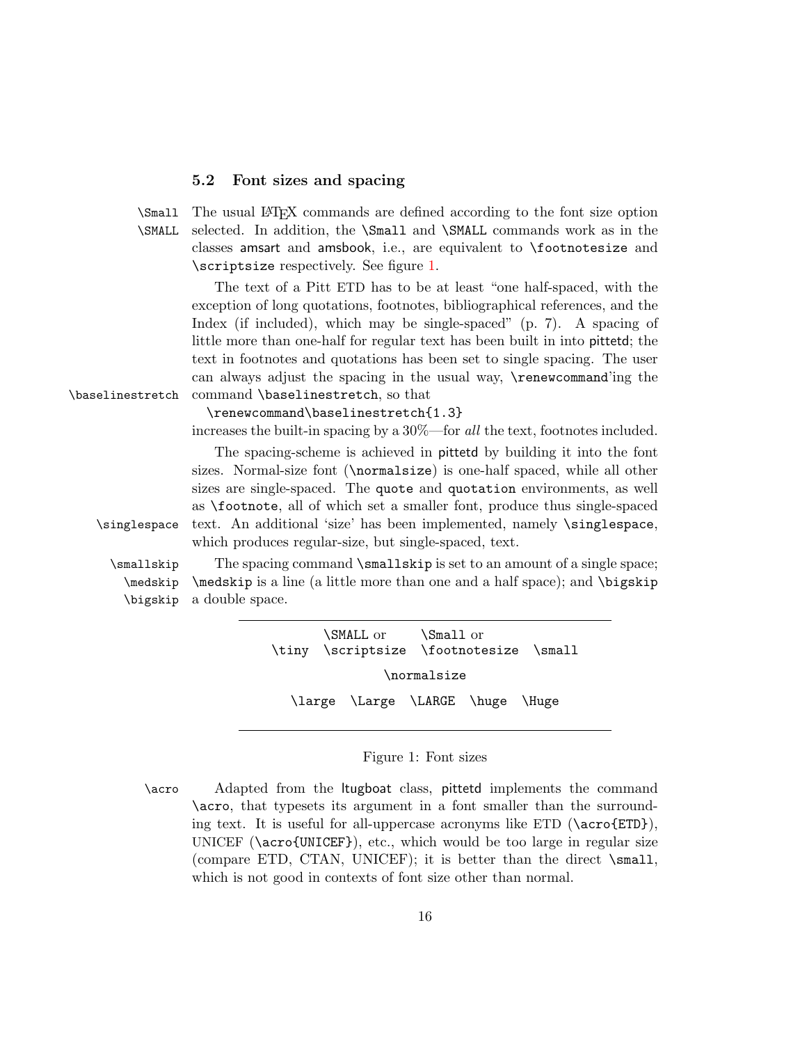### 5.2 Font sizes and spacing

`\Small` `\SMALL` The usual LaTeX commands are defined according to the font size option selected. In addition, the `\Small` and `\SMALL` commands work as in the classes amsart and amsbook, i.e., are equivalent to `\footnotesize` and `\scriptsize` respectively. See figure 1.

The text of a Pitt ETD has to be at least "one half-spaced, with the exception of long quotations, footnotes, bibliographical references, and the Index (if included), which may be single-spaced" (p. 7). A spacing of little more than one-half for regular text has been built in into pittetd; the text in footnotes and quotations has been set to single spacing. The user can always adjust the spacing in the usual way, `\renewcommand`'ing the command `\baselinestretch`, so that

```
\renewcommand\baselinestretch{1.3}
```

increases the built-in spacing by a 30%—for *all* the text, footnotes included.

The spacing-scheme is achieved in pittetd by building it into the font sizes. Normal-size font (`\normalsize`) is one-half spaced, while all other sizes are single-spaced. The quote and quotation environments, as well as `\footnote`, all of which set a smaller font, produce thus single-spaced text. `\singlespace` An additional 'size' has been implemented, namely `\singlespace`, which produces regular-size, but single-spaced, text.

`\smallskip` `\medskip` `\bigskip` The spacing command `\smallskip` is set to an amount of a single space; `\medskip` is a line (a little more than one and a half space); and `\bigskip` a double space.

| `\tiny` | `\SMALL` or `\scriptsize` | `\Small` or `\footnotesize` | `\small` | |
|---|---|---|---|---|
| | | `\normalsize` | | |
| `\large` | `\Large` | `\LARGE` | `\huge` | `\Huge` |

Figure 1: Font sizes

`\acro` Adapted from the ltugboat class, pittetd implements the command `\acro`, that typesets its argument in a font smaller than the surrounding text. It is useful for all-uppercase acronyms like ETD (`\acro{ETD}`), UNICEF (`\acro{UNICEF}`), etc., which would be too large in regular size (compare ETD, CTAN, UNICEF); it is better than the direct `\small`, which is not good in contexts of font size other than normal.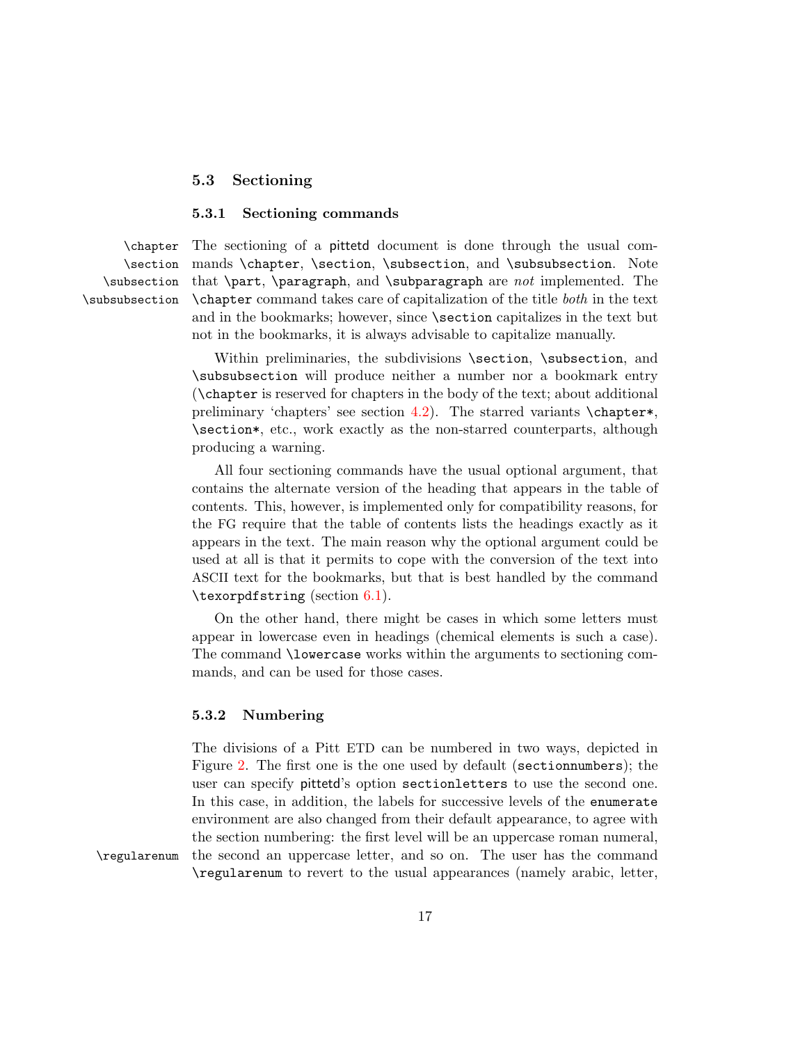### 5.3 Sectioning

#### 5.3.1 Sectioning commands

\chapter \section \subsection \subsubsection

The sectioning of a pittetd document is done through the usual commands `\chapter`, `\section`, `\subsection`, and `\subsubsection`. Note that `\part`, `\paragraph`, and `\subparagraph` are *not* implemented. The `\chapter` command takes care of capitalization of the title *both* in the text and in the bookmarks; however, since `\section` capitalizes in the text but not in the bookmarks, it is always advisable to capitalize manually.

Within preliminaries, the subdivisions `\section`, `\subsection`, and `\subsubsection` will produce neither a number nor a bookmark entry (`\chapter` is reserved for chapters in the body of the text; about additional preliminary 'chapters' see section 4.2). The starred variants `\chapter*`, `\section*`, etc., work exactly as the non-starred counterparts, although producing a warning.

All four sectioning commands have the usual optional argument, that contains the alternate version of the heading that appears in the table of contents. This, however, is implemented only for compatibility reasons, for the FG require that the table of contents lists the headings exactly as it appears in the text. The main reason why the optional argument could be used at all is that it permits to cope with the conversion of the text into ASCII text for the bookmarks, but that is best handled by the command `\texorpdfstring` (section 6.1).

On the other hand, there might be cases in which some letters must appear in lowercase even in headings (chemical elements is such a case). The command `\lowercase` works within the arguments to sectioning commands, and can be used for those cases.

#### 5.3.2 Numbering

The divisions of a Pitt ETD can be numbered in two ways, depicted in Figure 2. The first one is the one used by default (`sectionnumbers`); the user can specify pittetd's option `sectionletters` to use the second one. In this case, in addition, the labels for successive levels of the `enumerate` environment are also changed from their default appearance, to agree with the section numbering: the first level will be an uppercase roman numeral, the second an uppercase letter, and so on. The user has the command `\regularenum` to revert to the usual appearances (namely arabic, letter,

\regularenum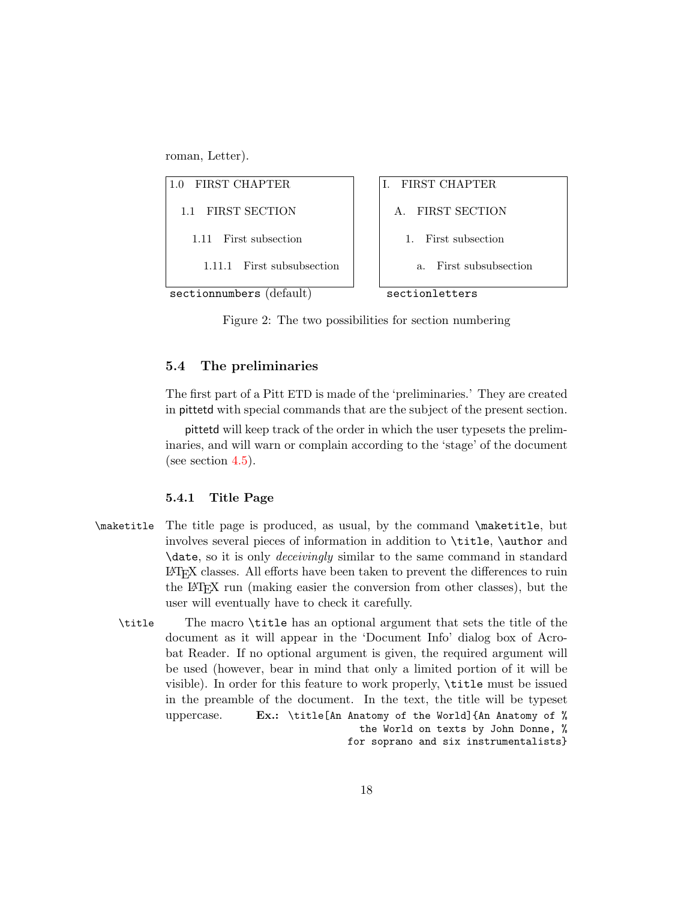roman, Letter).

| 1.0 FIRST CHAPTER | I. FIRST CHAPTER |
|---|---|
| 1.1 FIRST SECTION | A. FIRST SECTION |
| 1.11 First subsection | 1. First subsection |
| 1.11.1 First subsubsection | a. First subsubsection |
| `sectionnumbers` (default) | `sectionletters` |

Figure 2: The two possibilities for section numbering

### 5.4 The preliminaries

The first part of a Pitt ETD is made of the 'preliminaries.' They are created in pittetd with special commands that are the subject of the present section.

pittetd will keep track of the order in which the user typesets the preliminaries, and will warn or complain according to the 'stage' of the document (see section 4.5).

#### 5.4.1 Title Page

`\maketitle` The title page is produced, as usual, by the command `\maketitle`, but involves several pieces of information in addition to `\title`, `\author` and `\date`, so it is only *deceivingly* similar to the same command in standard LaTeX classes. All efforts have been taken to prevent the differences to ruin the LaTeX run (making easier the conversion from other classes), but the user will eventually have to check it carefully.

`\title` The macro `\title` has an optional argument that sets the title of the document as it will appear in the 'Document Info' dialog box of Acrobat Reader. If no optional argument is given, the required argument will be used (however, bear in mind that only a limited portion of it will be visible). In order for this feature to work properly, `\title` must be issued in the preamble of the document. In the text, the title will be typeset uppercase. **Ex.:**

```
\title[An Anatomy of the World]{An Anatomy of %
    the World on texts by John Donne, %
    for soprano and six instrumentalists}
```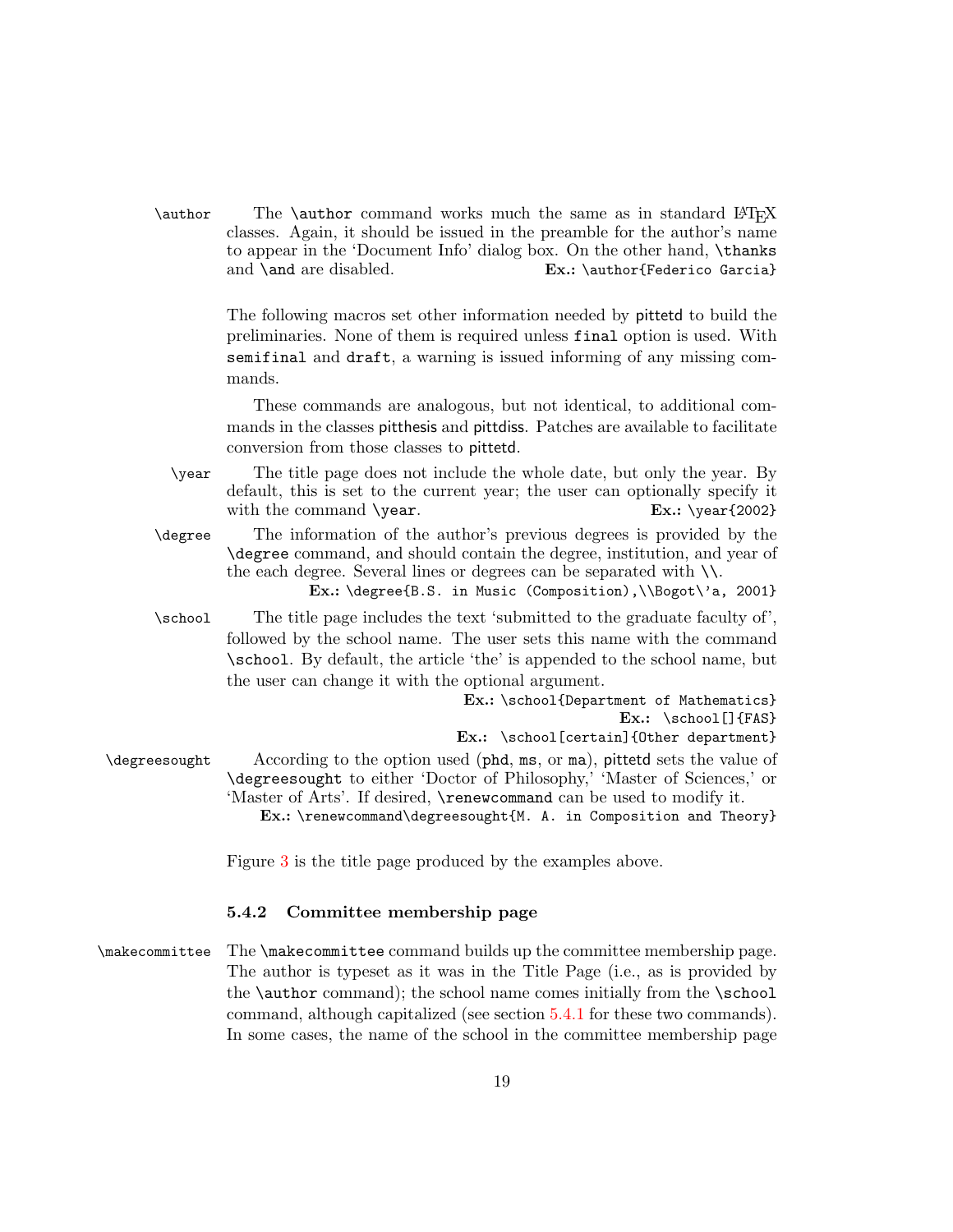`\author` The `\author` command works much the same as in standard LaTeX classes. Again, it should be issued in the preamble for the author's name to appear in the 'Document Info' dialog box. On the other hand, `\thanks` and `\and` are disabled. **Ex.:** `\author{Federico Garcia}`

The following macros set other information needed by pittetd to build the preliminaries. None of them is required unless `final` option is used. With `semifinal` and `draft`, a warning is issued informing of any missing commands.

These commands are analogous, but not identical, to additional commands in the classes pitthesis and pittdiss. Patches are available to facilitate conversion from those classes to pittetd.

`\year` The title page does not include the whole date, but only the year. By default, this is set to the current year; the user can optionally specify it with the command `\year`. **Ex.:** `\year{2002}`

`\degree` The information of the author's previous degrees is provided by the `\degree` command, and should contain the degree, institution, and year of the each degree. Several lines or degrees can be separated with `\\`.
**Ex.:** `\degree{B.S. in Music (Composition),\\Bogot\'a, 2001}`

`\school` The title page includes the text 'submitted to the graduate faculty of', followed by the school name. The user sets this name with the command `\school`. By default, the article 'the' is appended to the school name, but the user can change it with the optional argument.
**Ex.:** `\school{Department of Mathematics}`
**Ex.:** `\school[]{FAS}`
**Ex.:** `\school[certain]{Other department}`

`\degreesought` According to the option used (`phd`, `ms`, or `ma`), pittetd sets the value of `\degreesought` to either 'Doctor of Philosophy,' 'Master of Sciences,' or 'Master of Arts'. If desired, `\renewcommand` can be used to modify it.
**Ex.:** `\renewcommand\degreesought{M. A. in Composition and Theory}`

Figure 3 is the title page produced by the examples above.

### 5.4.2 Committee membership page

`\makecommittee` The `\makecommittee` command builds up the committee membership page. The author is typeset as it was in the Title Page (i.e., as is provided by the `\author` command); the school name comes initially from the `\school` command, although capitalized (see section 5.4.1 for these two commands). In some cases, the name of the school in the committee membership page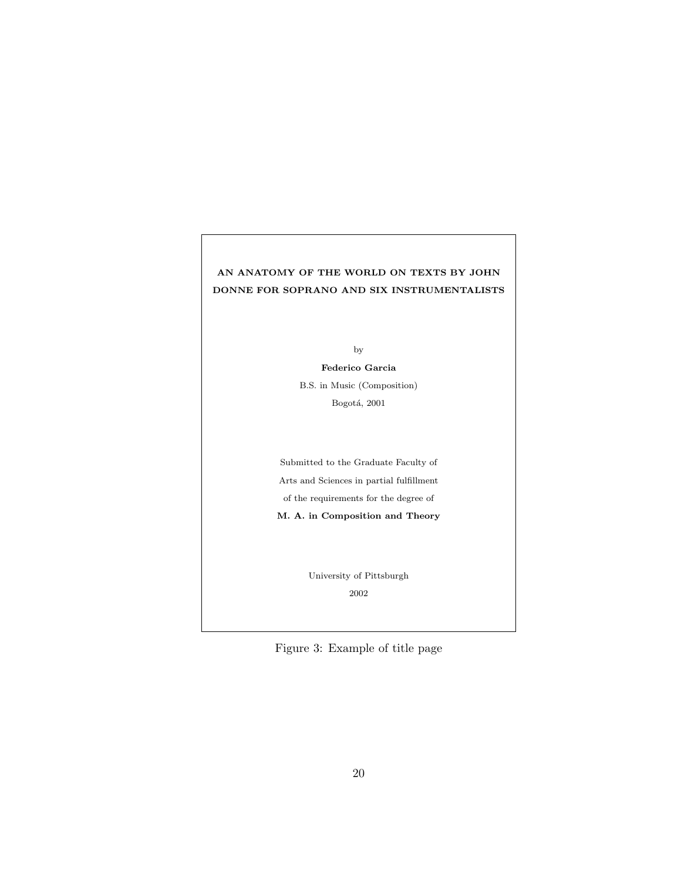**AN ANATOMY OF THE WORLD ON TEXTS BY JOHN DONNE FOR SOPRANO AND SIX INSTRUMENTALISTS**

by

**Federico Garcia**

B.S. in Music (Composition)

Bogotá, 2001

Submitted to the Graduate Faculty of

Arts and Sciences in partial fulfillment

of the requirements for the degree of

**M. A. in Composition and Theory**

University of Pittsburgh

2002

Figure 3: Example of title page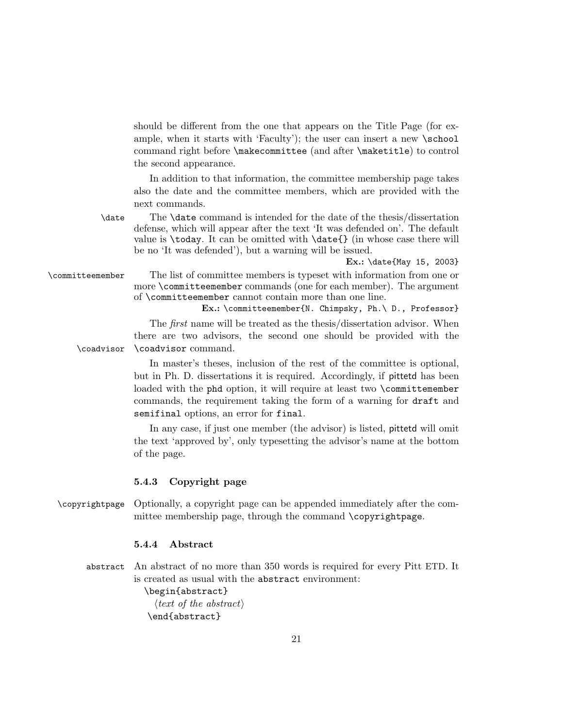should be different from the one that appears on the Title Page (for example, when it starts with 'Faculty'); the user can insert a new `\school` command right before `\makecommittee` (and after `\maketitle`) to control the second appearance.

In addition to that information, the committee membership page takes also the date and the committee members, which are provided with the next commands.

`\date` The `\date` command is intended for the date of the thesis/dissertation defense, which will appear after the text 'It was defended on'. The default value is `\today`. It can be omitted with `\date{}` (in whose case there will be no 'It was defended'), but a warning will be issued.

**Ex.:** `\date{May 15, 2003}`

`\committeemember` The list of committee members is typeset with information from one or more `\committeemember` commands (one for each member). The argument of `\committeemember` cannot contain more than one line.

**Ex.:** `\committeemember{N. Chimpsky, Ph.\ D., Professor}`

The *first* name will be treated as the thesis/dissertation advisor. When there are two advisors, the second one should be provided with the `\coadvisor` command.

`\coadvisor`

In master's theses, inclusion of the rest of the committee is optional, but in Ph. D. dissertations it is required. Accordingly, if pittetd has been loaded with the `phd` option, it will require at least two `\committemember` commands, the requirement taking the form of a warning for `draft` and `semifinal` options, an error for `final`.

In any case, if just one member (the advisor) is listed, pittetd will omit the text 'approved by', only typesetting the advisor's name at the bottom of the page.

### 5.4.3 Copyright page

`\copyrightpage` Optionally, a copyright page can be appended immediately after the committee membership page, through the command `\copyrightpage`.

### 5.4.4 Abstract

`abstract` An abstract of no more than 350 words is required for every Pitt ETD. It is created as usual with the `abstract` environment:

```
\begin{abstract}
  ⟨text of the abstract⟩
\end{abstract}
```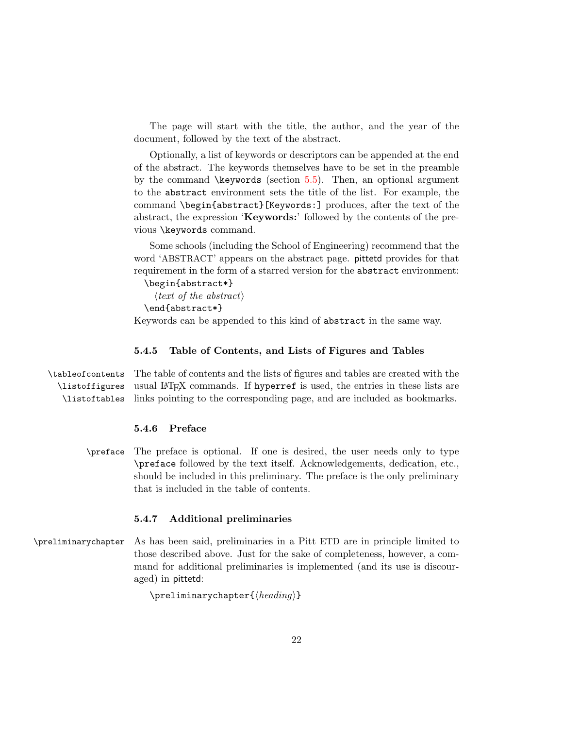The page will start with the title, the author, and the year of the document, followed by the text of the abstract.

Optionally, a list of keywords or descriptors can be appended at the end of the abstract. The keywords themselves have to be set in the preamble by the command `\keywords` (section 5.5). Then, an optional argument to the `abstract` environment sets the title of the list. For example, the command `\begin{abstract}[Keywords:]` produces, after the text of the abstract, the expression '**Keywords:**' followed by the contents of the previous `\keywords` command.

Some schools (including the School of Engineering) recommend that the word 'ABSTRACT' appears on the abstract page. pittetd provides for that requirement in the form of a starred version for the `abstract` environment:

```
\begin{abstract*}
  ⟨text of the abstract⟩
\end{abstract*}
```

Keywords can be appended to this kind of `abstract` in the same way.

### 5.4.5 Table of Contents, and Lists of Figures and Tables

`\tableofcontents` `\listoffigures` `\listoftables`

The table of contents and the lists of figures and tables are created with the usual LaTeX commands. If `hyperref` is used, the entries in these lists are links pointing to the corresponding page, and are included as bookmarks.

### 5.4.6 Preface

`\preface`

The preface is optional. If one is desired, the user needs only to type `\preface` followed by the text itself. Acknowledgements, dedication, etc., should be included in this preliminary. The preface is the only preliminary that is included in the table of contents.

### 5.4.7 Additional preliminaries

`\preliminarychapter`

As has been said, preliminaries in a Pitt ETD are in principle limited to those described above. Just for the sake of completeness, however, a command for additional preliminaries is implemented (and its use is discouraged) in pittetd:

```
\preliminarychapter{⟨heading⟩}
```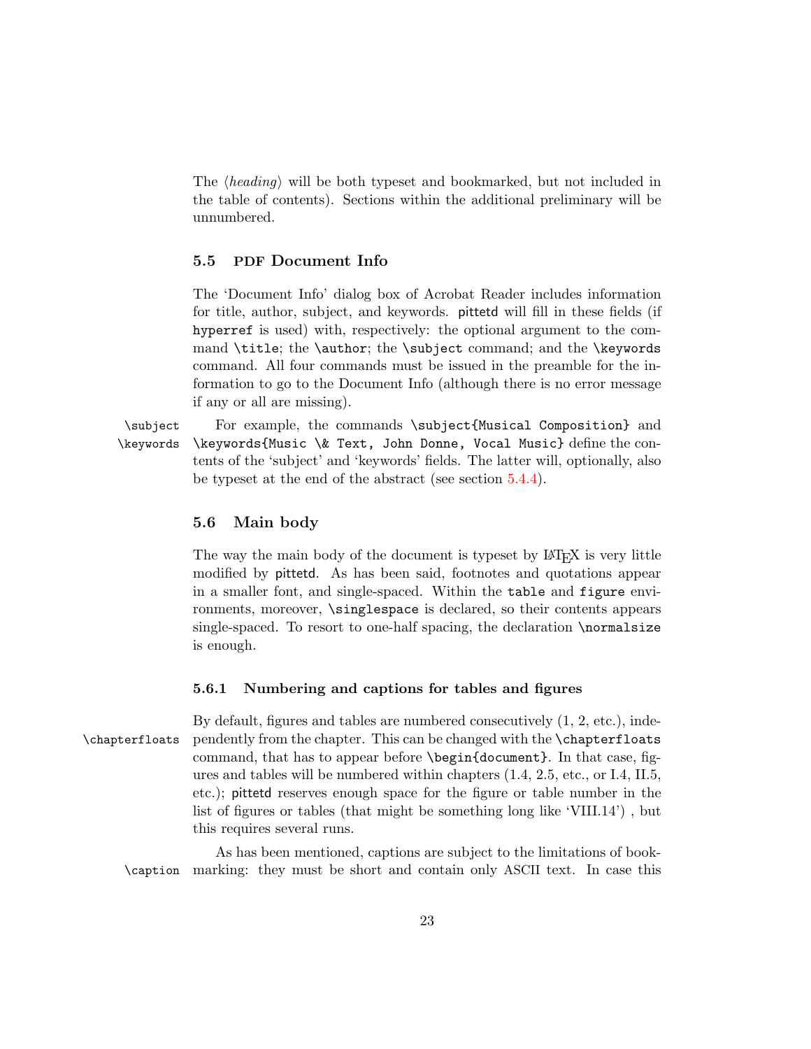The ⟨*heading*⟩ will be both typeset and bookmarked, but not included in the table of contents). Sections within the additional preliminary will be unnumbered.

### 5.5 PDF Document Info

The 'Document Info' dialog box of Acrobat Reader includes information for title, author, subject, and keywords. pittetd will fill in these fields (if `hyperref` is used) with, respectively: the optional argument to the command `\title`; the `\author`; the `\subject` command; and the `\keywords` command. All four commands must be issued in the preamble for the information to go to the Document Info (although there is no error message if any or all are missing).

`\subject` `\keywords` For example, the commands `\subject{Musical Composition}` and `\keywords{Music \& Text, John Donne, Vocal Music}` define the contents of the 'subject' and 'keywords' fields. The latter will, optionally, also be typeset at the end of the abstract (see section 5.4.4).

### 5.6 Main body

The way the main body of the document is typeset by LaTeX is very little modified by pittetd. As has been said, footnotes and quotations appear in a smaller font, and single-spaced. Within the `table` and `figure` environments, moreover, `\singlespace` is declared, so their contents appears single-spaced. To resort to one-half spacing, the declaration `\normalsize` is enough.

#### 5.6.1 Numbering and captions for tables and figures

`\chapterfloats` By default, figures and tables are numbered consecutively (1, 2, etc.), independently from the chapter. This can be changed with the `\chapterfloats` command, that has to appear before `\begin{document}`. In that case, figures and tables will be numbered within chapters (1.4, 2.5, etc., or I.4, II.5, etc.); pittetd reserves enough space for the figure or table number in the list of figures or tables (that might be something long like 'VIII.14') , but this requires several runs.

`\caption` As has been mentioned, captions are subject to the limitations of bookmarking: they must be short and contain only ASCII text. In case this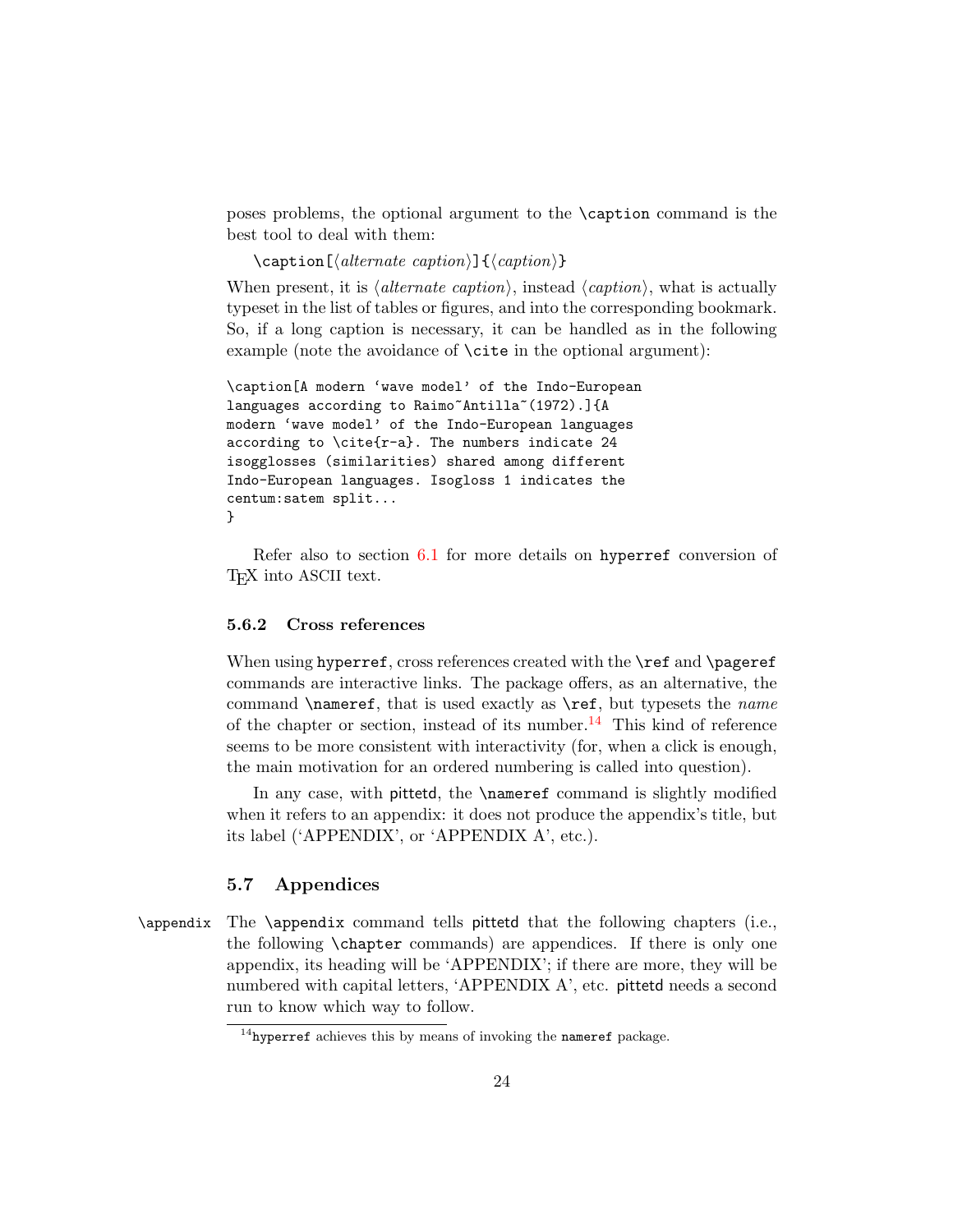poses problems, the optional argument to the `\caption` command is the best tool to deal with them:

`\caption[⟨alternate caption⟩]{⟨caption⟩}`

When present, it is ⟨*alternate caption*⟩, instead ⟨*caption*⟩, what is actually typeset in the list of tables or figures, and into the corresponding bookmark. So, if a long caption is necessary, it can be handled as in the following example (note the avoidance of `\cite` in the optional argument):

```
\caption[A modern ‘wave model’ of the Indo-European
languages according to Raimo~Antilla~(1972).]{A
modern ‘wave model’ of the Indo-European languages
according to \cite{r-a}. The numbers indicate 24
isogglosses (similarities) shared among different
Indo-European languages. Isogloss 1 indicates the
centum:satem split...
}
```

Refer also to section 6.1 for more details on `hyperref` conversion of TEX into ASCII text.

### 5.6.2 Cross references

When using `hyperref`, cross references created with the `\ref` and `\pageref` commands are interactive links. The package offers, as an alternative, the command `\nameref`, that is used exactly as `\ref`, but typesets the *name* of the chapter or section, instead of its number.[14] This kind of reference seems to be more consistent with interactivity (for, when a click is enough, the main motivation for an ordered numbering is called into question).

In any case, with pittetd, the `\nameref` command is slightly modified when it refers to an appendix: it does not produce the appendix's title, but its label (‘APPENDIX’, or ‘APPENDIX A’, etc.).

## 5.7 Appendices

`\appendix` The `\appendix` command tells pittetd that the following chapters (i.e., the following `\chapter` commands) are appendices. If there is only one appendix, its heading will be ‘APPENDIX’; if there are more, they will be numbered with capital letters, ‘APPENDIX A’, etc. pittetd needs a second run to know which way to follow.

[14] `hyperref` achieves this by means of invoking the `nameref` package.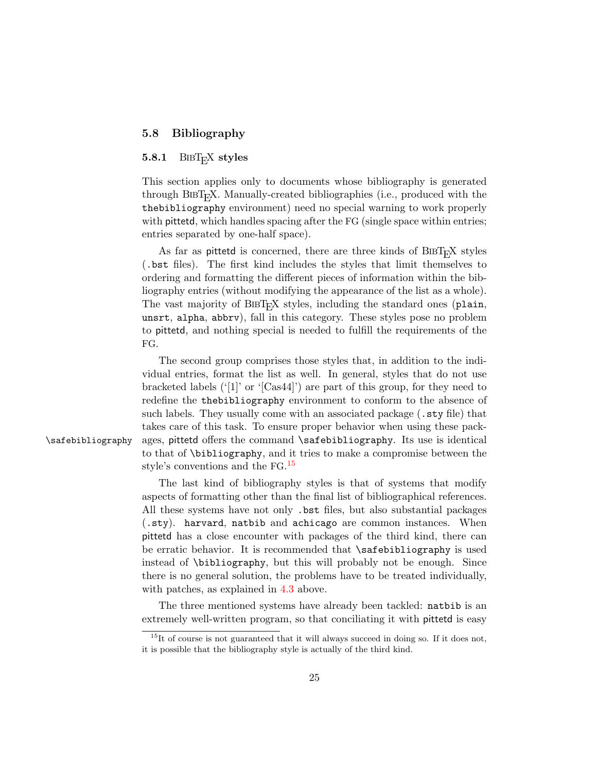## 5.8 Bibliography

### 5.8.1 BibTeX styles

This section applies only to documents whose bibliography is generated through BibTeX. Manually-created bibliographies (i.e., produced with the `thebibliography` environment) need no special warning to work properly with pittetd, which handles spacing after the FG (single space within entries; entries separated by one-half space).

As far as pittetd is concerned, there are three kinds of BibTeX styles (`.bst` files). The first kind includes the styles that limit themselves to ordering and formatting the different pieces of information within the bibliography entries (without modifying the appearance of the list as a whole). The vast majority of BibTeX styles, including the standard ones (`plain`, `unsrt`, `alpha`, `abbrv`), fall in this category. These styles pose no problem to pittetd, and nothing special is needed to fulfill the requirements of the FG.

The second group comprises those styles that, in addition to the individual entries, format the list as well. In general, styles that do not use bracketed labels ('[1]' or '[Cas44]') are part of this group, for they need to redefine the `thebibliography` environment to conform to the absence of such labels. They usually come with an associated package (`.sty` file) that takes care of this task. To ensure proper behavior when using these packages, pittetd offers the command `\safebibliography`. Its use is identical to that of `\bibliography`, and it tries to make a compromise between the style's conventions and the FG.[15]

`\safebibliography`

The last kind of bibliography styles is that of systems that modify aspects of formatting other than the final list of bibliographical references. All these systems have not only `.bst` files, but also substantial packages (`.sty`). `harvard`, `natbib` and `achicago` are common instances. When pittetd has a close encounter with packages of the third kind, there can be erratic behavior. It is recommended that `\safebibliography` is used instead of `\bibliography`, but this will probably not be enough. Since there is no general solution, the problems have to be treated individually, with patches, as explained in 4.3 above.

The three mentioned systems have already been tackled: `natbib` is an extremely well-written program, so that conciliating it with pittetd is easy

[15] It of course is not guaranteed that it will always succeed in doing so. If it does not, it is possible that the bibliography style is actually of the third kind.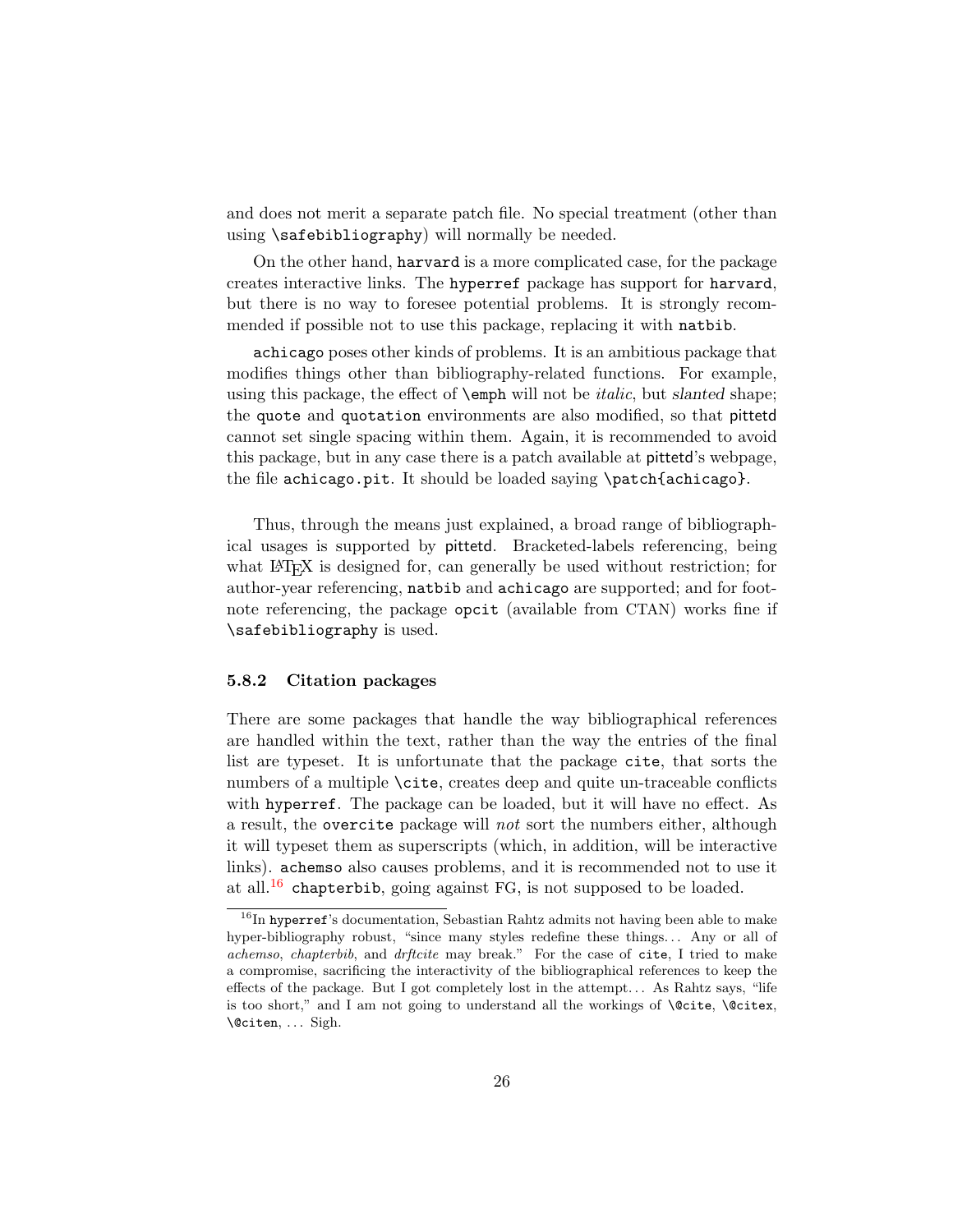and does not merit a separate patch file. No special treatment (other than using `\safebibliography`) will normally be needed.

On the other hand, `harvard` is a more complicated case, for the package creates interactive links. The `hyperref` package has support for `harvard`, but there is no way to foresee potential problems. It is strongly recommended if possible not to use this package, replacing it with `natbib`.

`achicago` poses other kinds of problems. It is an ambitious package that modifies things other than bibliography-related functions. For example, using this package, the effect of `\emph` will not be *italic*, but slanted shape; the `quote` and `quotation` environments are also modified, so that pittetd cannot set single spacing within them. Again, it is recommended to avoid this package, but in any case there is a patch available at pittetd's webpage, the file `achicago.pit`. It should be loaded saying `\patch{achicago}`.

Thus, through the means just explained, a broad range of bibliographical usages is supported by pittetd. Bracketed-labels referencing, being what LaTeX is designed for, can generally be used without restriction; for author-year referencing, `natbib` and `achicago` are supported; and for footnote referencing, the package `opcit` (available from CTAN) works fine if `\safebibliography` is used.

### 5.8.2 Citation packages

There are some packages that handle the way bibliographical references are handled within the text, rather than the way the entries of the final list are typeset. It is unfortunate that the package `cite`, that sorts the numbers of a multiple `\cite`, creates deep and quite un-traceable conflicts with `hyperref`. The package can be loaded, but it will have no effect. As a result, the `overcite` package will *not* sort the numbers either, although it will typeset them as superscripts (which, in addition, will be interactive links). `achemso` also causes problems, and it is recommended not to use it at all.[16] `chapterbib`, going against FG, is not supposed to be loaded.

[16] In `hyperref`'s documentation, Sebastian Rahtz admits not having been able to make hyper-bibliography robust, "since many styles redefine these things... Any or all of *achemso*, *chapterbib*, and *drftcite* may break." For the case of `cite`, I tried to make a compromise, sacrificing the interactivity of the bibliographical references to keep the effects of the package. But I got completely lost in the attempt... As Rahtz says, "life is too short," and I am not going to understand all the workings of `\@cite`, `\@citex`, `\@citen`, ... Sigh.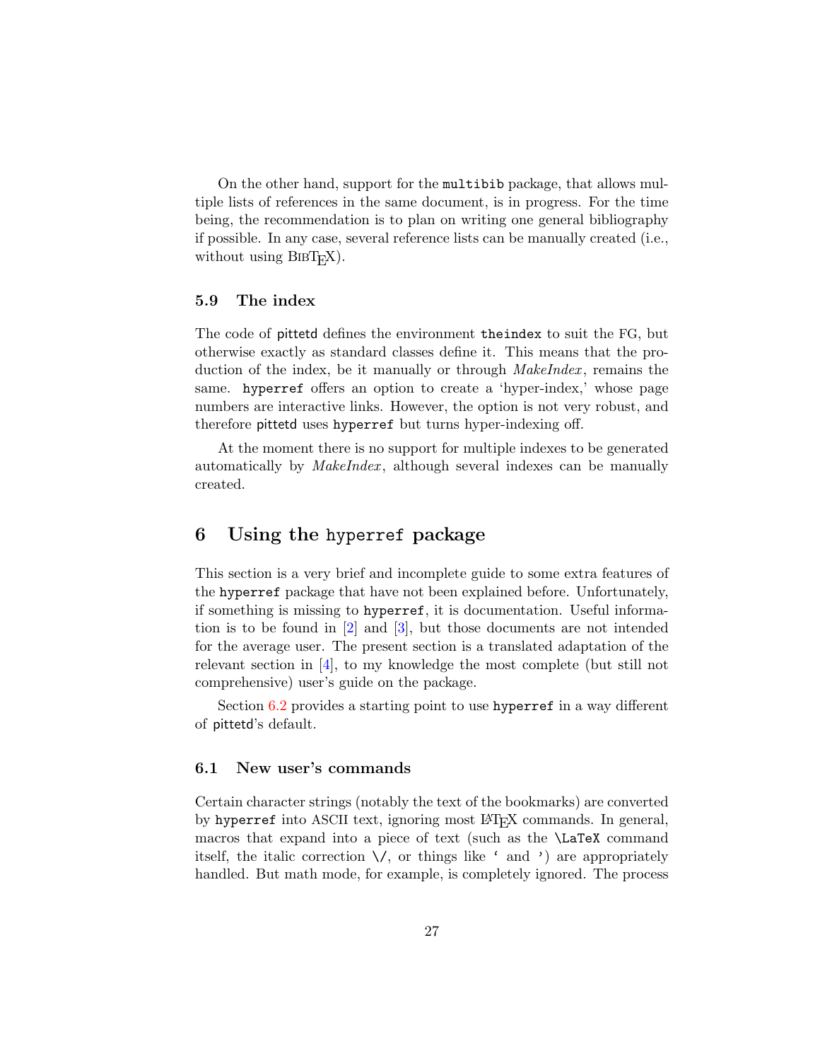On the other hand, support for the `multibib` package, that allows multiple lists of references in the same document, is in progress. For the time being, the recommendation is to plan on writing one general bibliography if possible. In any case, several reference lists can be manually created (i.e., without using BibTeX).

### 5.9 The index

The code of pittetd defines the environment `theindex` to suit the FG, but otherwise exactly as standard classes define it. This means that the production of the index, be it manually or through *MakeIndex*, remains the same. `hyperref` offers an option to create a 'hyper-index,' whose page numbers are interactive links. However, the option is not very robust, and therefore pittetd uses `hyperref` but turns hyper-indexing off.

At the moment there is no support for multiple indexes to be generated automatically by *MakeIndex*, although several indexes can be manually created.

## 6 Using the `hyperref` package

This section is a very brief and incomplete guide to some extra features of the `hyperref` package that have not been explained before. Unfortunately, if something is missing to `hyperref`, it is documentation. Useful information is to be found in [2] and [3], but those documents are not intended for the average user. The present section is a translated adaptation of the relevant section in [4], to my knowledge the most complete (but still not comprehensive) user's guide on the package.

Section 6.2 provides a starting point to use `hyperref` in a way different of pittetd's default.

### 6.1 New user's commands

Certain character strings (notably the text of the bookmarks) are converted by `hyperref` into ASCII text, ignoring most LaTeX commands. In general, macros that expand into a piece of text (such as the `\LaTeX` command itself, the italic correction `\/`, or things like `` ` `` and `'`) are appropriately handled. But math mode, for example, is completely ignored. The process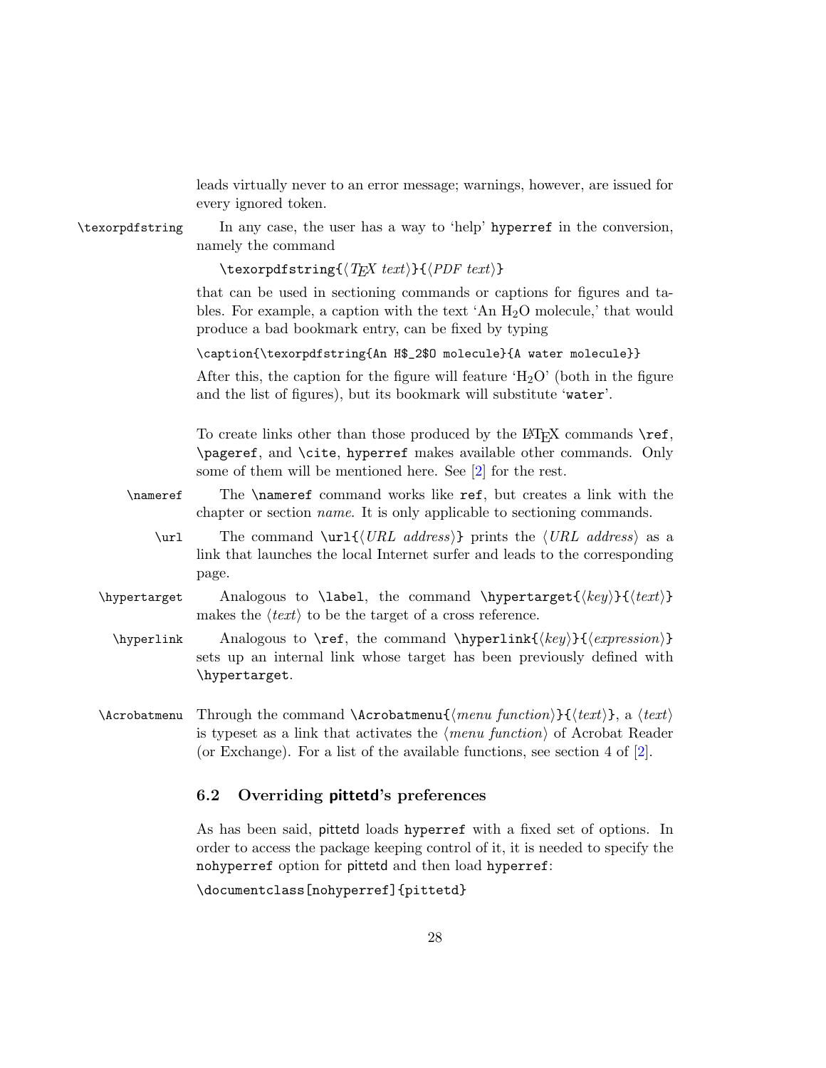leads virtually never to an error message; warnings, however, are issued for every ignored token.

`\texorpdfstring` In any case, the user has a way to 'help' `hyperref` in the conversion, namely the command

`\texorpdfstring{⟨TEX text⟩}{⟨PDF text⟩}`

that can be used in sectioning commands or captions for figures and tables. For example, a caption with the text 'An $H_2O$ molecule,' that would produce a bad bookmark entry, can be fixed by typing

```
\caption{\texorpdfstring{An H$_2$O molecule}{A water molecule}}
```

After this, the caption for the figure will feature '$H_2O$' (both in the figure and the list of figures), but its bookmark will substitute '`water`'.

To create links other than those produced by the LaTeX commands `\ref`, `\pageref`, and `\cite`, `hyperref` makes available other commands. Only some of them will be mentioned here. See [2] for the rest.

`\nameref` The `\nameref` command works like `ref`, but creates a link with the chapter or section *name*. It is only applicable to sectioning commands.

`\url` The command `\url{⟨URL address⟩}` prints the ⟨*URL address*⟩ as a link that launches the local Internet surfer and leads to the corresponding page.

`\hypertarget` Analogous to `\label`, the command `\hypertarget{⟨key⟩}{⟨text⟩}` makes the ⟨*text*⟩ to be the target of a cross reference.

`\hyperlink` Analogous to `\ref`, the command `\hyperlink{⟨key⟩}{⟨expression⟩}` sets up an internal link whose target has been previously defined with `\hypertarget`.

`\Acrobatmenu` Through the command `\Acrobatmenu{⟨menu function⟩}{⟨text⟩}`, a ⟨*text*⟩ is typeset as a link that activates the ⟨*menu function*⟩ of Acrobat Reader (or Exchange). For a list of the available functions, see section 4 of [2].

### 6.2 Overriding pittetd's preferences

As has been said, pittetd loads `hyperref` with a fixed set of options. In order to access the package keeping control of it, it is needed to specify the `nohyperref` option for pittetd and then load `hyperref`:

```
\documentclass[nohyperref]{pittetd}
```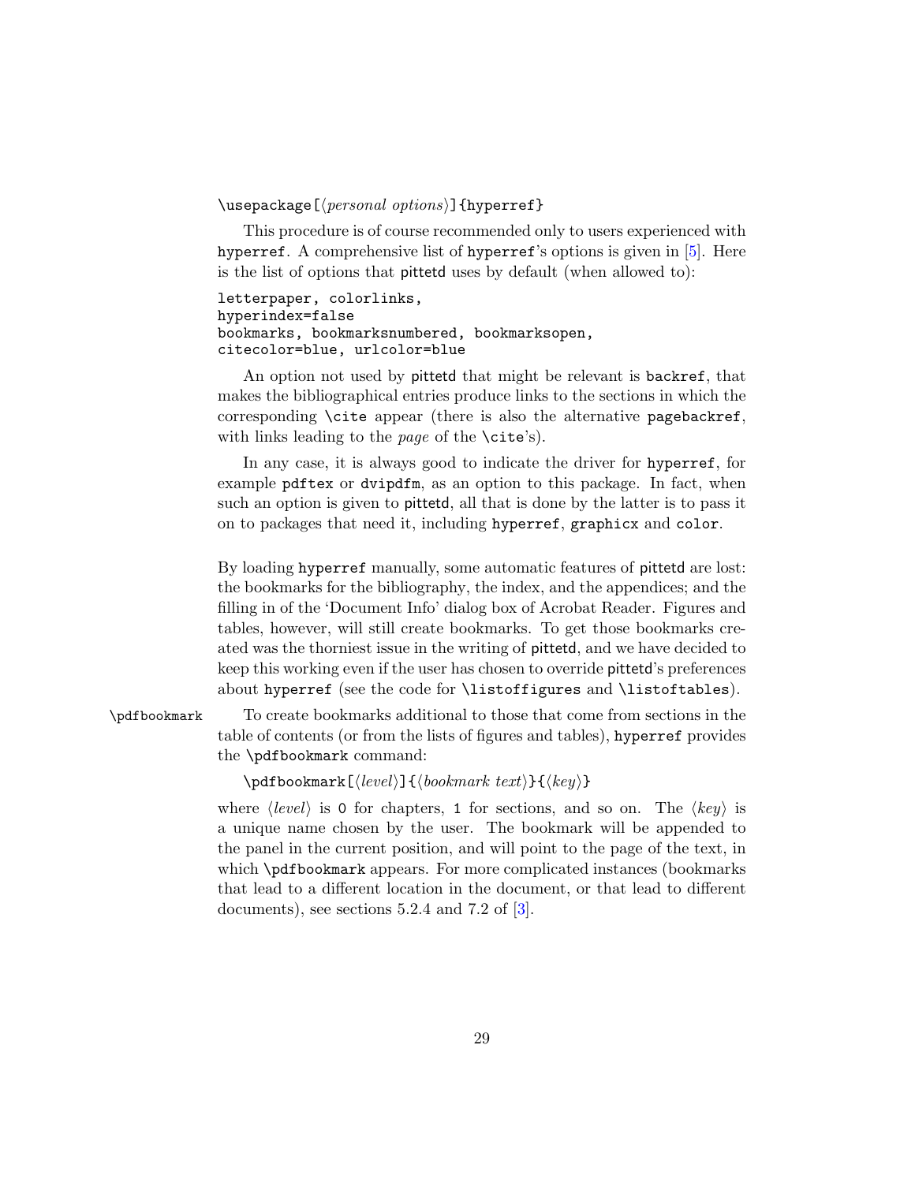```
\usepackage[⟨personal options⟩]{hyperref}
```

This procedure is of course recommended only to users experienced with `hyperref`. A comprehensive list of `hyperref`'s options is given in [5]. Here is the list of options that `pittetd` uses by default (when allowed to):

```
letterpaper, colorlinks,
hyperindex=false
bookmarks, bookmarksnumbered, bookmarksopen,
citecolor=blue, urlcolor=blue
```

An option not used by `pittetd` that might be relevant is `backref`, that makes the bibliographical entries produce links to the sections in which the corresponding `\cite` appear (there is also the alternative `pagebackref`, with links leading to the *page* of the `\cite`'s).

In any case, it is always good to indicate the driver for `hyperref`, for example `pdftex` or `dvipdfm`, as an option to this package. In fact, when such an option is given to `pittetd`, all that is done by the latter is to pass it on to packages that need it, including `hyperref`, `graphicx` and `color`.

By loading `hyperref` manually, some automatic features of `pittetd` are lost: the bookmarks for the bibliography, the index, and the appendices; and the filling in of the 'Document Info' dialog box of Acrobat Reader. Figures and tables, however, will still create bookmarks. To get those bookmarks created was the thorniest issue in the writing of `pittetd`, and we have decided to keep this working even if the user has chosen to override `pittetd`'s preferences about `hyperref` (see the code for `\listoffigures` and `\listoftables`).

`\pdfbookmark` To create bookmarks additional to those that come from sections in the table of contents (or from the lists of figures and tables), `hyperref` provides the `\pdfbookmark` command:

```
\pdfbookmark[⟨level⟩]{⟨bookmark text⟩}{⟨key⟩}
```

where ⟨*level*⟩ is `0` for chapters, `1` for sections, and so on. The ⟨*key*⟩ is a unique name chosen by the user. The bookmark will be appended to the panel in the current position, and will point to the page of the text, in which `\pdfbookmark` appears. For more complicated instances (bookmarks that lead to a different location in the document, or that lead to different documents), see sections 5.2.4 and 7.2 of [3].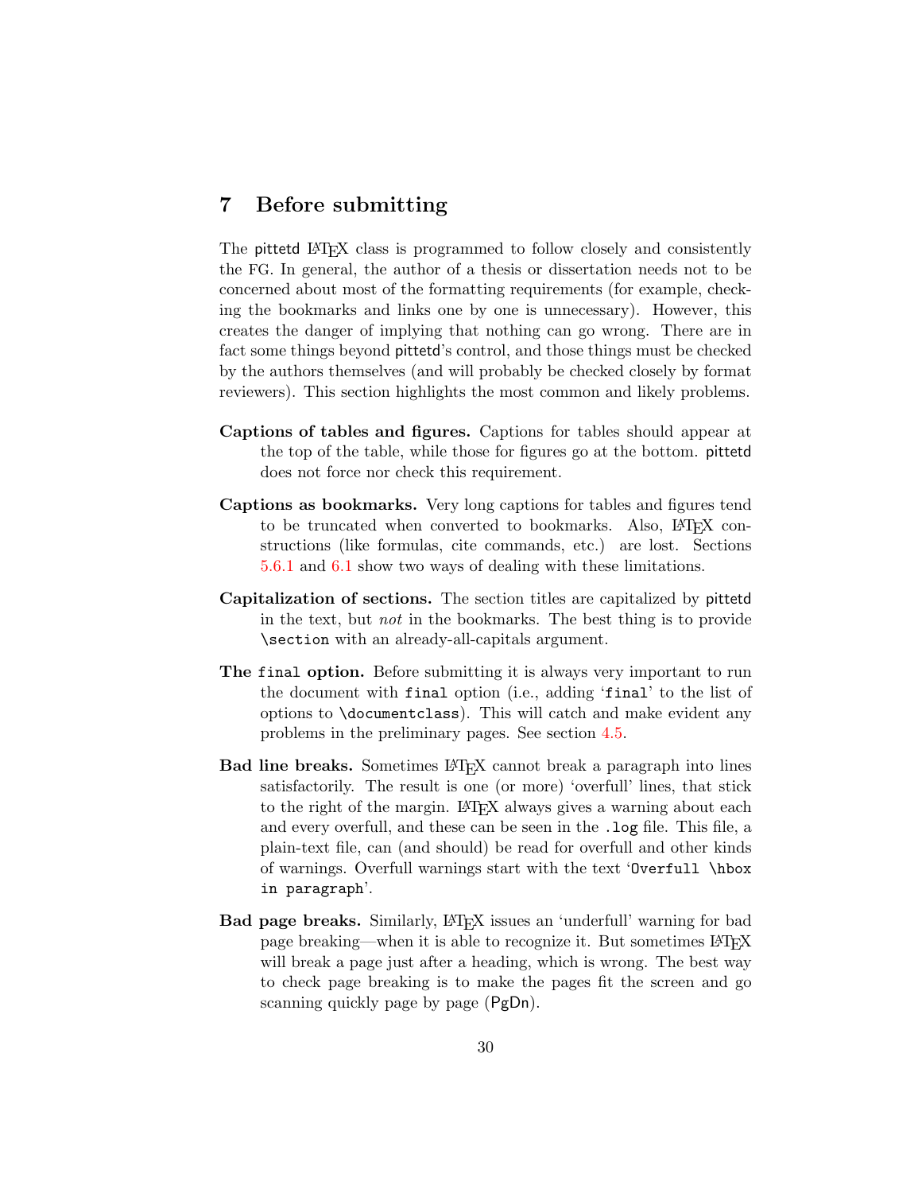## 7 Before submitting

The pittetd LaTeX class is programmed to follow closely and consistently the FG. In general, the author of a thesis or dissertation needs not to be concerned about most of the formatting requirements (for example, checking the bookmarks and links one by one is unnecessary). However, this creates the danger of implying that nothing can go wrong. There are in fact some things beyond pittetd's control, and those things must be checked by the authors themselves (and will probably be checked closely by format reviewers). This section highlights the most common and likely problems.

**Captions of tables and figures.** Captions for tables should appear at the top of the table, while those for figures go at the bottom. pittetd does not force nor check this requirement.

**Captions as bookmarks.** Very long captions for tables and figures tend to be truncated when converted to bookmarks. Also, LaTeX constructions (like formulas, cite commands, etc.) are lost. Sections 5.6.1 and 6.1 show two ways of dealing with these limitations.

**Capitalization of sections.** The section titles are capitalized by pittetd in the text, but *not* in the bookmarks. The best thing is to provide `\section` with an already-all-capitals argument.

**The `final` option.** Before submitting it is always very important to run the document with `final` option (i.e., adding '`final`' to the list of options to `\documentclass`). This will catch and make evident any problems in the preliminary pages. See section 4.5.

**Bad line breaks.** Sometimes LaTeX cannot break a paragraph into lines satisfactorily. The result is one (or more) 'overfull' lines, that stick to the right of the margin. LaTeX always gives a warning about each and every overfull, and these can be seen in the `.log` file. This file, a plain-text file, can (and should) be read for overfull and other kinds of warnings. Overfull warnings start with the text '`Overfull \hbox in paragraph`'.

**Bad page breaks.** Similarly, LaTeX issues an 'underfull' warning for bad page breaking—when it is able to recognize it. But sometimes LaTeX will break a page just after a heading, which is wrong. The best way to check page breaking is to make the pages fit the screen and go scanning quickly page by page (PgDn).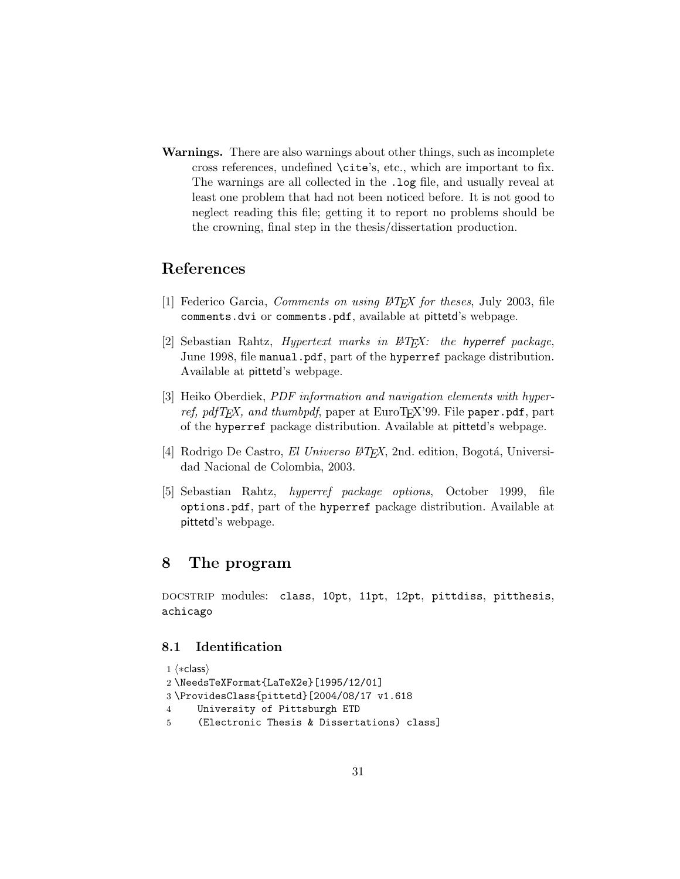**Warnings.** There are also warnings about other things, such as incomplete cross references, undefined `\cite`'s, etc., which are important to fix. The warnings are all collected in the `.log` file, and usually reveal at least one problem that had not been noticed before. It is not good to neglect reading this file; getting it to report no problems should be the crowning, final step in the thesis/dissertation production.

## References

[1] Federico Garcia, *Comments on using LaTeX for theses*, July 2003, file `comments.dvi` or `comments.pdf`, available at pittetd's webpage.

[2] Sebastian Rahtz, *Hypertext marks in LaTeX: the hyperref package*, June 1998, file `manual.pdf`, part of the `hyperref` package distribution. Available at pittetd's webpage.

[3] Heiko Oberdiek, *PDF information and navigation elements with hyperref, pdfTEX, and thumbpdf*, paper at EuroTEX'99. File `paper.pdf`, part of the `hyperref` package distribution. Available at pittetd's webpage.

[4] Rodrigo De Castro, *El Universo LaTeX*, 2nd. edition, Bogotá, Universidad Nacional de Colombia, 2003.

[5] Sebastian Rahtz, *hyperref package options*, October 1999, file `options.pdf`, part of the `hyperref` package distribution. Available at pittetd's webpage.

## 8 The program

DOCSTRIP modules: `class`, `10pt`, `11pt`, `12pt`, `pittdiss`, `pitthesis`, `achicago`

### 8.1 Identification

```
1 ⟨*class⟩
2 \NeedsTeXFormat{LaTeX2e}[1995/12/01]
3 \ProvidesClass{pittetd}[2004/08/17 v1.618
4     University of Pittsburgh ETD
5     (Electronic Thesis & Dissertations) class]
```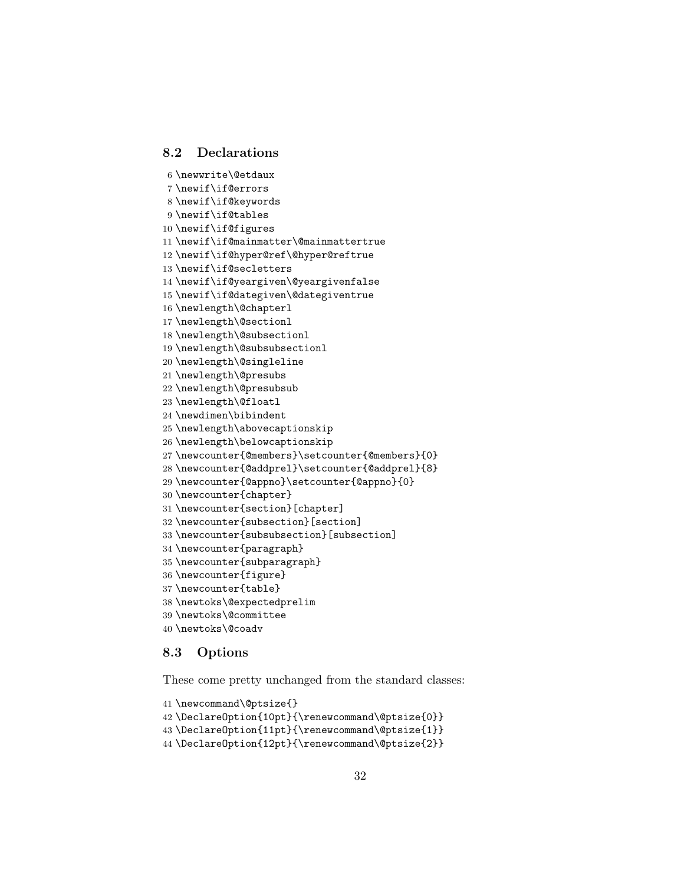### 8.2 Declarations

```
6 \newwrite\@etdaux
7 \newif\if@errors
8 \newif\if@keywords
9 \newif\if@tables
10 \newif\if@figures
11 \newif\if@mainmatter\@mainmattertrue
12 \newif\if@hyper@ref\@hyper@reftrue
13 \newif\if@secletters
14 \newif\if@yeargiven\@yeargivenfalse
15 \newif\if@dategiven\@dategiventrue
16 \newlength\@chapterl
17 \newlength\@sectionl
18 \newlength\@subsectionl
19 \newlength\@subsubsectionl
20 \newlength\@singleline
21 \newlength\@presubs
22 \newlength\@presubsub
23 \newlength\@floatl
24 \newdimen\bibindent
25 \newlength\abovecaptionskip
26 \newlength\belowcaptionskip
27 \newcounter{@members}\setcounter{@members}{0}
28 \newcounter{@addprel}\setcounter{@addprel}{8}
29 \newcounter{@appno}\setcounter{@appno}{0}
30 \newcounter{chapter}
31 \newcounter{section}[chapter]
32 \newcounter{subsection}[section]
33 \newcounter{subsubsection}[subsection]
34 \newcounter{paragraph}
35 \newcounter{subparagraph}
36 \newcounter{figure}
37 \newcounter{table}
38 \newtoks\@expectedprelim
39 \newtoks\@committee
40 \newtoks\@coadv
```

### 8.3 Options

These come pretty unchanged from the standard classes:

```
41 \newcommand\@ptsize{}
42 \DeclareOption{10pt}{\renewcommand\@ptsize{0}}
43 \DeclareOption{11pt}{\renewcommand\@ptsize{1}}
44 \DeclareOption{12pt}{\renewcommand\@ptsize{2}}
```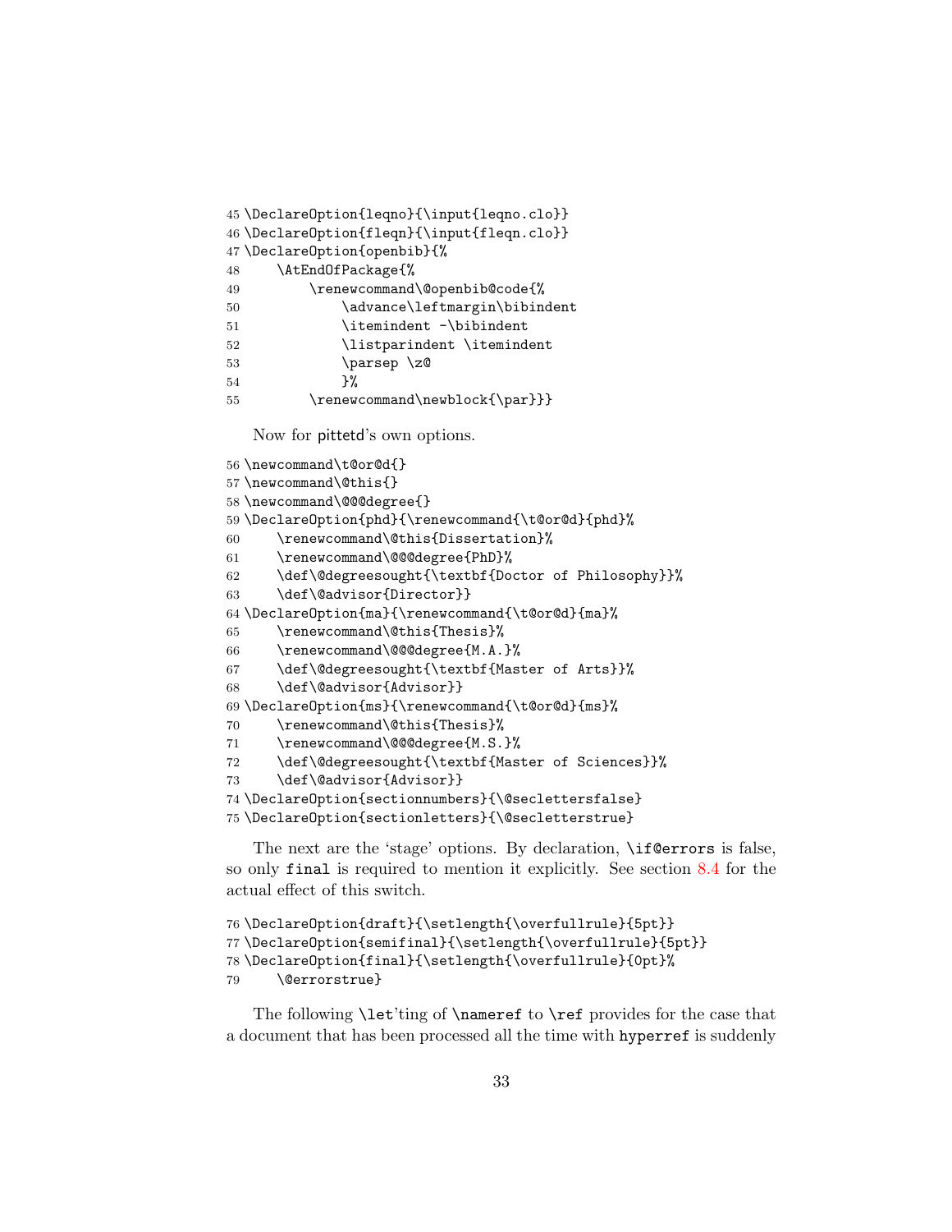```
45 \DeclareOption{leqno}{\input{leqno.clo}}
46 \DeclareOption{fleqn}{\input{fleqn.clo}}
47 \DeclareOption{openbib}{%
48     \AtEndOfPackage{%
49         \renewcommand\@openbib@code{%
50             \advance\leftmargin\bibindent
51             \itemindent -\bibindent
52             \listparindent \itemindent
53             \parsep \z@
54             }%
55         \renewcommand\newblock{\par}}}
```

Now for pittetd's own options.

```
56 \newcommand\t@or@d{}
57 \newcommand\@this{}
58 \newcommand\@@@degree{}
59 \DeclareOption{phd}{\renewcommand{\t@or@d}{phd}%
60     \renewcommand\@this{Dissertation}%
61     \renewcommand\@@@degree{PhD}%
62     \def\@degreesought{\textbf{Doctor of Philosophy}}%
63     \def\@advisor{Director}}
64 \DeclareOption{ma}{\renewcommand{\t@or@d}{ma}%
65     \renewcommand\@this{Thesis}%
66     \renewcommand\@@@degree{M.A.}%
67     \def\@degreesought{\textbf{Master of Arts}}%
68     \def\@advisor{Advisor}}
69 \DeclareOption{ms}{\renewcommand{\t@or@d}{ms}%
70     \renewcommand\@this{Thesis}%
71     \renewcommand\@@@degree{M.S.}%
72     \def\@degreesought{\textbf{Master of Sciences}}%
73     \def\@advisor{Advisor}}
74 \DeclareOption{sectionnumbers}{\@seclettersfalse}
75 \DeclareOption{sectionletters}{\@secletterstrue}
```

The next are the 'stage' options. By declaration, `\if@errors` is false, so only `final` is required to mention it explicitly. See section 8.4 for the actual effect of this switch.

```
76 \DeclareOption{draft}{\setlength{\overfullrule}{5pt}}
77 \DeclareOption{semifinal}{\setlength{\overfullrule}{5pt}}
78 \DeclareOption{final}{\setlength{\overfullrule}{0pt}%
79     \@errorstrue}
```

The following `\let`'ting of `\nameref` to `\ref` provides for the case that a document that has been processed all the time with `hyperref` is suddenly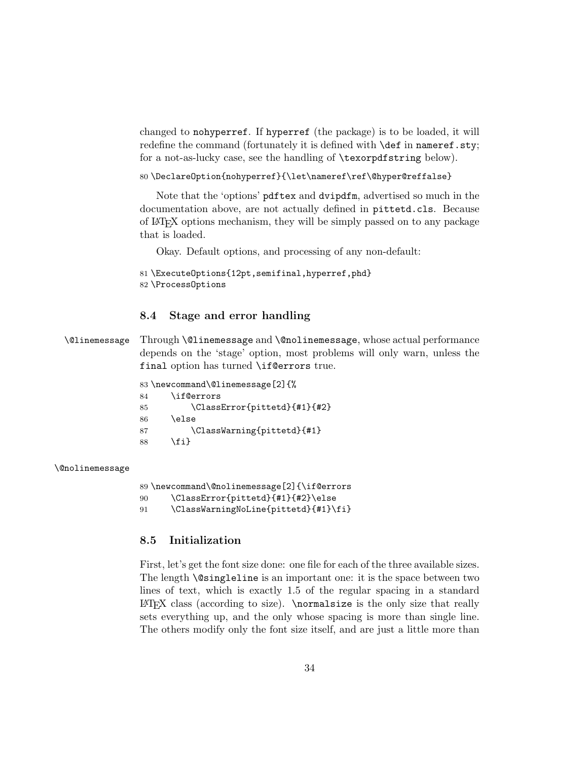changed to `nohyperref`. If `hyperref` (the package) is to be loaded, it will redefine the command (fortunately it is defined with `\def` in `nameref.sty`; for a not-as-lucky case, see the handling of `\texorpdfstring` below).

```
80 \DeclareOption{nohyperref}{\let\nameref\ref\@hyper@reffalse}
```

Note that the 'options' `pdftex` and `dvipdfm`, advertised so much in the documentation above, are not actually defined in `pittetd.cls`. Because of LaTeX options mechanism, they will be simply passed on to any package that is loaded.

Okay. Default options, and processing of any non-default:

```
81 \ExecuteOptions{12pt,semifinal,hyperref,phd}
82 \ProcessOptions
```

### 8.4 Stage and error handling

`\@linemessage` Through `\@linemessage` and `\@nolinemessage`, whose actual performance depends on the 'stage' option, most problems will only warn, unless the `final` option has turned `\if@errors` true.

```
83 \newcommand\@linemessage[2]{%
84     \if@errors
85         \ClassError{pittetd}{#1}{#2}
86     \else
87         \ClassWarning{pittetd}{#1}
88     \fi}
```

`\@nolinemessage`

```
89 \newcommand\@nolinemessage[2]{\if@errors
90     \ClassError{pittetd}{#1}{#2}\else
91     \ClassWarningNoLine{pittetd}{#1}\fi}
```

### 8.5 Initialization

First, let's get the font size done: one file for each of the three available sizes. The length `\@singleline` is an important one: it is the space between two lines of text, which is exactly 1.5 of the regular spacing in a standard LaTeX class (according to size). `\normalsize` is the only size that really sets everything up, and the only whose spacing is more than single line. The others modify only the font size itself, and are just a little more than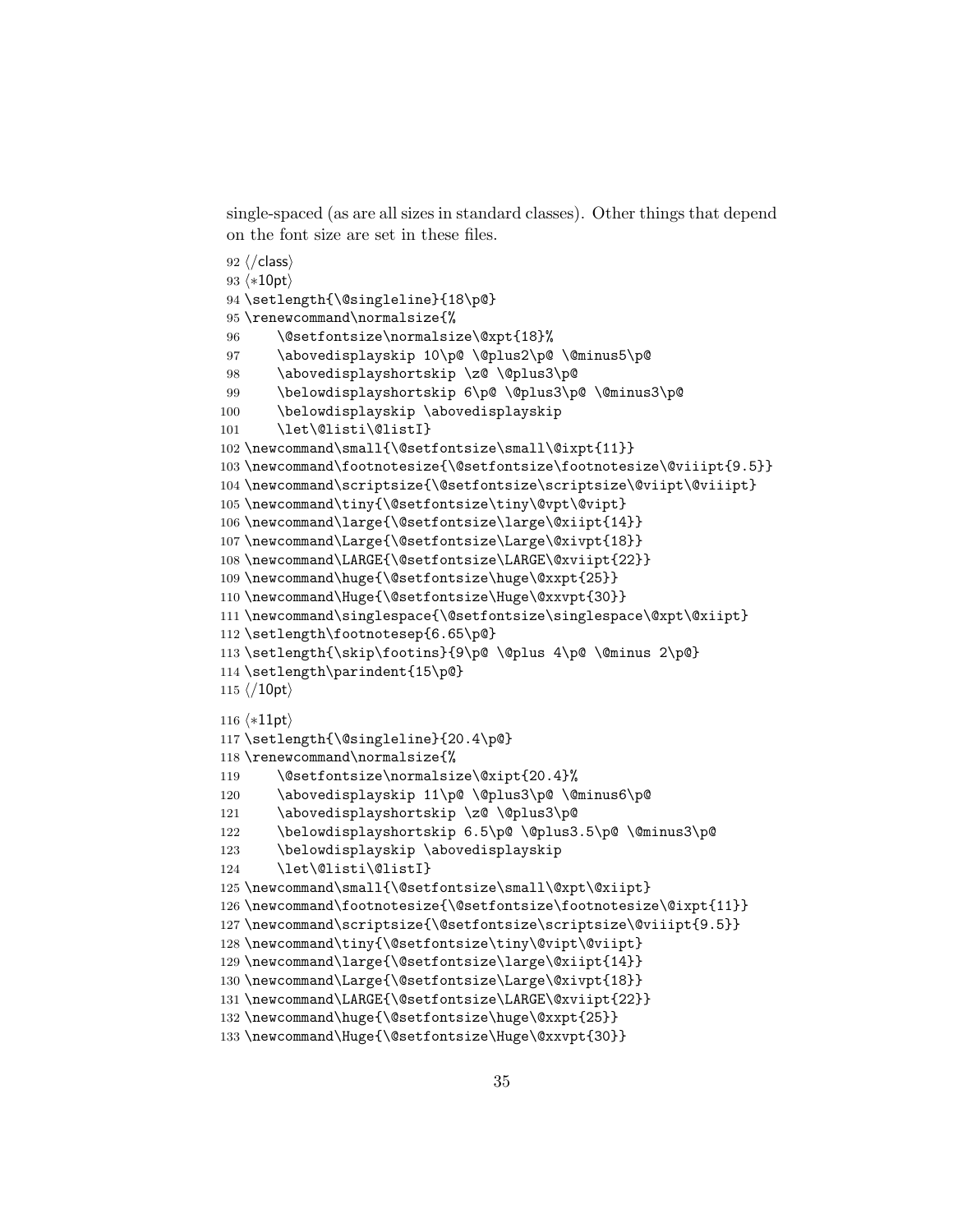single-spaced (as are all sizes in standard classes). Other things that depend on the font size are set in these files.

```
92 ⟨/class⟩
93 ⟨*10pt⟩
94 \setlength{\@singleline}{18\p@}
95 \renewcommand\normalsize{%
96     \@setfontsize\normalsize\@xpt{18}%
97     \abovedisplayskip 10\p@ \@plus2\p@ \@minus5\p@
98     \abovedisplayshortskip \z@ \@plus3\p@
99     \belowdisplayshortskip 6\p@ \@plus3\p@ \@minus3\p@
100     \belowdisplayskip \abovedisplayskip
101     \let\@listi\@listI}
102 \newcommand\small{\@setfontsize\small\@ixpt{11}}
103 \newcommand\footnotesize{\@setfontsize\footnotesize\@viiipt{9.5}}
104 \newcommand\scriptsize{\@setfontsize\scriptsize\@viipt\@viiipt}
105 \newcommand\tiny{\@setfontsize\tiny\@vpt\@vipt}
106 \newcommand\large{\@setfontsize\large\@xiipt{14}}
107 \newcommand\Large{\@setfontsize\Large\@xivpt{18}}
108 \newcommand\LARGE{\@setfontsize\LARGE\@xviipt{22}}
109 \newcommand\huge{\@setfontsize\huge\@xxpt{25}}
110 \newcommand\Huge{\@setfontsize\Huge\@xxvpt{30}}
111 \newcommand\singlespace{\@setfontsize\singlespace\@xpt\@xiipt}
112 \setlength\footnotesep{6.65\p@}
113 \setlength{\skip\footins}{9\p@ \@plus 4\p@ \@minus 2\p@}
114 \setlength\parindent{15\p@}
115 ⟨/10pt⟩
116 ⟨*11pt⟩
117 \setlength{\@singleline}{20.4\p@}
118 \renewcommand\normalsize{%
119     \@setfontsize\normalsize\@xipt{20.4}%
120     \abovedisplayskip 11\p@ \@plus3\p@ \@minus6\p@
121     \abovedisplayshortskip \z@ \@plus3\p@
122     \belowdisplayshortskip 6.5\p@ \@plus3.5\p@ \@minus3\p@
123     \belowdisplayskip \abovedisplayskip
124     \let\@listi\@listI}
125 \newcommand\small{\@setfontsize\small\@xpt\@xiipt}
126 \newcommand\footnotesize{\@setfontsize\footnotesize\@ixpt{11}}
127 \newcommand\scriptsize{\@setfontsize\scriptsize\@viiipt{9.5}}
128 \newcommand\tiny{\@setfontsize\tiny\@vipt\@viipt}
129 \newcommand\large{\@setfontsize\large\@xiipt{14}}
130 \newcommand\Large{\@setfontsize\Large\@xivpt{18}}
131 \newcommand\LARGE{\@setfontsize\LARGE\@xviipt{22}}
132 \newcommand\huge{\@setfontsize\huge\@xxpt{25}}
133 \newcommand\Huge{\@setfontsize\Huge\@xxvpt{30}}
```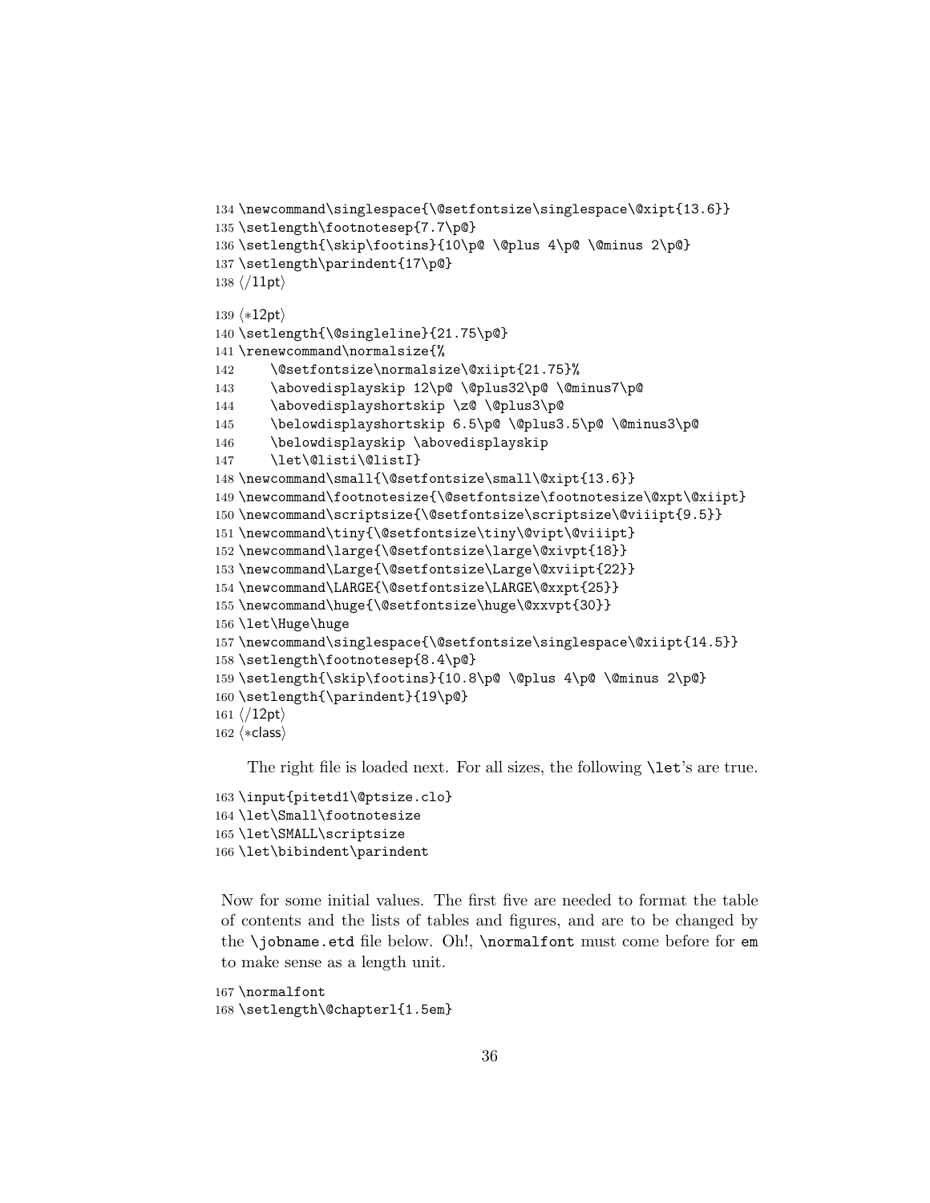```
134 \newcommand\singlespace{\@setfontsize\singlespace\@xipt{13.6}}
135 \setlength\footnotesep{7.7\p@}
136 \setlength{\skip\footins}{10\p@ \@plus 4\p@ \@minus 2\p@}
137 \setlength\parindent{17\p@}
138 ⟨/11pt⟩
139 ⟨*12pt⟩
140 \setlength{\@singleline}{21.75\p@}
141 \renewcommand\normalsize{%
142     \@setfontsize\normalsize\@xiipt{21.75}%
143     \abovedisplayskip 12\p@ \@plus32\p@ \@minus7\p@
144     \abovedisplayshortskip \z@ \@plus3\p@
145     \belowdisplayshortskip 6.5\p@ \@plus3.5\p@ \@minus3\p@
146     \belowdisplayskip \abovedisplayskip
147     \let\@listi\@listI}
148 \newcommand\small{\@setfontsize\small\@xipt{13.6}}
149 \newcommand\footnotesize{\@setfontsize\footnotesize\@xpt\@xiipt}
150 \newcommand\scriptsize{\@setfontsize\scriptsize\@viiipt{9.5}}
151 \newcommand\tiny{\@setfontsize\tiny\@vipt\@viiipt}
152 \newcommand\large{\@setfontsize\large\@xivpt{18}}
153 \newcommand\Large{\@setfontsize\Large\@xviipt{22}}
154 \newcommand\LARGE{\@setfontsize\LARGE\@xxpt{25}}
155 \newcommand\huge{\@setfontsize\huge\@xxvpt{30}}
156 \let\Huge\huge
157 \newcommand\singlespace{\@setfontsize\singlespace\@xiipt{14.5}}
158 \setlength\footnotesep{8.4\p@}
159 \setlength{\skip\footins}{10.8\p@ \@plus 4\p@ \@minus 2\p@}
160 \setlength{\parindent}{19\p@}
161 ⟨/12pt⟩
162 ⟨*class⟩
```

The right file is loaded next. For all sizes, the following `\let`'s are true.

```
163 \input{pitetd1\@ptsize.clo}
164 \let\Small\footnotesize
165 \let\SMALL\scriptsize
166 \let\bibindent\parindent
```

Now for some initial values. The first five are needed to format the table of contents and the lists of tables and figures, and are to be changed by the `\jobname.etd` file below. Oh!, `\normalfont` must come before for `em` to make sense as a length unit.

```
167 \normalfont
168 \setlength\@chapterl{1.5em}
```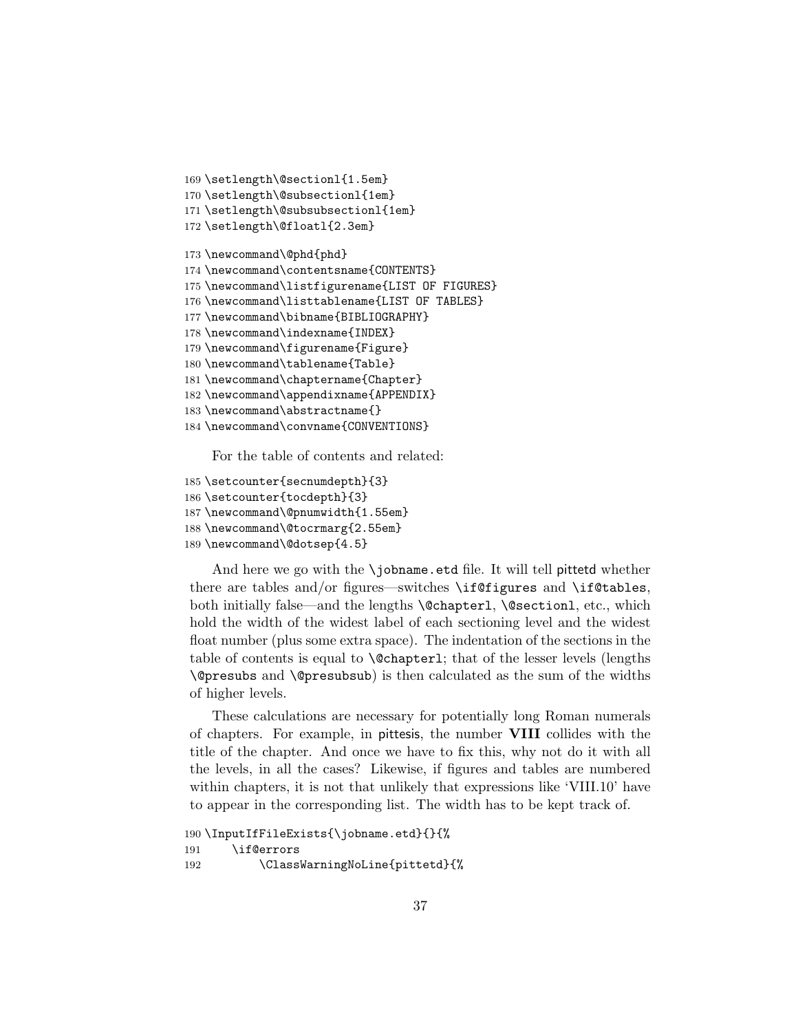```
169 \setlength\@sectionl{1.5em}
170 \setlength\@subsectionl{1em}
171 \setlength\@subsubsectionl{1em}
172 \setlength\@floatl{2.3em}
```

```
173 \newcommand\@phd{phd}
174 \newcommand\contentsname{CONTENTS}
175 \newcommand\listfigurename{LIST OF FIGURES}
176 \newcommand\listtablename{LIST OF TABLES}
177 \newcommand\bibname{BIBLIOGRAPHY}
178 \newcommand\indexname{INDEX}
179 \newcommand\figurename{Figure}
180 \newcommand\tablename{Table}
181 \newcommand\chaptername{Chapter}
182 \newcommand\appendixname{APPENDIX}
183 \newcommand\abstractname{}
184 \newcommand\convname{CONVENTIONS}
```

For the table of contents and related:

```
185 \setcounter{secnumdepth}{3}
186 \setcounter{tocdepth}{3}
187 \newcommand\@pnumwidth{1.55em}
188 \newcommand\@tocrmarg{2.55em}
189 \newcommand\@dotsep{4.5}
```

And here we go with the `\jobname.etd` file. It will tell pittetd whether there are tables and/or figures—switches `\if@figures` and `\if@tables`, both initially false—and the lengths `\@chapterl`, `\@sectionl`, etc., which hold the width of the widest label of each sectioning level and the widest float number (plus some extra space). The indentation of the sections in the table of contents is equal to `\@chapterl`; that of the lesser levels (lengths `\@presubs` and `\@presubsub`) is then calculated as the sum of the widths of higher levels.

These calculations are necessary for potentially long Roman numerals of chapters. For example, in pittesis, the number **VIII** collides with the title of the chapter. And once we have to fix this, why not do it with all the levels, in all the cases? Likewise, if figures and tables are numbered within chapters, it is not that unlikely that expressions like 'VIII.10' have to appear in the corresponding list. The width has to be kept track of.

```
190 \InputIfFileExists{\jobname.etd}{}{%
191     \if@errors
192         \ClassWarningNoLine{pittetd}{%
```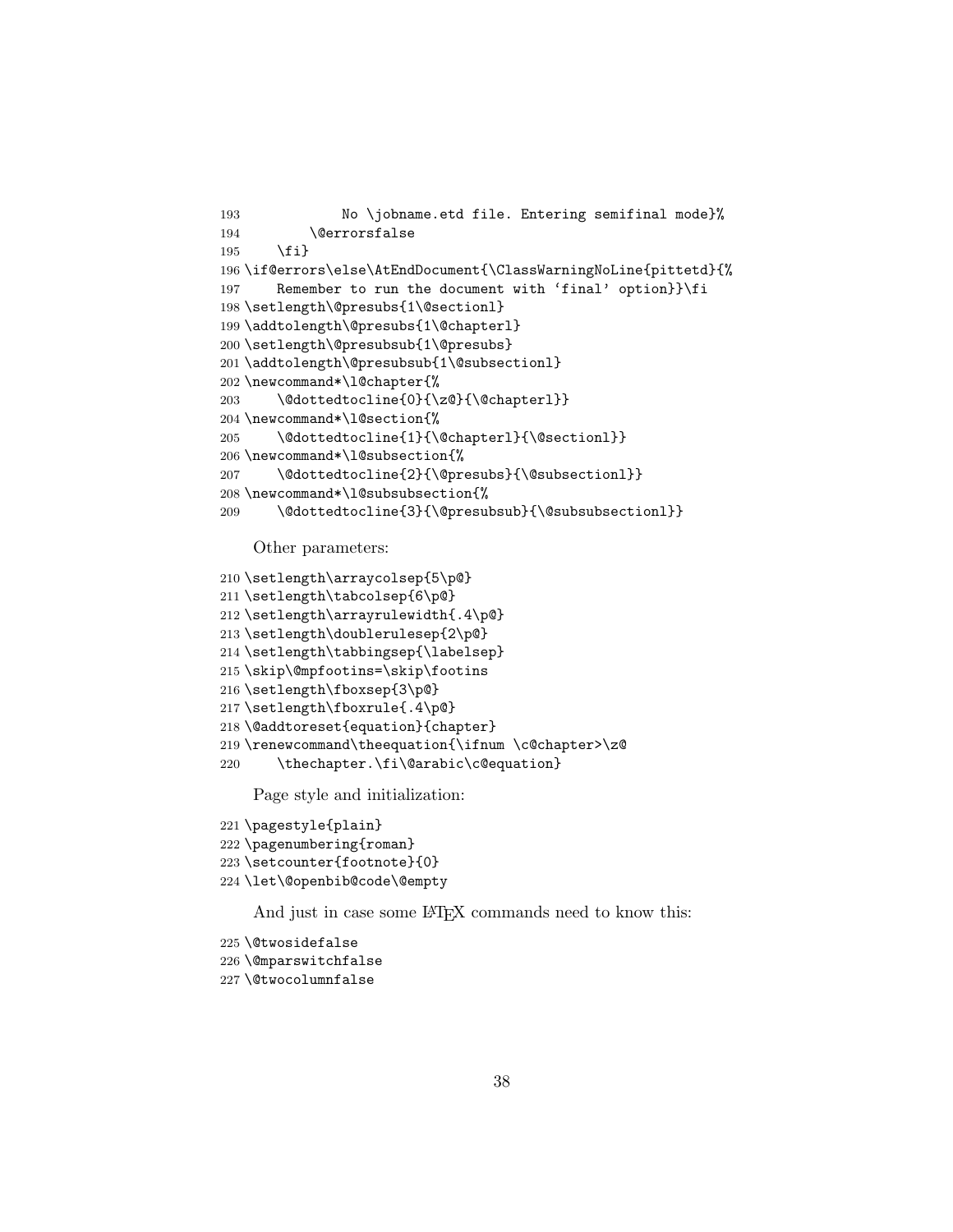```
193            No \jobname.etd file. Entering semifinal mode}%
194        \@errorsfalse
195    \fi}
196 \if@errors\else\AtEndDocument{\ClassWarningNoLine{pittetd}{%
197    Remember to run the document with ‘final’ option}}\fi
198 \setlength\@presubs{1\@sectionl}
199 \addtolength\@presubs{1\@chapterl}
200 \setlength\@presubsub{1\@presubs}
201 \addtolength\@presubsub{1\@subsectionl}
202 \newcommand*\l@chapter{%
203    \@dottedtocline{0}{\z@}{\@chapterl}}
204 \newcommand*\l@section{%
205    \@dottedtocline{1}{\@chapterl}{\@sectionl}}
206 \newcommand*\l@subsection{%
207    \@dottedtocline{2}{\@presubs}{\@subsectionl}}
208 \newcommand*\l@subsubsection{%
209    \@dottedtocline{3}{\@presubsub}{\@subsubsectionl}}
```

Other parameters:

```
210 \setlength\arraycolsep{5\p@}
211 \setlength\tabcolsep{6\p@}
212 \setlength\arrayrulewidth{.4\p@}
213 \setlength\doublerulesep{2\p@}
214 \setlength\tabbingsep{\labelsep}
215 \skip\@mpfootins=\skip\footins
216 \setlength\fboxsep{3\p@}
217 \setlength\fboxrule{.4\p@}
218 \@addtoreset{equation}{chapter}
219 \renewcommand\theequation{\ifnum \c@chapter>\z@
220    \thechapter.\fi\@arabic\c@equation}
```

Page style and initialization:

```
221 \pagestyle{plain}
222 \pagenumbering{roman}
223 \setcounter{footnote}{0}
224 \let\@openbib@code\@empty
```

And just in case some LaTeX commands need to know this:

```
225 \@twosidefalse
226 \@mparswitchfalse
227 \@twocolumnfalse
```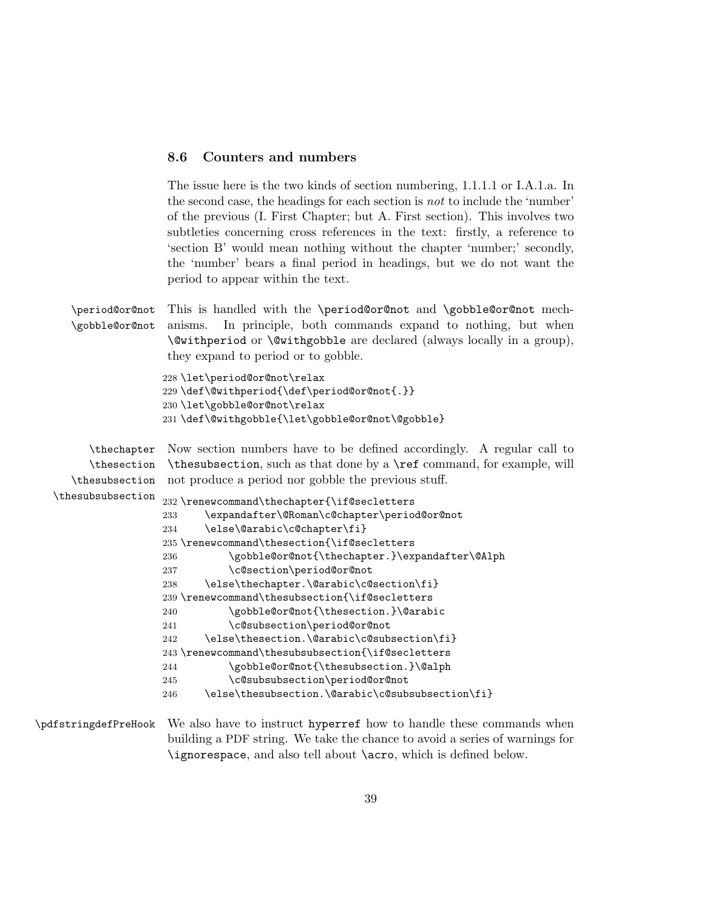### 8.6 Counters and numbers

The issue here is the two kinds of section numbering, 1.1.1.1 or I.A.1.a. In the second case, the headings for each section is *not* to include the 'number' of the previous (I. First Chapter; but A. First section). This involves two subtleties concerning cross references in the text: firstly, a reference to 'section B' would mean nothing without the chapter 'number;' secondly, the 'number' bears a final period in headings, but we do not want the period to appear within the text.

\period@or@not  
\gobble@or@not

This is handled with the `\period@or@not` and `\gobble@or@not` mechanisms. In principle, both commands expand to nothing, but when `\@withperiod` or `\@withgobble` are declared (always locally in a group), they expand to period or to gobble.

```
228 \let\period@or@not\relax
229 \def\@withperiod{\def\period@or@not{.}}
230 \let\gobble@or@not\relax
231 \def\@withgobble{\let\gobble@or@not\@gobble}
```

\thechapter  
\thesection  
\thesubsection  
\thesubsubsection

Now section numbers have to be defined accordingly. A regular call to `\thesubsection`, such as that done by a `\ref` command, for example, will not produce a period nor gobble the previous stuff.

```
232 \renewcommand\thechapter{\if@secletters
233     \expandafter\@Roman\c@chapter\period@or@not
234     \else\@arabic\c@chapter\fi}
235 \renewcommand\thesection{\if@secletters
236         \gobble@or@not{\thechapter.}\expandafter\@Alph
237         \c@section\period@or@not
238     \else\thechapter.\@arabic\c@section\fi}
239 \renewcommand\thesubsection{\if@secletters
240         \gobble@or@not{\thesection.}\@arabic
241         \c@subsection\period@or@not
242     \else\thesection.\@arabic\c@subsection\fi}
243 \renewcommand\thesubsubsection{\if@secletters
244         \gobble@or@not{\thesubsection.}\@alph
245         \c@subsubsection\period@or@not
246     \else\thesubsection.\@arabic\c@subsubsection\fi}
```

\pdfstringdefPreHook

We also have to instruct `hyperref` how to handle these commands when building a PDF string. We take the chance to avoid a series of warnings for `\ignorespace`, and also tell about `\acro`, which is defined below.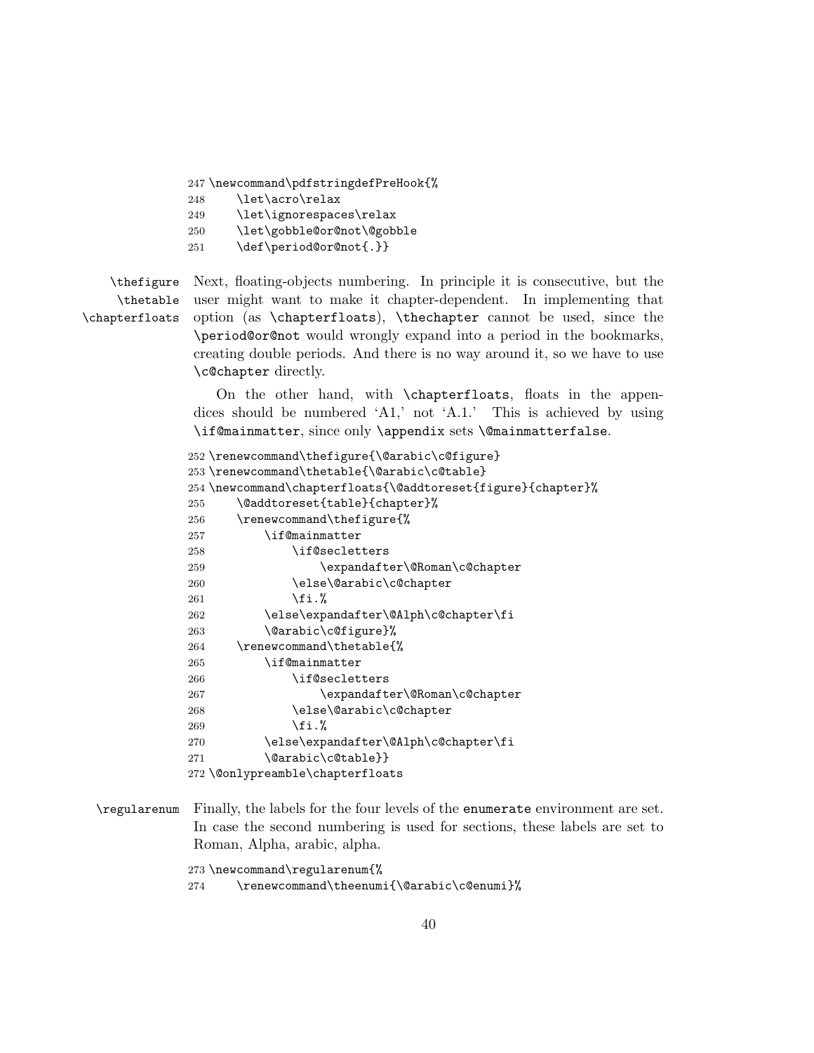```
247 \newcommand\pdfstringdefPreHook{%
248     \let\acro\relax
249     \let\ignorespaces\relax
250     \let\gobble@or@not\@gobble
251     \def\period@or@not{.}}
```

`\thefigure` `\thetable` `\chapterfloats` Next, floating-objects numbering. In principle it is consecutive, but the user might want to make it chapter-dependent. In implementing that option (as `\chapterfloats`), `\thechapter` cannot be used, since the `\period@or@not` would wrongly expand into a period in the bookmarks, creating double periods. And there is no way around it, so we have to use `\c@chapter` directly.

On the other hand, with `\chapterfloats`, floats in the appendices should be numbered 'A1,' not 'A.1.' This is achieved by using `\if@mainmatter`, since only `\appendix` sets `\@mainmatterfalse`.

```
252 \renewcommand\thefigure{\@arabic\c@figure}
253 \renewcommand\thetable{\@arabic\c@table}
254 \newcommand\chapterfloats{\@addtoreset{figure}{chapter}%
255     \@addtoreset{table}{chapter}%
256     \renewcommand\thefigure{%
257         \if@mainmatter
258             \if@secletters
259                 \expandafter\@Roman\c@chapter
260             \else\@arabic\c@chapter
261             \fi.%
262         \else\expandafter\@Alph\c@chapter\fi
263         \@arabic\c@figure}%
264     \renewcommand\thetable{%
265         \if@mainmatter
266             \if@secletters
267                 \expandafter\@Roman\c@chapter
268             \else\@arabic\c@chapter
269             \fi.%
270         \else\expandafter\@Alph\c@chapter\fi
271         \@arabic\c@table}}
272 \@onlypreamble\chapterfloats
```

`\regularenum` Finally, the labels for the four levels of the `enumerate` environment are set. In case the second numbering is used for sections, these labels are set to Roman, Alpha, arabic, alpha.

```
273 \newcommand\regularenum{%
274     \renewcommand\theenumi{\@arabic\c@enumi}%
```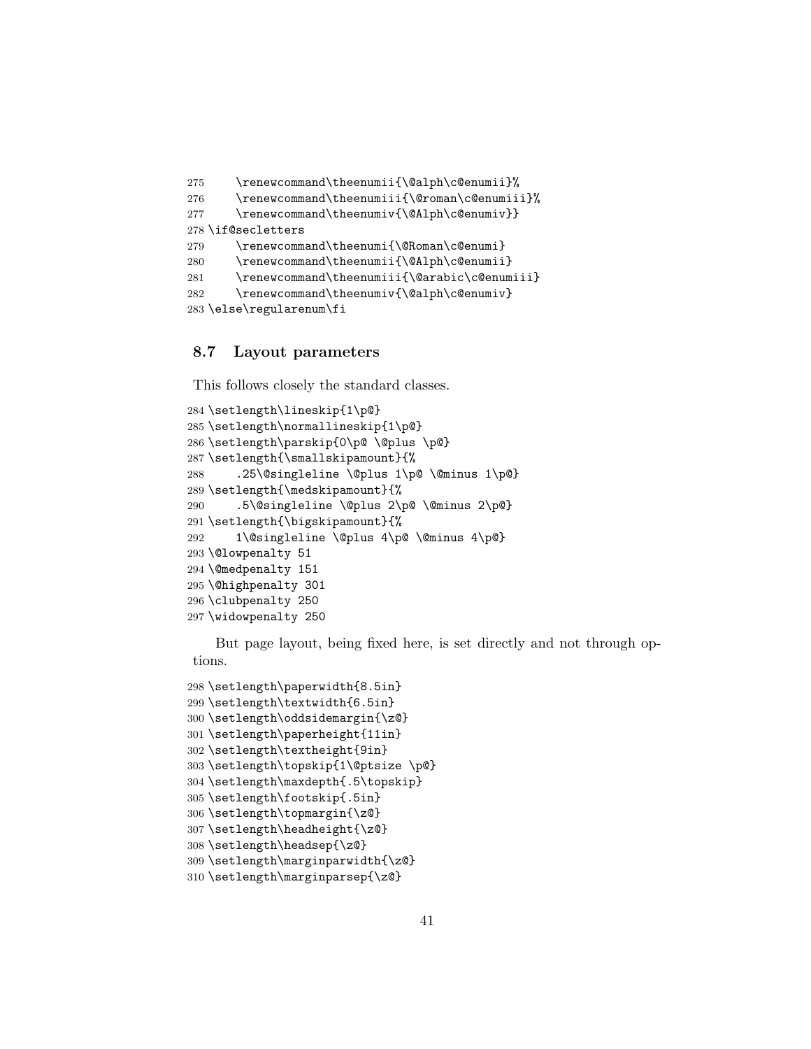```
275     \renewcommand\theenumii{\@alph\c@enumii}%
276     \renewcommand\theenumiii{\@roman\c@enumiii}%
277     \renewcommand\theenumiv{\@Alph\c@enumiv}}
278 \if@secletters
279     \renewcommand\theenumi{\@Roman\c@enumi}
280     \renewcommand\theenumii{\@Alph\c@enumii}
281     \renewcommand\theenumiii{\@arabic\c@enumiii}
282     \renewcommand\theenumiv{\@alph\c@enumiv}
283 \else\regularenum\fi
```

### 8.7 Layout parameters

This follows closely the standard classes.

```
284 \setlength\lineskip{1\p@}
285 \setlength\normallineskip{1\p@}
286 \setlength\parskip{0\p@ \@plus \p@}
287 \setlength{\smallskipamount}{%
288     .25\@singleline \@plus 1\p@ \@minus 1\p@}
289 \setlength{\medskipamount}{%
290     .5\@singleline \@plus 2\p@ \@minus 2\p@}
291 \setlength{\bigskipamount}{%
292     1\@singleline \@plus 4\p@ \@minus 4\p@}
293 \@lowpenalty 51
294 \@medpenalty 151
295 \@highpenalty 301
296 \clubpenalty 250
297 \widowpenalty 250
```

But page layout, being fixed here, is set directly and not through options.

```
298 \setlength\paperwidth{8.5in}
299 \setlength\textwidth{6.5in}
300 \setlength\oddsidemargin{\z@}
301 \setlength\paperheight{11in}
302 \setlength\textheight{9in}
303 \setlength\topskip{1\@ptsize \p@}
304 \setlength\maxdepth{.5\topskip}
305 \setlength\footskip{.5in}
306 \setlength\topmargin{\z@}
307 \setlength\headheight{\z@}
308 \setlength\headsep{\z@}
309 \setlength\marginparwidth{\z@}
310 \setlength\marginparsep{\z@}
```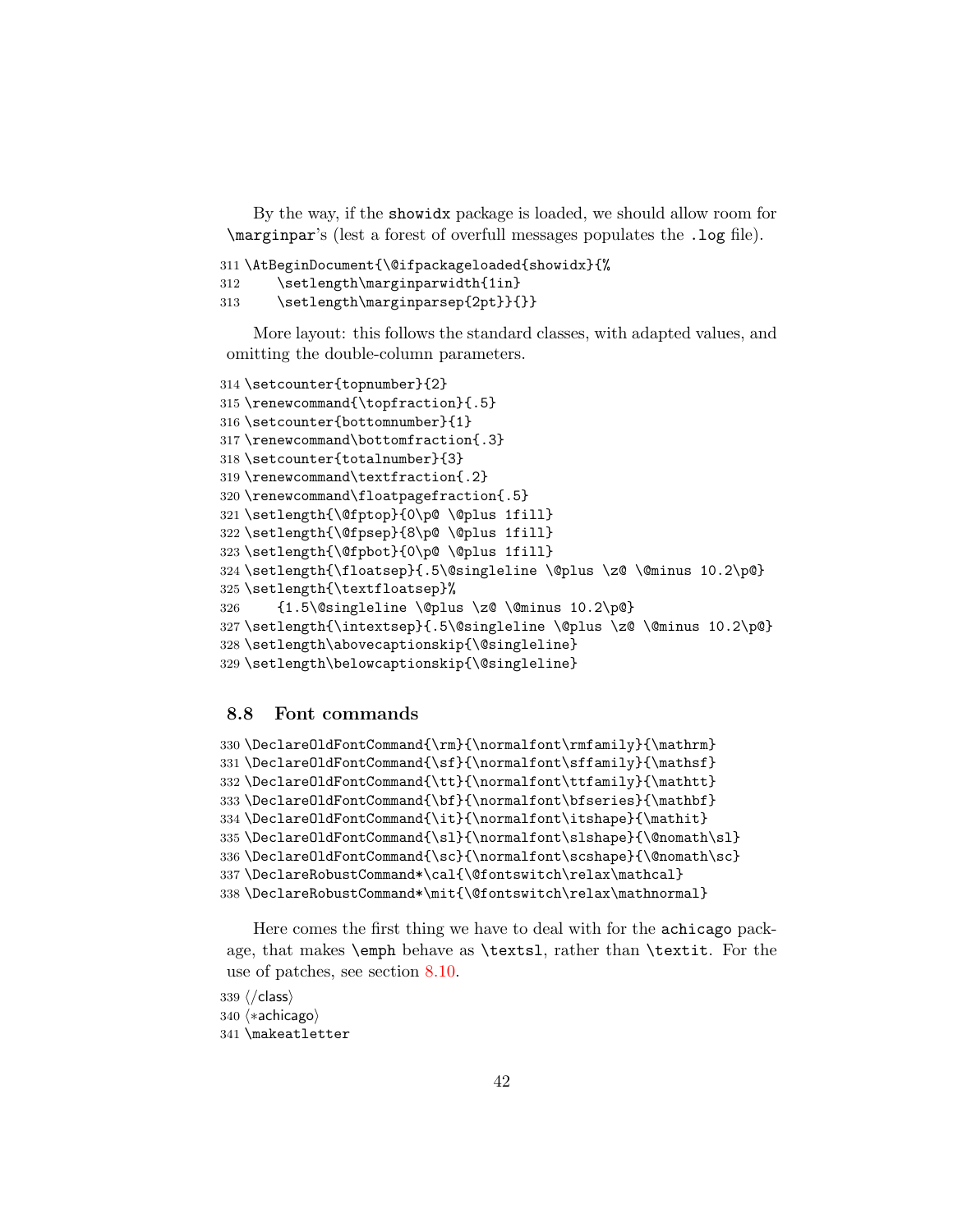By the way, if the `showidx` package is loaded, we should allow room for `\marginpar`'s (lest a forest of overfull messages populates the `.log` file).

```
311 \AtBeginDocument{\@ifpackageloaded{showidx}{%
312     \setlength\marginparwidth{1in}
313     \setlength\marginparsep{2pt}}{}}
```

More layout: this follows the standard classes, with adapted values, and omitting the double-column parameters.

```
314 \setcounter{topnumber}{2}
315 \renewcommand{\topfraction}{.5}
316 \setcounter{bottomnumber}{1}
317 \renewcommand\bottomfraction{.3}
318 \setcounter{totalnumber}{3}
319 \renewcommand\textfraction{.2}
320 \renewcommand\floatpagefraction{.5}
321 \setlength{\@fptop}{0\p@ \@plus 1fill}
322 \setlength{\@fpsep}{8\p@ \@plus 1fill}
323 \setlength{\@fpbot}{0\p@ \@plus 1fill}
324 \setlength{\floatsep}{.5\@singleline \@plus \z@ \@minus 10.2\p@}
325 \setlength{\textfloatsep}%
326     {1.5\@singleline \@plus \z@ \@minus 10.2\p@}
327 \setlength{\intextsep}{.5\@singleline \@plus \z@ \@minus 10.2\p@}
328 \setlength\abovecaptionskip{\@singleline}
329 \setlength\belowcaptionskip{\@singleline}
```

### 8.8 Font commands

```
330 \DeclareOldFontCommand{\rm}{\normalfont\rmfamily}{\mathrm}
331 \DeclareOldFontCommand{\sf}{\normalfont\sffamily}{\mathsf}
332 \DeclareOldFontCommand{\tt}{\normalfont\ttfamily}{\mathtt}
333 \DeclareOldFontCommand{\bf}{\normalfont\bfseries}{\mathbf}
334 \DeclareOldFontCommand{\it}{\normalfont\itshape}{\mathit}
335 \DeclareOldFontCommand{\sl}{\normalfont\slshape}{\@nomath\sl}
336 \DeclareOldFontCommand{\sc}{\normalfont\scshape}{\@nomath\sc}
337 \DeclareRobustCommand*\cal{\@fontswitch\relax\mathcal}
338 \DeclareRobustCommand*\mit{\@fontswitch\relax\mathnormal}
```

Here comes the first thing we have to deal with for the `achicago` package, that makes `\emph` behave as `\textsl`, rather than `\textit`. For the use of patches, see section 8.10.

```
339 ⟨/class⟩
340 ⟨*achicago⟩
341 \makeatletter
```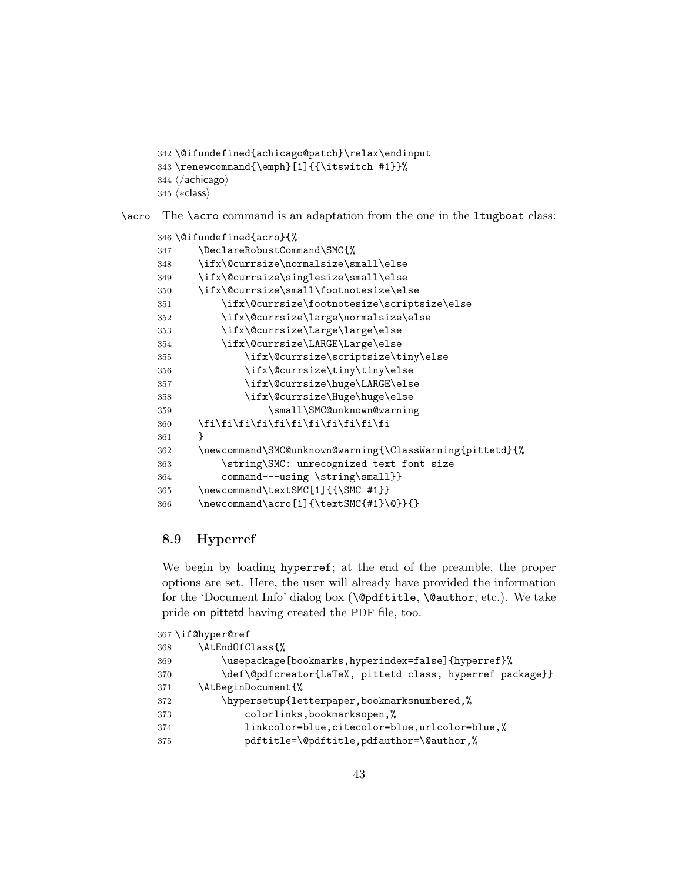```
342 \@ifundefined{achicago@patch}\relax\endinput
343 \renewcommand{\emph}[1]{{\itswitch #1}}%
344 ⟨/achicago⟩
345 ⟨*class⟩
```

\acro The `\acro` command is an adaptation from the one in the `ltugboat` class:

```
346 \@ifundefined{acro}{%
347     \DeclareRobustCommand\SMC{%
348     \ifx\@currsize\normalsize\small\else
349     \ifx\@currsize\singlesize\small\else
350     \ifx\@currsize\small\footnotesize\else
351         \ifx\@currsize\footnotesize\scriptsize\else
352         \ifx\@currsize\large\normalsize\else
353         \ifx\@currsize\Large\large\else
354         \ifx\@currsize\LARGE\Large\else
355             \ifx\@currsize\scriptsize\tiny\else
356             \ifx\@currsize\tiny\tiny\else
357             \ifx\@currsize\huge\LARGE\else
358             \ifx\@currsize\Huge\huge\else
359                 \small\SMC@unknown@warning
360     \fi\fi\fi\fi\fi\fi\fi\fi\fi\fi\fi
361     }
362     \newcommand\SMC@unknown@warning{\ClassWarning{pittetd}{%
363         \string\SMC: unrecognized text font size
364         command---using \string\small}}
365     \newcommand\textSMC[1]{{\SMC #1}}
366     \newcommand\acro[1]{\textSMC{#1}\@}}{}
```

### 8.9 Hyperref

We begin by loading `hyperref`; at the end of the preamble, the proper options are set. Here, the user will already have provided the information for the 'Document Info' dialog box (`\@pdftitle`, `\@author`, etc.). We take pride on pittetd having created the PDF file, too.

```
367 \if@hyper@ref
368     \AtEndOfClass{%
369         \usepackage[bookmarks,hyperindex=false]{hyperref}%
370         \def\@pdfcreator{LaTeX, pittetd class, hyperref package}}
371     \AtBeginDocument{%
372         \hypersetup{letterpaper,bookmarksnumbered,%
373             colorlinks,bookmarksopen,%
374             linkcolor=blue,citecolor=blue,urlcolor=blue,%
375             pdftitle=\@pdftitle,pdfauthor=\@author,%
```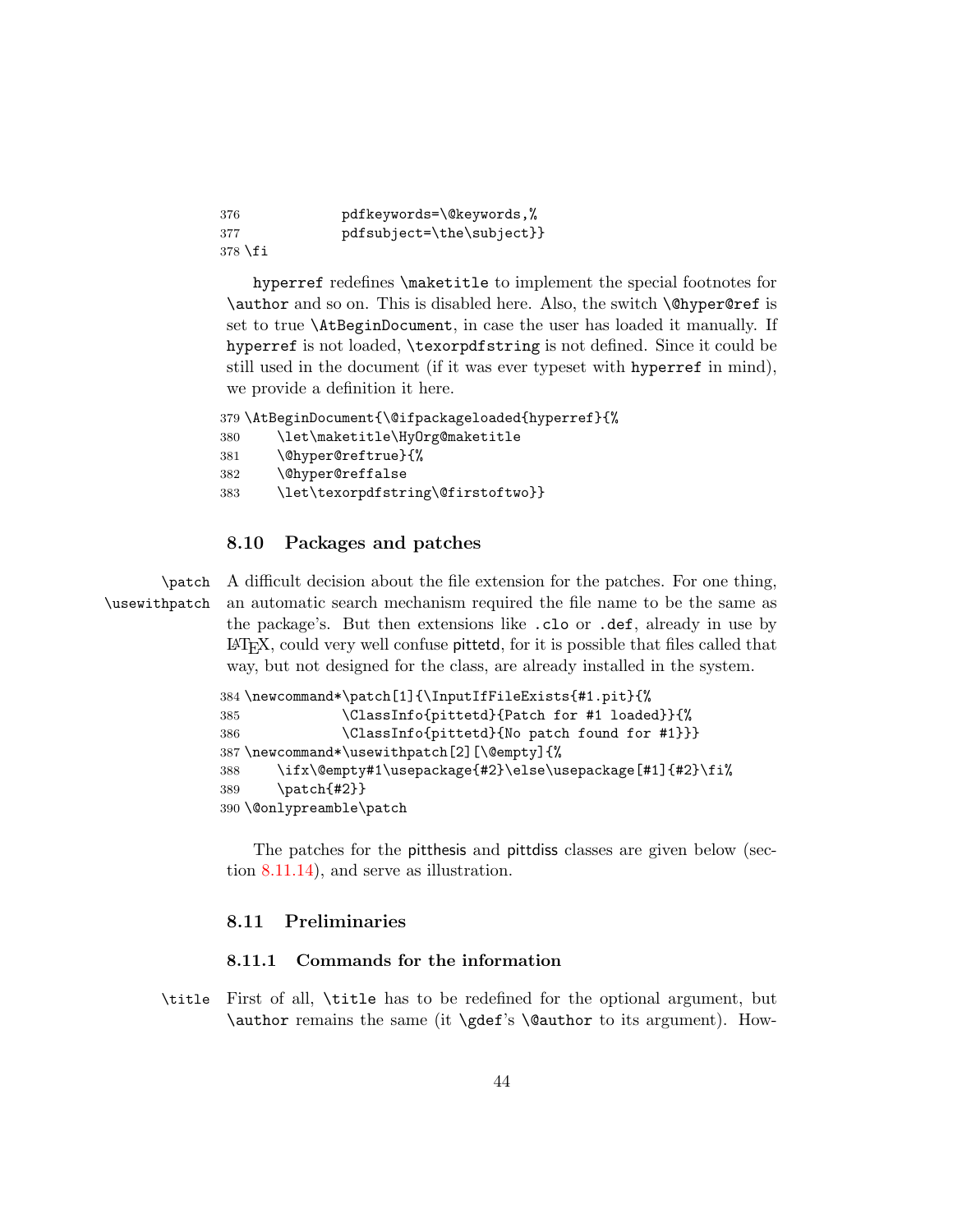```
376             pdfkeywords=\@keywords,%
377             pdfsubject=\the\subject}}
378 \fi
```

hyperref redefines \maketitle to implement the special footnotes for \author and so on. This is disabled here. Also, the switch \@hyper@ref is set to true \AtBeginDocument, in case the user has loaded it manually. If hyperref is not loaded, \texorpdfstring is not defined. Since it could be still used in the document (if it was ever typeset with hyperref in mind), we provide a definition it here.

```
379 \AtBeginDocument{\@ifpackageloaded{hyperref}{%
380     \let\maketitle\HyOrg@maketitle
381     \@hyper@reftrue}{%
382     \@hyper@reffalse
383     \let\texorpdfstring\@firstoftwo}}
```

### 8.10 Packages and patches

\patch \usewithpatch A difficult decision about the file extension for the patches. For one thing, an automatic search mechanism required the file name to be the same as the package's. But then extensions like .clo or .def, already in use by LaTeX, could very well confuse pittetd, for it is possible that files called that way, but not designed for the class, are already installed in the system.

```
384 \newcommand*\patch[1]{\InputIfFileExists{#1.pit}{%
385             \ClassInfo{pittetd}{Patch for #1 loaded}}{%
386             \ClassInfo{pittetd}{No patch found for #1}}}
387 \newcommand*\usewithpatch[2][\@empty]{%
388     \ifx\@empty#1\usepackage{#2}\else\usepackage[#1]{#2}\fi%
389     \patch{#2}}
390 \@onlypreamble\patch
```

The patches for the pitthesis and pittdiss classes are given below (section 8.11.14), and serve as illustration.

### 8.11 Preliminaries

#### 8.11.1 Commands for the information

\title First of all, \title has to be redefined for the optional argument, but \author remains the same (it \gdef's \@author to its argument). How-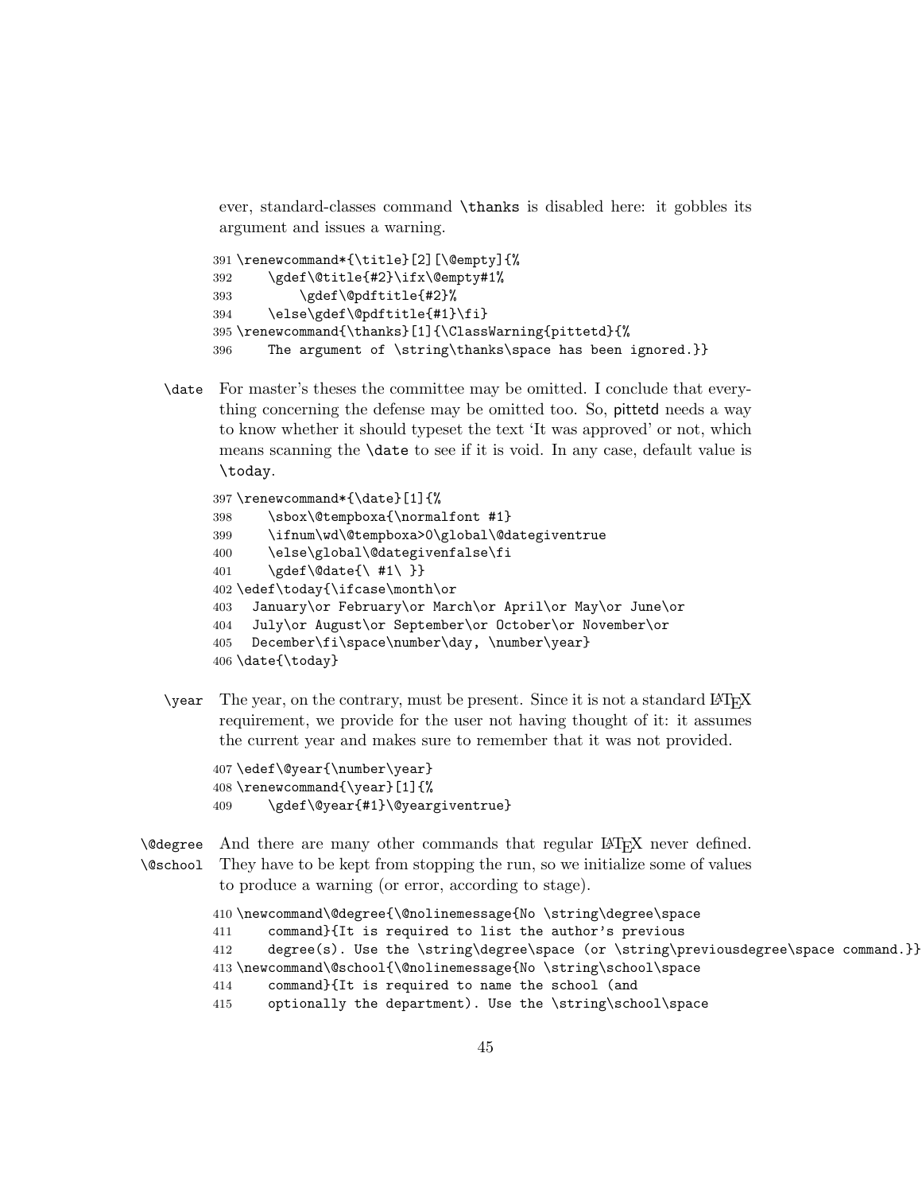ever, standard-classes command `\thanks` is disabled here: it gobbles its argument and issues a warning.

```
391 \renewcommand*{\title}[2][\@empty]{%
392     \gdef\@title{#2}\ifx\@empty#1%
393         \gdef\@pdftitle{#2}%
394     \else\gdef\@pdftitle{#1}\fi}
395 \renewcommand{\thanks}[1]{\ClassWarning{pittetd}{%
396     The argument of \string\thanks\space has been ignored.}}
```

`\date` For master's theses the committee may be omitted. I conclude that everything concerning the defense may be omitted too. So, pittetd needs a way to know whether it should typeset the text 'It was approved' or not, which means scanning the `\date` to see if it is void. In any case, default value is `\today`.

```
397 \renewcommand*{\date}[1]{%
398     \sbox\@tempboxa{\normalfont #1}
399     \ifnum\wd\@tempboxa>0\global\@dategiventrue
400     \else\global\@dategivenfalse\fi
401     \gdef\@date{\ #1\ }}
402 \edef\today{\ifcase\month\or
403   January\or February\or March\or April\or May\or June\or
404   July\or August\or September\or October\or November\or
405   December\fi\space\number\day, \number\year}
406 \date{\today}
```

`\year` The year, on the contrary, must be present. Since it is not a standard LaTeX requirement, we provide for the user not having thought of it: it assumes the current year and makes sure to remember that it was not provided.

```
407 \edef\@year{\number\year}
408 \renewcommand{\year}[1]{%
409     \gdef\@year{#1}\@yeargiventrue}
```

`\@degree` `\@school` And there are many other commands that regular LaTeX never defined. They have to be kept from stopping the run, so we initialize some of values to produce a warning (or error, according to stage).

```
410 \newcommand\@degree{\@nolinemessage{No \string\degree\space
411     command}{It is required to list the author's previous
412     degree(s). Use the \string\degree\space (or \string\previousdegree\space command.}}
413 \newcommand\@school{\@nolinemessage{No \string\school\space
414     command}{It is required to name the school (and
415     optionally the department). Use the \string\school\space
```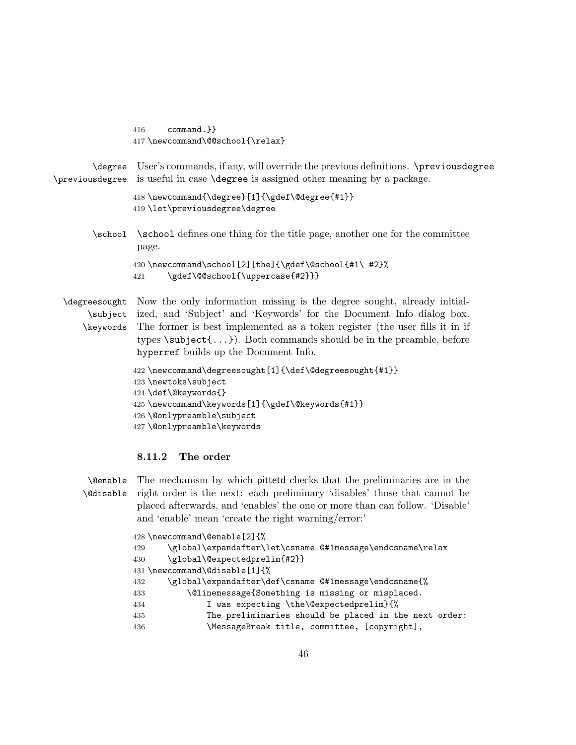```
416     command.}}
417 \newcommand\@@school{\relax}
```

\degree \previousdegree User's commands, if any, will override the previous definitions. `\previousdegree` is useful in case `\degree` is assigned other meaning by a package.

```
418 \newcommand{\degree}[1]{\gdef\@degree{#1}}
419 \let\previousdegree\degree
```

\school `\school` defines one thing for the title page, another one for the committee page.

```
420 \newcommand\school[2][the]{\gdef\@school{#1\ #2}%
421     \gdef\@@school{\uppercase{#2}}}
```

\degreesought \subject \keywords Now the only information missing is the degree sought, already initialized, and 'Subject' and 'Keywords' for the Document Info dialog box. The former is best implemented as a token register (the user fills it in if types `\subject{...}`). Both commands should be in the preamble, before `hyperref` builds up the Document Info.

```
422 \newcommand\degreesought[1]{\def\@degreesought{#1}}
423 \newtoks\subject
424 \def\@keywords{}
425 \newcommand\keywords[1]{\gdef\@keywords{#1}}
426 \@onlypreamble\subject
427 \@onlypreamble\keywords
```

### 8.11.2 The order

\@enable \@disable The mechanism by which pittetd checks that the preliminaries are in the right order is the next: each preliminary 'disables' those that cannot be placed afterwards, and 'enables' the one or more than can follow. 'Disable' and 'enable' mean 'create the right warning/error:'

```
428 \newcommand\@enable[2]{%
429     \global\expandafter\let\csname @#1message\endcsname\relax
430     \global\@expectedprelim{#2}}
431 \newcommand\@disable[1]{%
432     \global\expandafter\def\csname @#1message\endcsname{%
433         \@linemessage{Something is missing or misplaced.
434             I was expecting \the\@expectedprelim}{%
435             The preliminaries should be placed in the next order:
436             \MessageBreak title, committee, [copyright],
```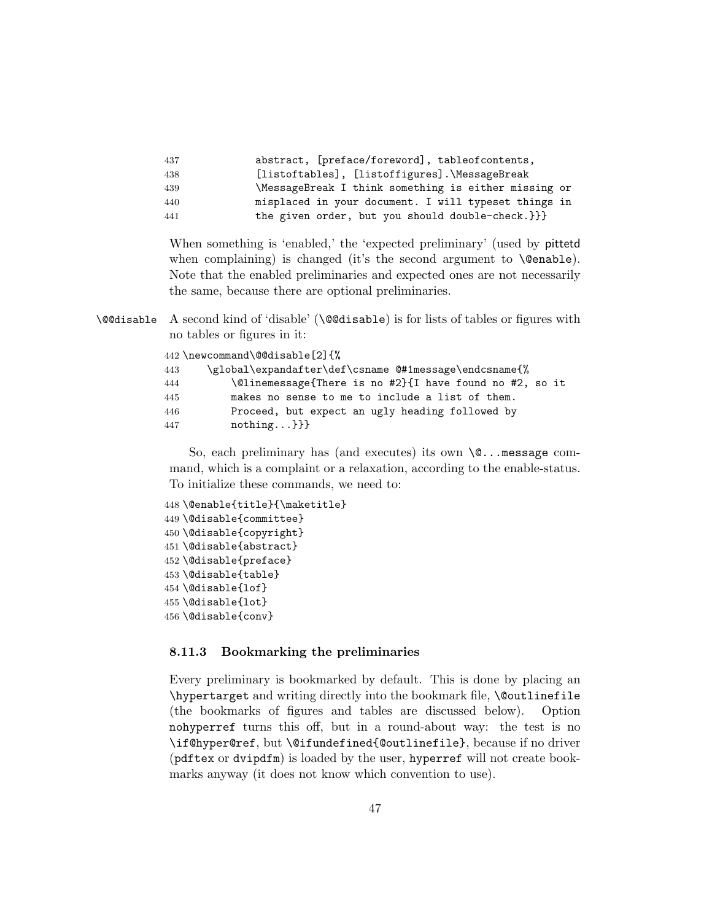```
437            abstract, [preface/foreword], tableofcontents,
438            [listoftables], [listoffigures].\MessageBreak
439            \MessageBreak I think something is either missing or
440            misplaced in your document. I will typeset things in
441            the given order, but you should double-check.}}}
```

When something is 'enabled,' the 'expected preliminary' (used by pittetd when complaining) is changed (it's the second argument to `\@enable`). Note that the enabled preliminaries and expected ones are not necessarily the same, because there are optional preliminaries.

`\@@disable` A second kind of 'disable' (`\@@disable`) is for lists of tables or figures with no tables or figures in it:

```
442 \newcommand\@@disable[2]{%
443     \global\expandafter\def\csname @#1message\endcsname{%
444         \@linemessage{There is no #2}{I have found no #2, so it
445         makes no sense to me to include a list of them.
446         Proceed, but expect an ugly heading followed by
447         nothing...}}}
```

So, each preliminary has (and executes) its own `\@...message` command, which is a complaint or a relaxation, according to the enable-status. To initialize these commands, we need to:

```
448 \@enable{title}{\maketitle}
449 \@disable{committee}
450 \@disable{copyright}
451 \@disable{abstract}
452 \@disable{preface}
453 \@disable{table}
454 \@disable{lof}
455 \@disable{lot}
456 \@disable{conv}
```

### 8.11.3 Bookmarking the preliminaries

Every preliminary is bookmarked by default. This is done by placing an `\hypertarget` and writing directly into the bookmark file, `\@outlinefile` (the bookmarks of figures and tables are discussed below). Option `nohyperref` turns this off, but in a round-about way: the test is no `\if@hyper@ref`, but `\@ifundefined{@outlinefile}`, because if no driver (`pdftex` or `dvipdfm`) is loaded by the user, `hyperref` will not create bookmarks anyway (it does not know which convention to use).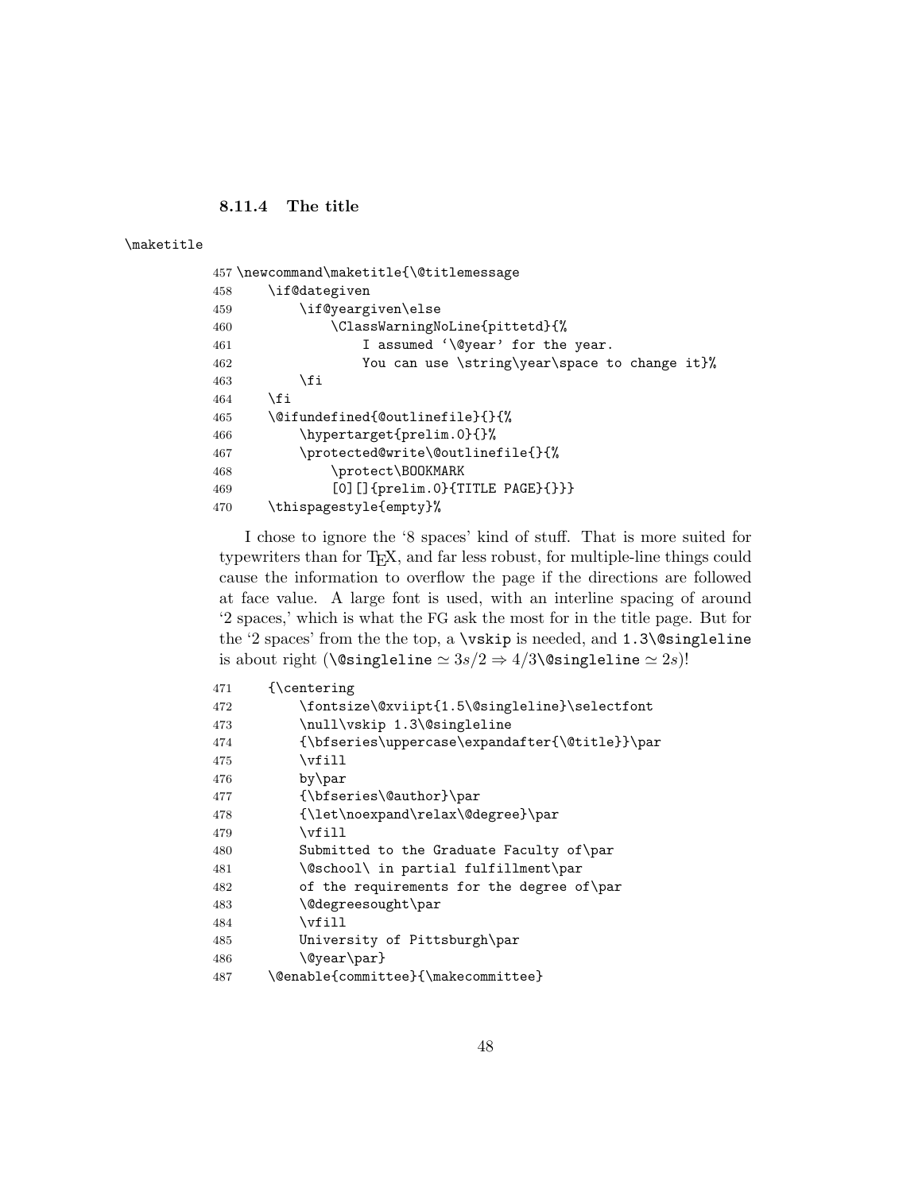### 8.11.4 The title

\maketitle

```
457 \newcommand\maketitle{\@titlemessage
458     \if@dategiven
459         \if@yeargiven\else
460             \ClassWarningNoLine{pittetd}{%
461                 I assumed `\@year' for the year.
462                 You can use \string\year\space to change it}%
463         \fi
464     \fi
465     \@ifundefined{@outlinefile}{}{%
466         \hypertarget{prelim.0}{}%
467         \protected@write\@outlinefile{}{%
468             \protect\BOOKMARK
469             [0][]{prelim.0}{TITLE PAGE}{}}}
470     \thispagestyle{empty}%
```

I chose to ignore the '8 spaces' kind of stuff. That is more suited for typewriters than for TeX, and far less robust, for multiple-line things could cause the information to overflow the page if the directions are followed at face value. A large font is used, with an interline spacing of around '2 spaces,' which is what the FG ask the most for in the title page. But for the '2 spaces' from the the top, a `\vskip` is needed, and `1.3\@singleline` is about right (`\@singleline` $\simeq 3s/2 \Rightarrow 4/3$`\@singleline` $\simeq 2s$)!

```
471     {\centering
472         \fontsize\@xviipt{1.5\@singleline}\selectfont
473         \null\vskip 1.3\@singleline
474         {\bfseries\uppercase\expandafter{\@title}}\par
475         \vfill
476         by\par
477         {\bfseries\@author}\par
478         {\let\noexpand\relax\@degree}\par
479         \vfill
480         Submitted to the Graduate Faculty of\par
481         \@school\ in partial fulfillment\par
482         of the requirements for the degree of\par
483         \@degreesought\par
484         \vfill
485         University of Pittsburgh\par
486         \@year\par}
487     \@enable{committee}{\makecommittee}
```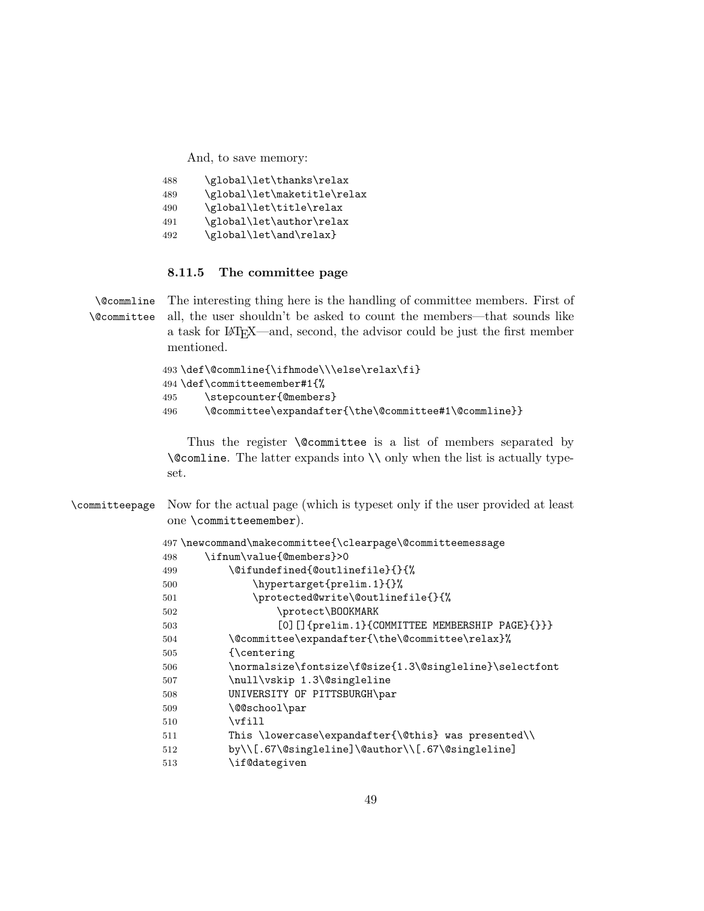And, to save memory:

```
488     \global\let\thanks\relax
489     \global\let\maketitle\relax
490     \global\let\title\relax
491     \global\let\author\relax
492     \global\let\and\relax}
```

### 8.11.5 The committee page

\@commline \@committee The interesting thing here is the handling of committee members. First of all, the user shouldn't be asked to count the members—that sounds like a task for LaTeX—and, second, the advisor could be just the first member mentioned.

```
493 \def\@commline{\ifhmode\\\else\relax\fi}
494 \def\committeemember#1{%
495     \stepcounter{@members}
496     \@committee\expandafter{\the\@committee#1\@commline}}
```

Thus the register `\@committee` is a list of members separated by `\@comline`. The latter expands into `\\` only when the list is actually typeset.

\committeepage Now for the actual page (which is typeset only if the user provided at least one `\committeemember`).

```
497 \newcommand\makecommittee{\clearpage\@committeemessage
498     \ifnum\value{@members}>0
499         \@ifundefined{@outlinefile}{}{%
500             \hypertarget{prelim.1}{}%
501             \protected@write\@outlinefile{}{%
502                 \protect\BOOKMARK
503                 [0][]{prelim.1}{COMMITTEE MEMBERSHIP PAGE}{}}}
504         \@committee\expandafter{\the\@committee\relax}%
505         {\centering
506         \normalsize\fontsize\f@size{1.3\@singleline}\selectfont
507         \null\vskip 1.3\@singleline
508         UNIVERSITY OF PITTSBURGH\par
509         \@@school\par
510         \vfill
511         This \lowercase\expandafter{\@this} was presented\\
512         by\\[.67\@singleline]\@author\\[.67\@singleline]
513         \if@dategiven
```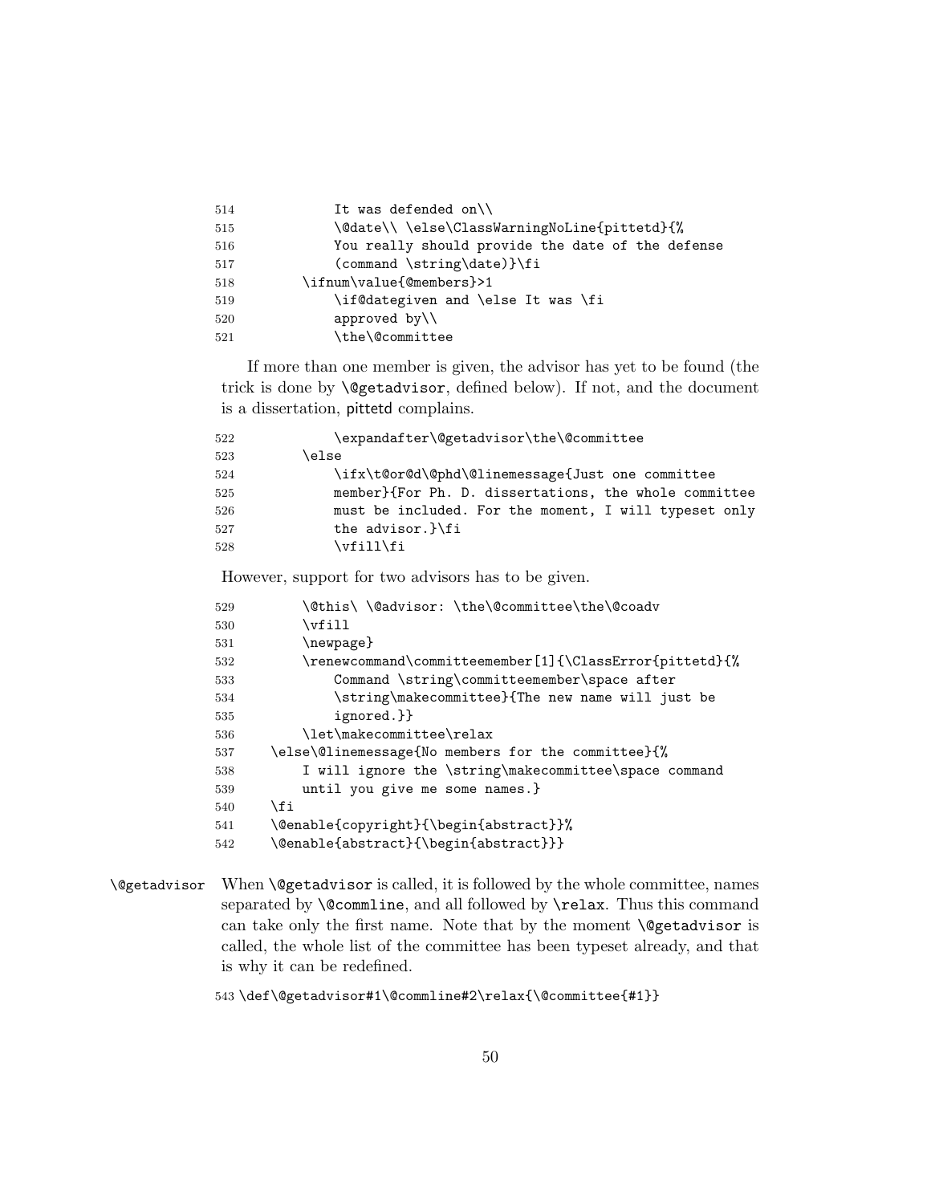```
514            It was defended on\\
515            \@date\\ \else\ClassWarningNoLine{pittetd}{%
516            You really should provide the date of the defense
517            (command \string\date)}\fi
518        \ifnum\value{@members}>1
519            \if@dategiven and \else It was \fi
520            approved by\\
521            \the\@committee
```

If more than one member is given, the advisor has yet to be found (the trick is done by `\@getadvisor`, defined below). If not, and the document is a dissertation, pittetd complains.

```
522            \expandafter\@getadvisor\the\@committee
523        \else
524            \ifx\t@or@d\@phd\@linemessage{Just one committee
525            member}{For Ph. D. dissertations, the whole committee
526            must be included. For the moment, I will typeset only
527            the advisor.}\fi
528            \vfill\fi
```

However, support for two advisors has to be given.

```
529        \@this\ \@advisor: \the\@committee\the\@coadv
530        \vfill
531        \newpage}
532        \renewcommand\committeemember[1]{\ClassError{pittetd}{%
533            Command \string\committeemember\space after
534            \string\makecommittee}{The new name will just be
535            ignored.}}
536        \let\makecommittee\relax
537    \else\@linemessage{No members for the committee}{%
538        I will ignore the \string\makecommittee\space command
539        until you give me some names.}
540    \fi
541    \@enable{copyright}{\begin{abstract}}%
542    \@enable{abstract}{\begin{abstract}}}
```

`\@getadvisor` When `\@getadvisor` is called, it is followed by the whole committee, names separated by `\@commline`, and all followed by `\relax`. Thus this command can take only the first name. Note that by the moment `\@getadvisor` is called, the whole list of the committee has been typeset already, and that is why it can be redefined.

```
543 \def\@getadvisor#1\@commline#2\relax{\@committee{#1}}
```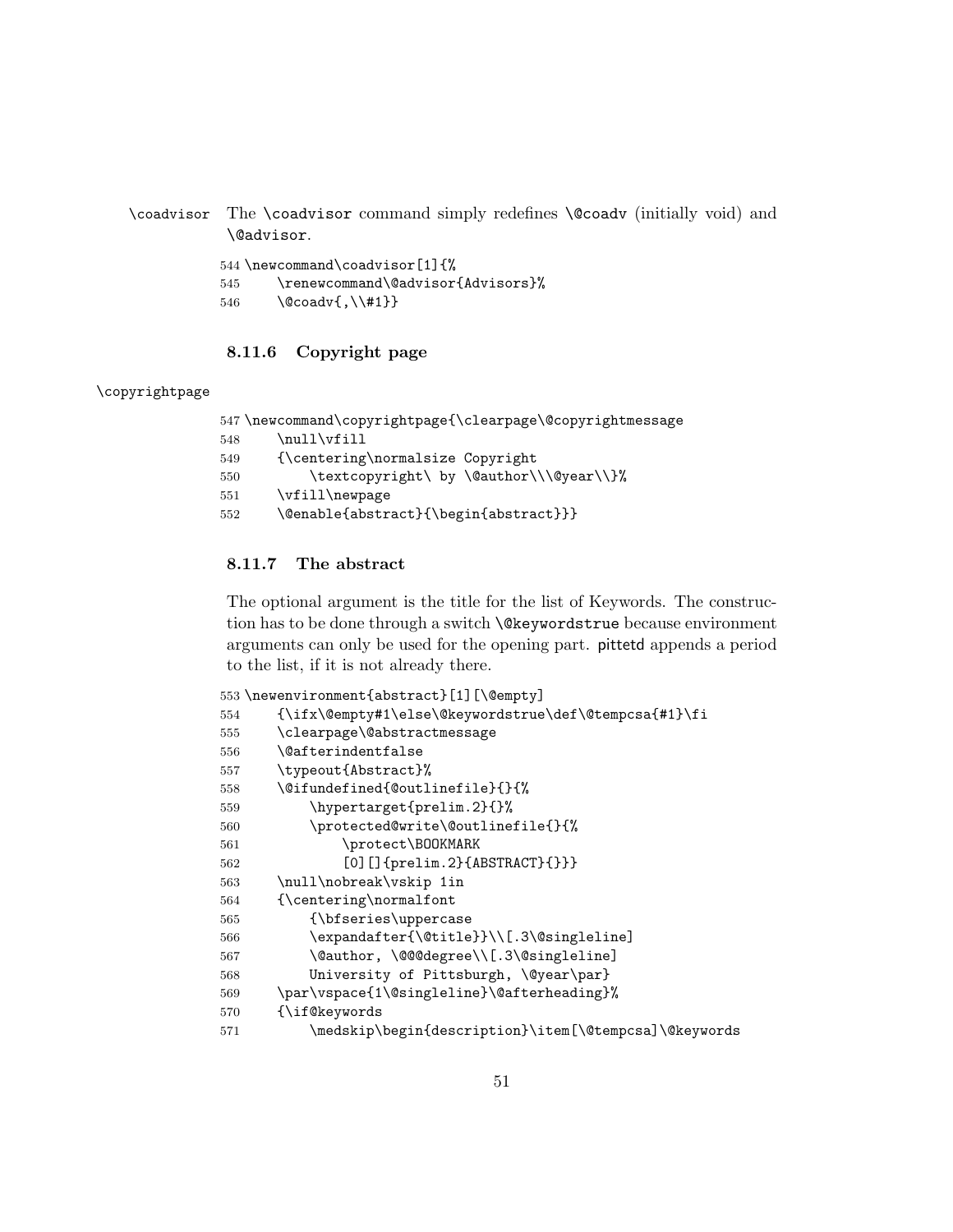\coadvisor The `\coadvisor` command simply redefines `\@coadv` (initially void) and `\@advisor`.

```
544 \newcommand\coadvisor[1]{%
545     \renewcommand\@advisor{Advisors}%
546     \@coadv{,\\#1}}
```

### 8.11.6 Copyright page

\copyrightpage

```
547 \newcommand\copyrightpage{\clearpage\@copyrightmessage
548     \null\vfill
549     {\centering\normalsize Copyright
550         \textcopyright\ by \@author\\\@year\\}%
551     \vfill\newpage
552     \@enable{abstract}{\begin{abstract}}}
```

### 8.11.7 The abstract

The optional argument is the title for the list of Keywords. The construction has to be done through a switch `\@keywordstrue` because environment arguments can only be used for the opening part. pittetd appends a period to the list, if it is not already there.

```
553 \newenvironment{abstract}[1][\@empty]
554     {\ifx\@empty#1\else\@keywordstrue\def\@tempcsa{#1}\fi
555     \clearpage\@abstractmessage
556     \@afterindentfalse
557     \typeout{Abstract}%
558     \@ifundefined{@outlinefile}{}{%
559         \hypertarget{prelim.2}{}%
560         \protected@write\@outlinefile{}{%
561             \protect\BOOKMARK
562             [0][]{prelim.2}{ABSTRACT}{}}}
563     \null\nobreak\vskip 1in
564     {\centering\normalfont
565         {\bfseries\uppercase
566         \expandafter{\@title}}\\[.3\@singleline]
567         \@author, \@@@degree\\[.3\@singleline]
568         University of Pittsburgh, \@year\par}
569     \par\vspace{1\@singleline}\@afterheading}%
570     {\if@keywords
571         \medskip\begin{description}\item[\@tempcsa]\@keywords
```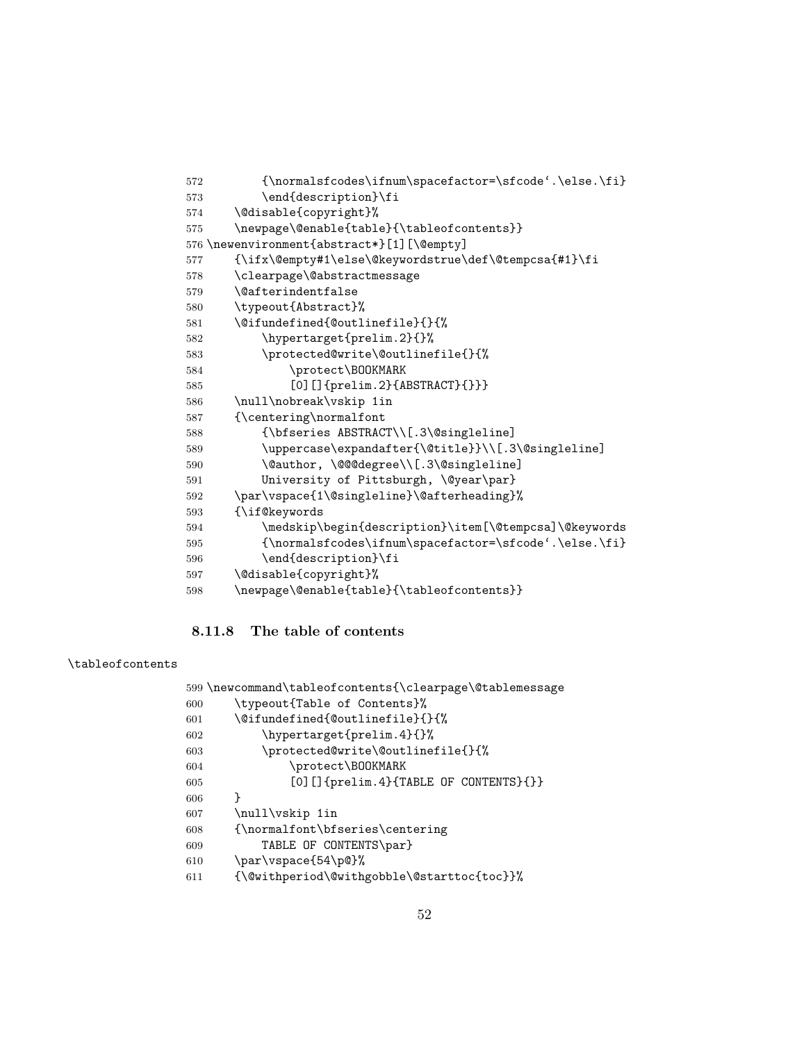```
572         {\normalsfcodes\ifnum\spacefactor=\sfcode`.\else.\fi}
573         \end{description}\fi
574     \@disable{copyright}%
575     \newpage\@enable{table}{\tableofcontents}}
576 \newenvironment{abstract*}[1][\@empty]
577     {\ifx\@empty#1\else\@keywordstrue\def\@tempcsa{#1}\fi
578     \clearpage\@abstractmessage
579     \@afterindentfalse
580     \typeout{Abstract}%
581     \@ifundefined{@outlinefile}{}{%
582         \hypertarget{prelim.2}{}%
583         \protected@write\@outlinefile{}{%
584             \protect\BOOKMARK
585             [0][]{prelim.2}{ABSTRACT}{}}}
586     \null\nobreak\vskip 1in
587     {\centering\normalfont
588         {\bfseries ABSTRACT\\[.3\@singleline]
589         \uppercase\expandafter{\@title}}\\[.3\@singleline]
590         \@author, \@@@degree\\[.3\@singleline]
591         University of Pittsburgh, \@year\par}
592     \par\vspace{1\@singleline}\@afterheading}%
593     {\if@keywords
594         \medskip\begin{description}\item[\@tempcsa]\@keywords
595         {\normalsfcodes\ifnum\spacefactor=\sfcode`.\else.\fi}
596         \end{description}\fi
597     \@disable{copyright}%
598     \newpage\@enable{table}{\tableofcontents}}
```

### 8.11.8 The table of contents

\tableofcontents

```
599 \newcommand\tableofcontents{\clearpage\@tablemessage
600     \typeout{Table of Contents}%
601     \@ifundefined{@outlinefile}{}{%
602         \hypertarget{prelim.4}{}%
603         \protected@write\@outlinefile{}{%
604             \protect\BOOKMARK
605             [0][]{prelim.4}{TABLE OF CONTENTS}{}}
606     }
607     \null\vskip 1in
608     {\normalfont\bfseries\centering
609         TABLE OF CONTENTS\par}
610     \par\vspace{54\p@}%
611     {\@withperiod\@withgobble\@starttoc{toc}}%
```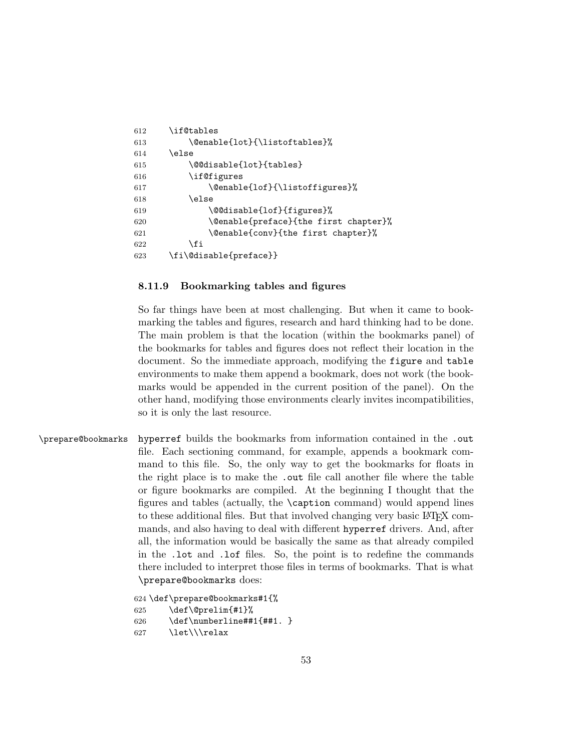```
612     \if@tables
613         \@enable{lot}{\listoftables}%
614     \else
615         \@@disable{lot}{tables}
616         \if@figures
617             \@enable{lof}{\listoffigures}%
618         \else
619             \@@disable{lof}{figures}%
620             \@enable{preface}{the first chapter}%
621             \@enable{conv}{the first chapter}%
622         \fi
623     \fi\@disable{preface}}
```

### 8.11.9 Bookmarking tables and figures

So far things have been at most challenging. But when it came to bookmarking the tables and figures, research and hard thinking had to be done. The main problem is that the location (within the bookmarks panel) of the bookmarks for tables and figures does not reflect their location in the document. So the immediate approach, modifying the `figure` and `table` environments to make them append a bookmark, does not work (the bookmarks would be appended in the current position of the panel). On the other hand, modifying those environments clearly invites incompatibilities, so it is only the last resource.

`\prepare@bookmarks` `hyperref` builds the bookmarks from information contained in the `.out` file. Each sectioning command, for example, appends a bookmark command to this file. So, the only way to get the bookmarks for floats in the right place is to make the `.out` file call another file where the table or figure bookmarks are compiled. At the beginning I thought that the figures and tables (actually, the `\caption` command) would append lines to these additional files. But that involved changing very basic LaTeX commands, and also having to deal with different `hyperref` drivers. And, after all, the information would be basically the same as that already compiled in the `.lot` and `.lof` files. So, the point is to redefine the commands there included to interpret those files in terms of bookmarks. That is what `\prepare@bookmarks` does:

```
624 \def\prepare@bookmarks#1{%
625     \def\@prelim{#1}%
626     \def\numberline##1{##1. }
627     \let\\\relax
```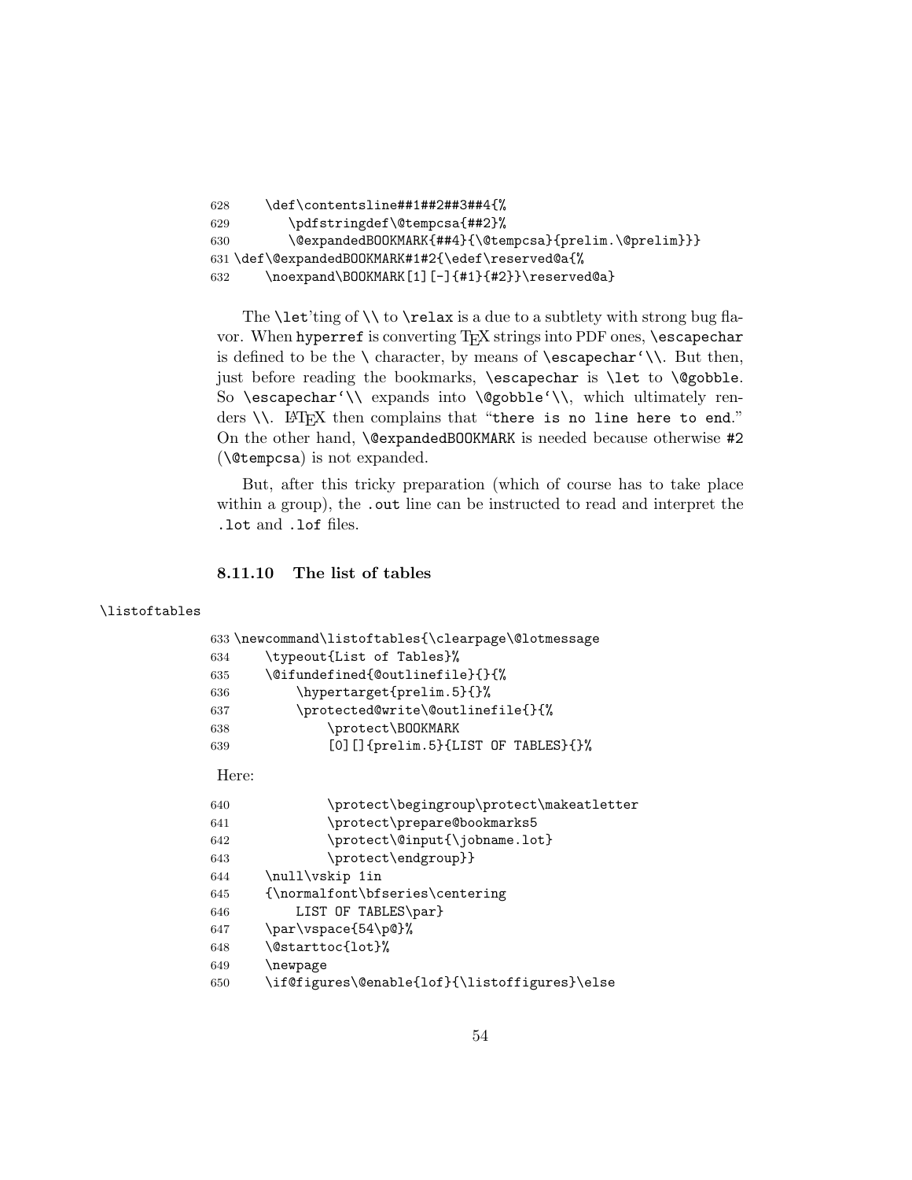```
628     \def\contentsline##1##2##3##4{%
629        \pdfstringdef\@tempcsa{##2}%
630        \@expandedBOOKMARK{##4}{\@tempcsa}{prelim.\@prelim}}}
631 \def\@expandedBOOKMARK#1#2{\edef\reserved@a{%
632     \noexpand\BOOKMARK[1][-]{#1}{#2}}\reserved@a}
```

The `\let`'ting of `\\` to `\relax` is a due to a subtlety with strong bug flavor. When `hyperref` is converting TEX strings into PDF ones, `\escapechar` is defined to be the `\` character, by means of `\escapechar`\\`. But then, just before reading the bookmarks, `\escapechar` is `\let` to `\@gobble`. So `\escapechar`\\` expands into `\@gobble`\\`, which ultimately renders `\\`. LATEX then complains that "`there is no line here to end`." On the other hand, `\@expandedBOOKMARK` is needed because otherwise `#2` (`\@tempcsa`) is not expanded.

But, after this tricky preparation (which of course has to take place within a group), the `.out` line can be instructed to read and interpret the `.lot` and `.lof` files.

### 8.11.10 The list of tables

`\listoftables`

```
633 \newcommand\listoftables{\clearpage\@lotmessage
634     \typeout{List of Tables}%
635     \@ifundefined{@outlinefile}{}{%
636         \hypertarget{prelim.5}{}%
637         \protected@write\@outlinefile{}{%
638             \protect\BOOKMARK
639             [0][]{prelim.5}{LIST OF TABLES}{}%
```

Here:

```
640             \protect\begingroup\protect\makeatletter
641             \protect\prepare@bookmarks5
642             \protect\@input{\jobname.lot}
643             \protect\endgroup}}
644     \null\vskip 1in
645     {\normalfont\bfseries\centering
646         LIST OF TABLES\par}
647     \par\vspace{54\p@}%
648     \@starttoc{lot}%
649     \newpage
650     \if@figures\@enable{lof}{\listoffigures}\else
```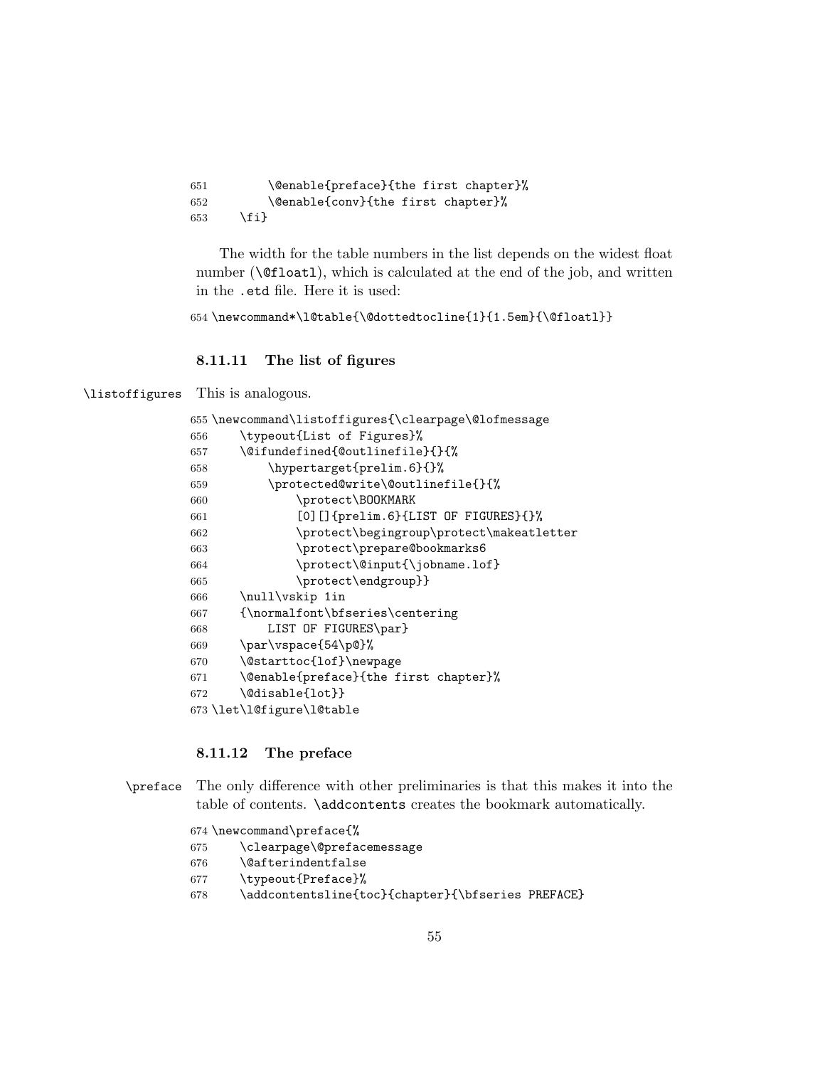```
651         \@enable{preface}{the first chapter}%
652         \@enable{conv}{the first chapter}%
653     \fi}
```

The width for the table numbers in the list depends on the widest float number (`\@floatl`), which is calculated at the end of the job, and written in the `.etd` file. Here it is used:

```
654 \newcommand*\l@table{\@dottedtocline{1}{1.5em}{\@floatl}}
```

### 8.11.11 The list of figures

`\listoffigures` This is analogous.

```
655 \newcommand\listoffigures{\clearpage\@lofmessage
656     \typeout{List of Figures}%
657     \@ifundefined{@outlinefile}{}{%
658         \hypertarget{prelim.6}{}%
659         \protected@write\@outlinefile{}{%
660             \protect\BOOKMARK
661             [0][]{prelim.6}{LIST OF FIGURES}{}%
662             \protect\begingroup\protect\makeatletter
663             \protect\prepare@bookmarks6
664             \protect\@input{\jobname.lof}
665             \protect\endgroup}}
666     \null\vskip 1in
667     {\normalfont\bfseries\centering
668         LIST OF FIGURES\par}
669     \par\vspace{54\p@}%
670     \@starttoc{lof}\newpage
671     \@enable{preface}{the first chapter}%
672     \@disable{lot}}
673 \let\l@figure\l@table
```

### 8.11.12 The preface

`\preface` The only difference with other preliminaries is that this makes it into the table of contents. `\addcontents` creates the bookmark automatically.

```
674 \newcommand\preface{%
675     \clearpage\@prefacemessage
676     \@afterindentfalse
677     \typeout{Preface}%
678     \addcontentsline{toc}{chapter}{\bfseries PREFACE}
```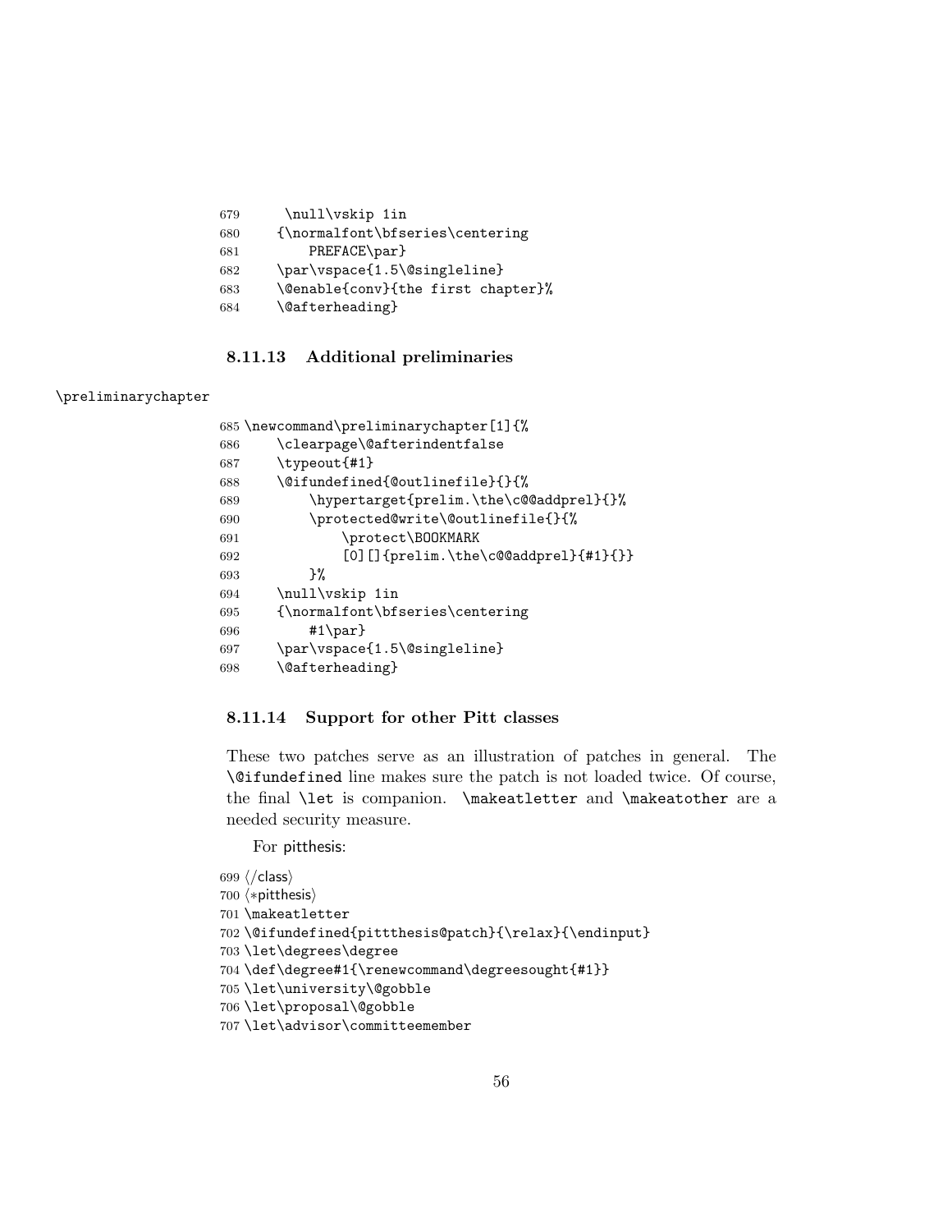```
679     \null\vskip 1in
680     {\normalfont\bfseries\centering
681         PREFACE\par}
682     \par\vspace{1.5\@singleline}
683     \@enable{conv}{the first chapter}%
684     \@afterheading}
```

### 8.11.13 Additional preliminaries

\preliminarychapter

```
685 \newcommand\preliminarychapter[1]{%
686     \clearpage\@afterindentfalse
687     \typeout{#1}
688     \@ifundefined{@outlinefile}{}{%
689         \hypertarget{prelim.\the\c@@addprel}{}%
690         \protected@write\@outlinefile{}{%
691             \protect\BOOKMARK
692             [0][]{prelim.\the\c@@addprel}{#1}{}}
693         }%
694     \null\vskip 1in
695     {\normalfont\bfseries\centering
696         #1\par}
697     \par\vspace{1.5\@singleline}
698     \@afterheading}
```

### 8.11.14 Support for other Pitt classes

These two patches serve as an illustration of patches in general. The `\@ifundefined` line makes sure the patch is not loaded twice. Of course, the final `\let` is companion. `\makeatletter` and `\makeatother` are a needed security measure.

For pitthesis:

```
699 </class>
700 <*pitthesis>
701 \makeatletter
702 \@ifundefined{pittthesis@patch}{\relax}{\endinput}
703 \let\degrees\degree
704 \def\degree#1{\renewcommand\degreesought{#1}}
705 \let\university\@gobble
706 \let\proposal\@gobble
707 \let\advisor\committeemember
```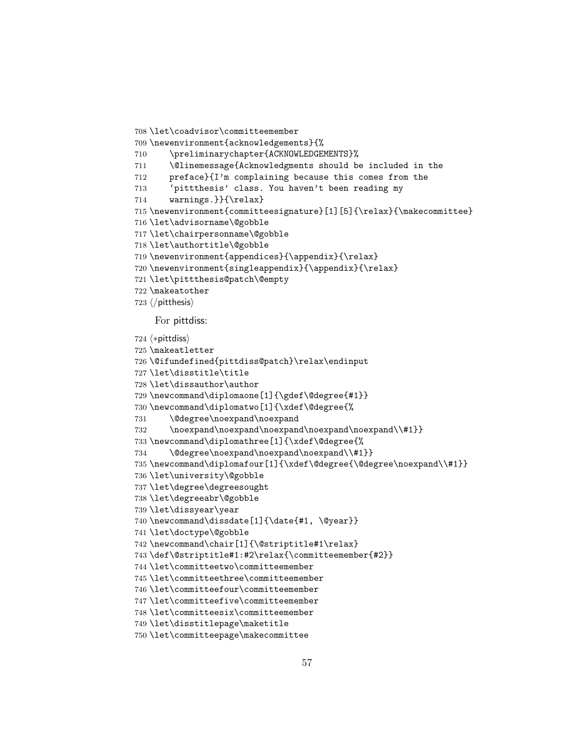```
708 \let\coadvisor\committeemember
709 \newenvironment{acknowledgements}{%
710     \preliminarychapter{ACKNOWLEDGEMENTS}%
711     \@linemessage{Acknowledgments should be included in the
712     preface}{I'm complaining because this comes from the
713     'pittthesis' class. You haven't been reading my
714     warnings.}}{\relax}
715 \newenvironment{committeesignature}[1][5]{\relax}{\makecommittee}
716 \let\advisorname\@gobble
717 \let\chairpersonname\@gobble
718 \let\authortitle\@gobble
719 \newenvironment{appendices}{\appendix}{\relax}
720 \newenvironment{singleappendix}{\appendix}{\relax}
721 \let\pittthesis@patch\@empty
722 \makeatother
723 ⟨/pitthesis⟩
```

For pittdiss:

```
724 ⟨*pittdiss⟩
725 \makeatletter
726 \@ifundefined{pittdiss@patch}\relax\endinput
727 \let\disstitle\title
728 \let\dissauthor\author
729 \newcommand\diplomaone[1]{\gdef\@degree{#1}}
730 \newcommand\diplomatwo[1]{\xdef\@degree{%
731     \@degree\noexpand\noexpand
732     \noexpand\noexpand\noexpand\noexpand\noexpand\\#1}}
733 \newcommand\diplomathree[1]{\xdef\@degree{%
734     \@degree\noexpand\noexpand\noexpand\\#1}}
735 \newcommand\diplomafour[1]{\xdef\@degree{\@degree\noexpand\\#1}}
736 \let\university\@gobble
737 \let\degree\degreesought
738 \let\degreeabr\@gobble
739 \let\dissyear\year
740 \newcommand\dissdate[1]{\date{#1, \@year}}
741 \let\doctype\@gobble
742 \newcommand\chair[1]{\@striptitle#1\relax}
743 \def\@striptitle#1:#2\relax{\committeemember{#2}}
744 \let\committeetwo\committeemember
745 \let\committeethree\committeemember
746 \let\committeefour\committeemember
747 \let\committeefive\committeemember
748 \let\committeesix\committeemember
749 \let\disstitlepage\maketitle
750 \let\committeepage\makecommittee
```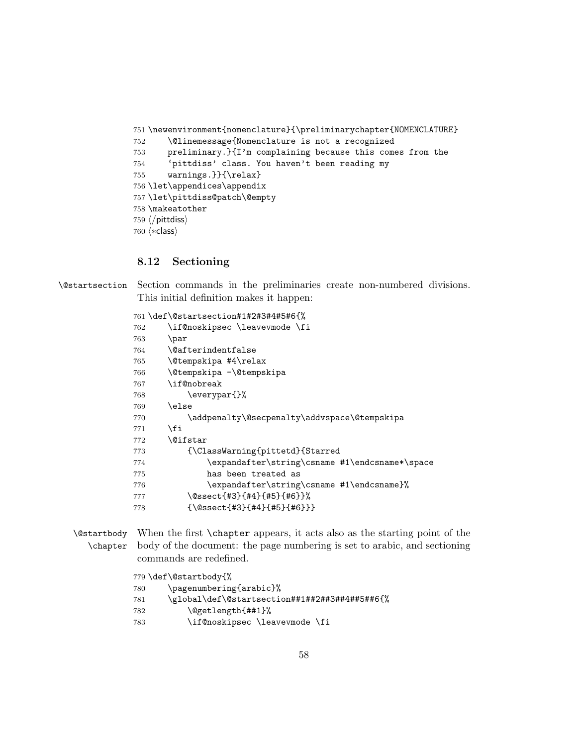```
751 \newenvironment{nomenclature}{\preliminarychapter{NOMENCLATURE}
752     \@linemessage{Nomenclature is not a recognized
753     preliminary.}{I'm complaining because this comes from the
754     'pittdiss' class. You haven't been reading my
755     warnings.}}{\relax}
756 \let\appendices\appendix
757 \let\pittdiss@patch\@empty
758 \makeatother
759 </pittdiss>
760 <*class>
```

### 8.12 Sectioning

\@startsection Section commands in the preliminaries create non-numbered divisions. This initial definition makes it happen:

```
761 \def\@startsection#1#2#3#4#5#6{%
762     \if@noskipsec \leavevmode \fi
763     \par
764     \@afterindentfalse
765     \@tempskipa #4\relax
766     \@tempskipa -\@tempskipa
767     \if@nobreak
768         \everypar{}%
769     \else
770         \addpenalty\@secpenalty\addvspace\@tempskipa
771     \fi
772     \@ifstar
773         {\ClassWarning{pittetd}{Starred
774             \expandafter\string\csname #1\endcsname*\space
775             has been treated as
776             \expandafter\string\csname #1\endcsname}%
777         \@ssect{#3}{#4}{#5}{#6}}%
778         {\@ssect{#3}{#4}{#5}{#6}}}
```

\@startbody \chapter When the first \chapter appears, it acts also as the starting point of the body of the document: the page numbering is set to arabic, and sectioning commands are redefined.

```
779 \def\@startbody{%
780     \pagenumbering{arabic}%
781     \global\def\@startsection##1##2##3##4##5##6{%
782         \@getlength{##1}%
783         \if@noskipsec \leavevmode \fi
```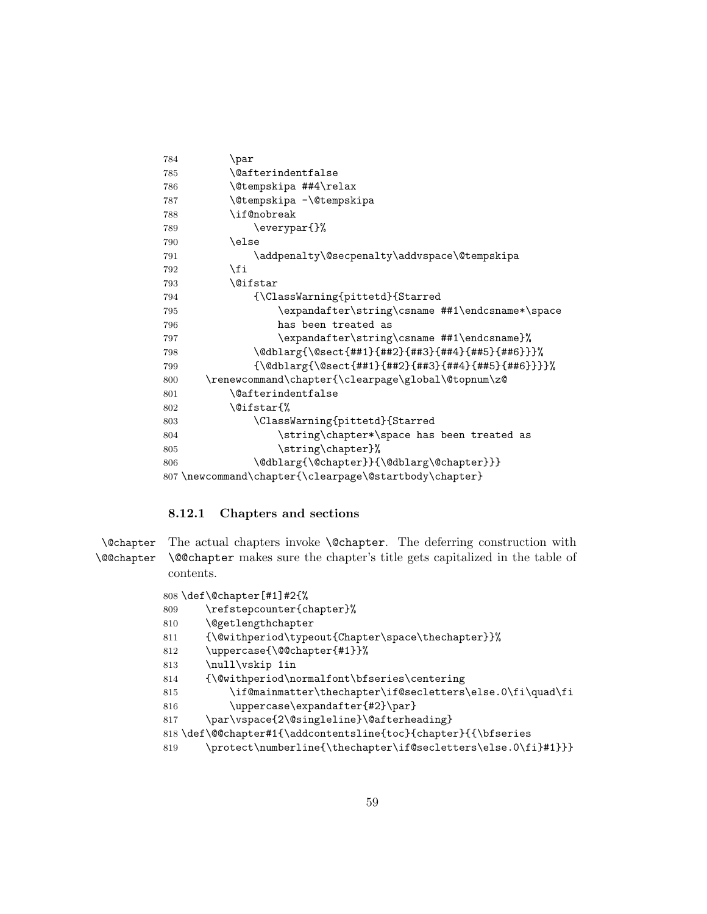```
784         \par
785         \@afterindentfalse
786         \@tempskipa ##4\relax
787         \@tempskipa -\@tempskipa
788         \if@nobreak
789             \everypar{}%
790         \else
791             \addpenalty\@secpenalty\addvspace\@tempskipa
792         \fi
793         \@ifstar
794             {\ClassWarning{pittetd}{Starred
795                 \expandafter\string\csname ##1\endcsname*\space
796                 has been treated as
797                 \expandafter\string\csname ##1\endcsname}%
798             \@dblarg{\@sect{##1}{##2}{##3}{##4}{##5}{##6}}}%
799             {\@dblarg{\@sect{##1}{##2}{##3}{##4}{##5}{##6}}}}%
800     \renewcommand\chapter{\clearpage\global\@topnum\z@
801         \@afterindentfalse
802         \@ifstar{%
803             \ClassWarning{pittetd}{Starred
804                 \string\chapter*\space has been treated as
805                 \string\chapter}%
806             \@dblarg{\@chapter}}{\@dblarg\@chapter}}}
807 \newcommand\chapter{\clearpage\@startbody\chapter}
```

### 8.12.1 Chapters and sections

`\@chapter` `\@@chapter` The actual chapters invoke `\@chapter`. The deferring construction with `\@@chapter` makes sure the chapter's title gets capitalized in the table of contents.

```
808 \def\@chapter[#1]#2{%
809     \refstepcounter{chapter}%
810     \@getlengthchapter
811     {\@withperiod\typeout{Chapter\space\thechapter}}%
812     \uppercase{\@@chapter{#1}}%
813     \null\vskip 1in
814     {\@withperiod\normalfont\bfseries\centering
815         \if@mainmatter\thechapter\if@secletters\else.0\fi\quad\fi
816         \uppercase\expandafter{#2}\par}
817     \par\vspace{2\@singleline}\@afterheading}
818 \def\@@chapter#1{\addcontentsline{toc}{chapter}{{\bfseries
819     \protect\numberline{\thechapter\if@secletters\else.0\fi}#1}}}
```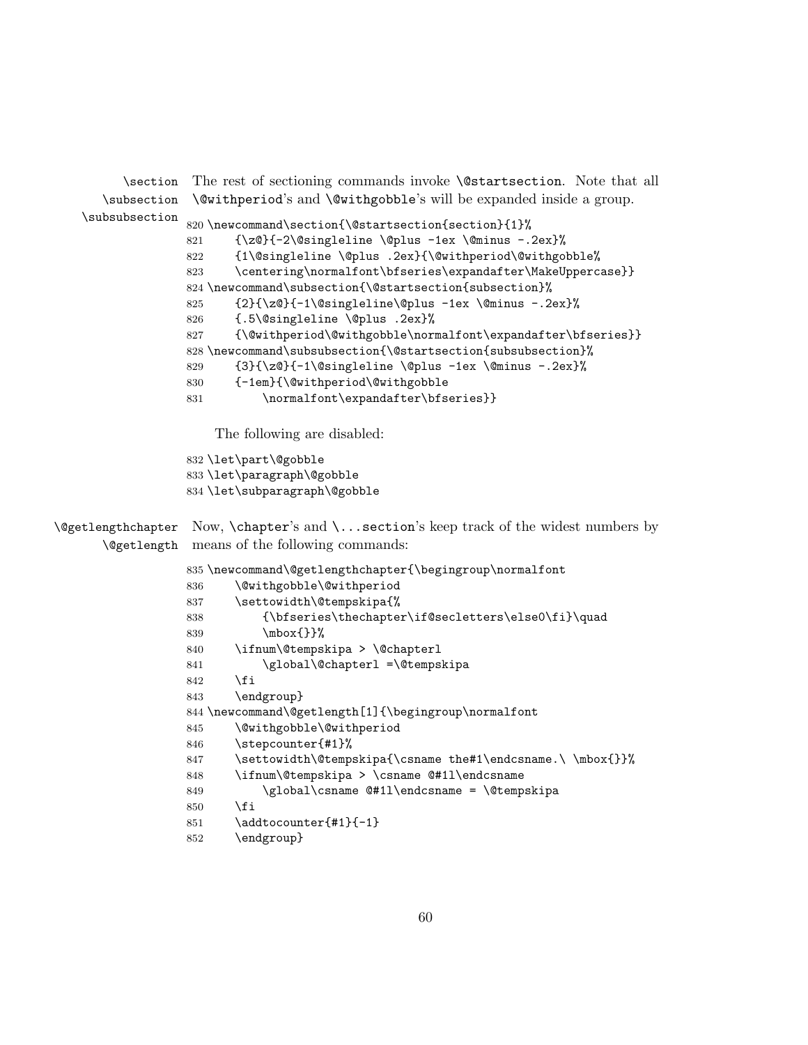\section \subsection \subsubsection The rest of sectioning commands invoke `\@startsection`. Note that all `\@withperiod`'s and `\@withgobble`'s will be expanded inside a group.

```
820 \newcommand\section{\@startsection{section}{1}%
821     {\z@}{-2\@singleline \@plus -1ex \@minus -.2ex}%
822     {1\@singleline \@plus .2ex}{\@withperiod\@withgobble%
823     \centering\normalfont\bfseries\expandafter\MakeUppercase}}
824 \newcommand\subsection{\@startsection{subsection}%
825     {2}{\z@}{-1\@singleline\@plus -1ex \@minus -.2ex}%
826     {.5\@singleline \@plus .2ex}%
827     {\@withperiod\@withgobble\normalfont\expandafter\bfseries}}
828 \newcommand\subsubsection{\@startsection{subsubsection}%
829     {3}{\z@}{-1\@singleline \@plus -1ex \@minus -.2ex}%
830     {-1em}{\@withperiod\@withgobble
831         \normalfont\expandafter\bfseries}}
```

The following are disabled:

```
832 \let\part\@gobble
833 \let\paragraph\@gobble
834 \let\subparagraph\@gobble
```

\@getlengthchapter \@getlength Now, `\chapter`'s and `\...section`'s keep track of the widest numbers by means of the following commands:

```
835 \newcommand\@getlengthchapter{\begingroup\normalfont
836     \@withgobble\@withperiod
837     \settowidth\@tempskipa{%
838         {\bfseries\thechapter\if@secletters\else0\fi}\quad
839         \mbox{}}%
840     \ifnum\@tempskipa > \@chapterl
841         \global\@chapterl =\@tempskipa
842     \fi
843     \endgroup}
844 \newcommand\@getlength[1]{\begingroup\normalfont
845     \@withgobble\@withperiod
846     \stepcounter{#1}%
847     \settowidth\@tempskipa{\csname the#1\endcsname.\ \mbox{}}%
848     \ifnum\@tempskipa > \csname @#1l\endcsname
849         \global\csname @#1l\endcsname = \@tempskipa
850     \fi
851     \addtocounter{#1}{-1}
852     \endgroup}
```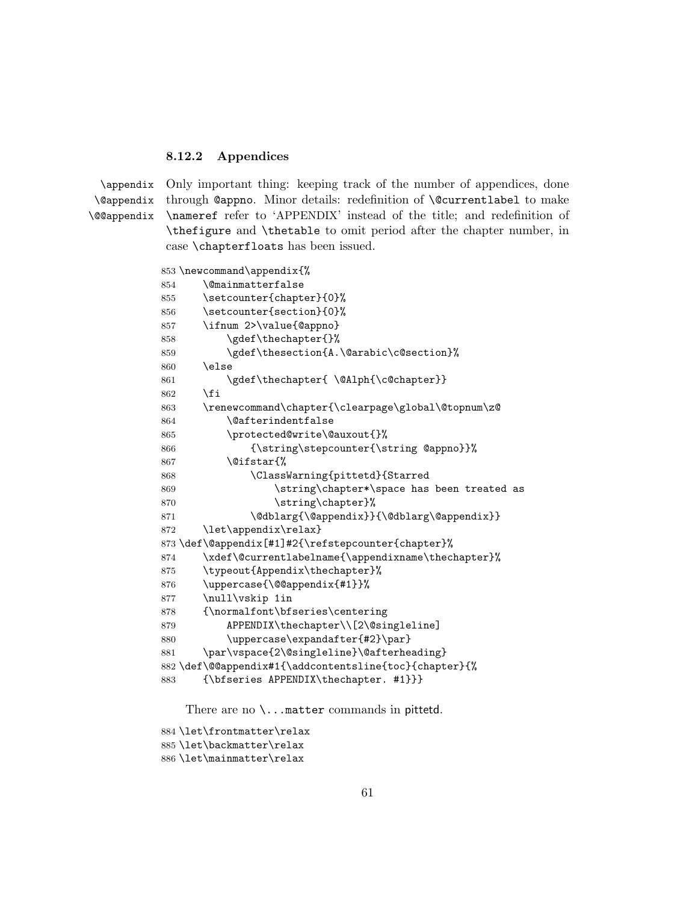### 8.12.2 Appendices

\appendix \@appendix \@@appendix Only important thing: keeping track of the number of appendices, done through @appno. Minor details: redefinition of \@currentlabel to make \nameref refer to 'APPENDIX' instead of the title; and redefinition of \thefigure and \thetable to omit period after the chapter number, in case \chapterfloats has been issued.

```
853 \newcommand\appendix{%
854     \@mainmatterfalse
855     \setcounter{chapter}{0}%
856     \setcounter{section}{0}%
857     \ifnum 2>\value{@appno}
858         \gdef\thechapter{}%
859         \gdef\thesection{A.\@arabic\c@section}%
860     \else
861         \gdef\thechapter{ \@Alph{\c@chapter}}
862     \fi
863     \renewcommand\chapter{\clearpage\global\@topnum\z@
864         \@afterindentfalse
865         \protected@write\@auxout{}%
866             {\string\stepcounter{\string @appno}}%
867         \@ifstar{%
868             \ClassWarning{pittetd}{Starred
869                 \string\chapter*\space has been treated as
870                 \string\chapter}%
871             \@dblarg{\@appendix}}{\@dblarg\@appendix}}
872     \let\appendix\relax}
873 \def\@appendix[#1]#2{\refstepcounter{chapter}%
874     \xdef\@currentlabelname{\appendixname\thechapter}%
875     \typeout{Appendix\thechapter}%
876     \uppercase{\@@appendix{#1}}%
877     \null\vskip 1in
878     {\normalfont\bfseries\centering
879         APPENDIX\thechapter\\[2\@singleline]
880         \uppercase\expandafter{#2}\par}
881     \par\vspace{2\@singleline}\@afterheading}
882 \def\@@appendix#1{\addcontentsline{toc}{chapter}{%
883     {\bfseries APPENDIX\thechapter. #1}}}
```

There are no \...matter commands in pittetd.

```
884 \let\frontmatter\relax
885 \let\backmatter\relax
886 \let\mainmatter\relax
```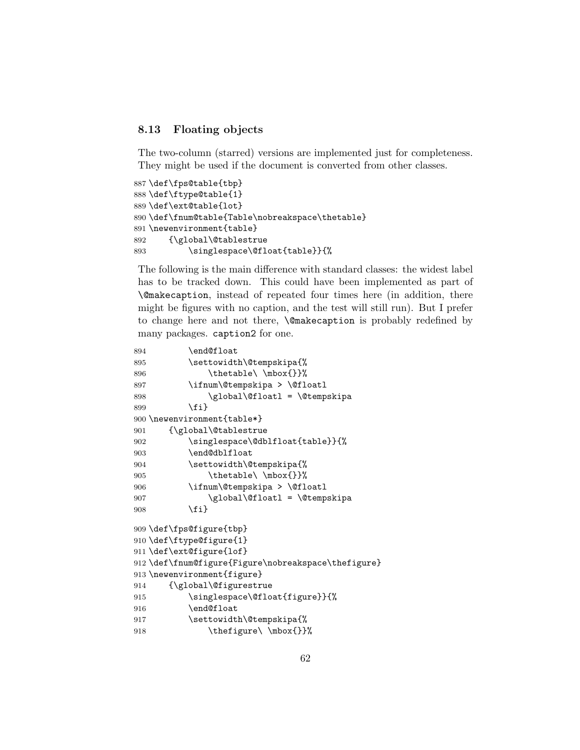### 8.13 Floating objects

The two-column (starred) versions are implemented just for completeness. They might be used if the document is converted from other classes.

```
887 \def\fps@table{tbp}
888 \def\ftype@table{1}
889 \def\ext@table{lot}
890 \def\fnum@table{Table\nobreakspace\thetable}
891 \newenvironment{table}
892     {\global\@tablestrue
893         \singlespace\@float{table}}{%
```

The following is the main difference with standard classes: the widest label has to be tracked down. This could have been implemented as part of `\@makecaption`, instead of repeated four times here (in addition, there might be figures with no caption, and the test will still run). But I prefer to change here and not there, `\@makecaption` is probably redefined by many packages. `caption2` for one.

```
894         \end@float
895         \settowidth\@tempskipa{%
896             \thetable\ \mbox{}}%
897         \ifnum\@tempskipa > \@floatl
898             \global\@floatl = \@tempskipa
899         \fi}
900 \newenvironment{table*}
901     {\global\@tablestrue
902         \singlespace\@dblfloat{table}}{%
903         \end@dblfloat
904         \settowidth\@tempskipa{%
905             \thetable\ \mbox{}}%
906         \ifnum\@tempskipa > \@floatl
907             \global\@floatl = \@tempskipa
908         \fi}
```

```
909 \def\fps@figure{tbp}
910 \def\ftype@figure{1}
911 \def\ext@figure{lof}
912 \def\fnum@figure{Figure\nobreakspace\thefigure}
913 \newenvironment{figure}
914     {\global\@figurestrue
915         \singlespace\@float{figure}}{%
916         \end@float
917         \settowidth\@tempskipa{%
918             \thefigure\ \mbox{}}%
```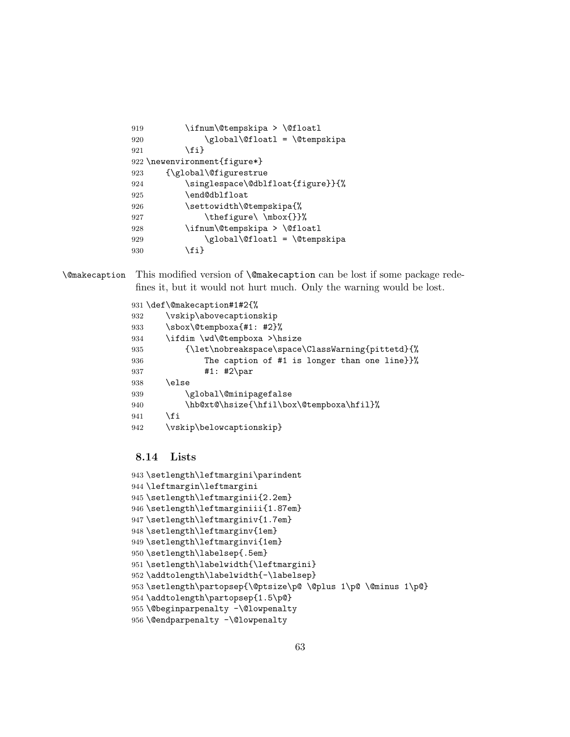```
919         \ifnum\@tempskipa > \@floatl
920             \global\@floatl = \@tempskipa
921         \fi}
922 \newenvironment{figure*}
923     {\global\@figurestrue
924         \singlespace\@dblfloat{figure}}{%
925         \end@dblfloat
926         \settowidth\@tempskipa{%
927             \thefigure\ \mbox{}}%
928         \ifnum\@tempskipa > \@floatl
929             \global\@floatl = \@tempskipa
930         \fi}
```

`\@makecaption` This modified version of `\@makecaption` can be lost if some package redefines it, but it would not hurt much. Only the warning would be lost.

```
931 \def\@makecaption#1#2{%
932     \vskip\abovecaptionskip
933     \sbox\@tempboxa{#1: #2}%
934     \ifdim \wd\@tempboxa >\hsize
935         {\let\nobreakspace\space\ClassWarning{pittetd}{%
936             The caption of #1 is longer than one line}}%
937             #1: #2\par
938     \else
939         \global\@minipagefalse
940         \hb@xt@\hsize{\hfil\box\@tempboxa\hfil}%
941     \fi
942     \vskip\belowcaptionskip}
```

### 8.14 Lists

```
943 \setlength\leftmargini\parindent
944 \leftmargin\leftmargini
945 \setlength\leftmarginii{2.2em}
946 \setlength\leftmarginiii{1.87em}
947 \setlength\leftmarginiv{1.7em}
948 \setlength\leftmarginv{1em}
949 \setlength\leftmarginvi{1em}
950 \setlength\labelsep{.5em}
951 \setlength\labelwidth{\leftmargini}
952 \addtolength\labelwidth{-\labelsep}
953 \setlength\partopsep{\@ptsize\p@ \@plus 1\p@ \@minus 1\p@}
954 \addtolength\partopsep{1.5\p@}
955 \@beginparpenalty -\@lowpenalty
956 \@endparpenalty -\@lowpenalty
```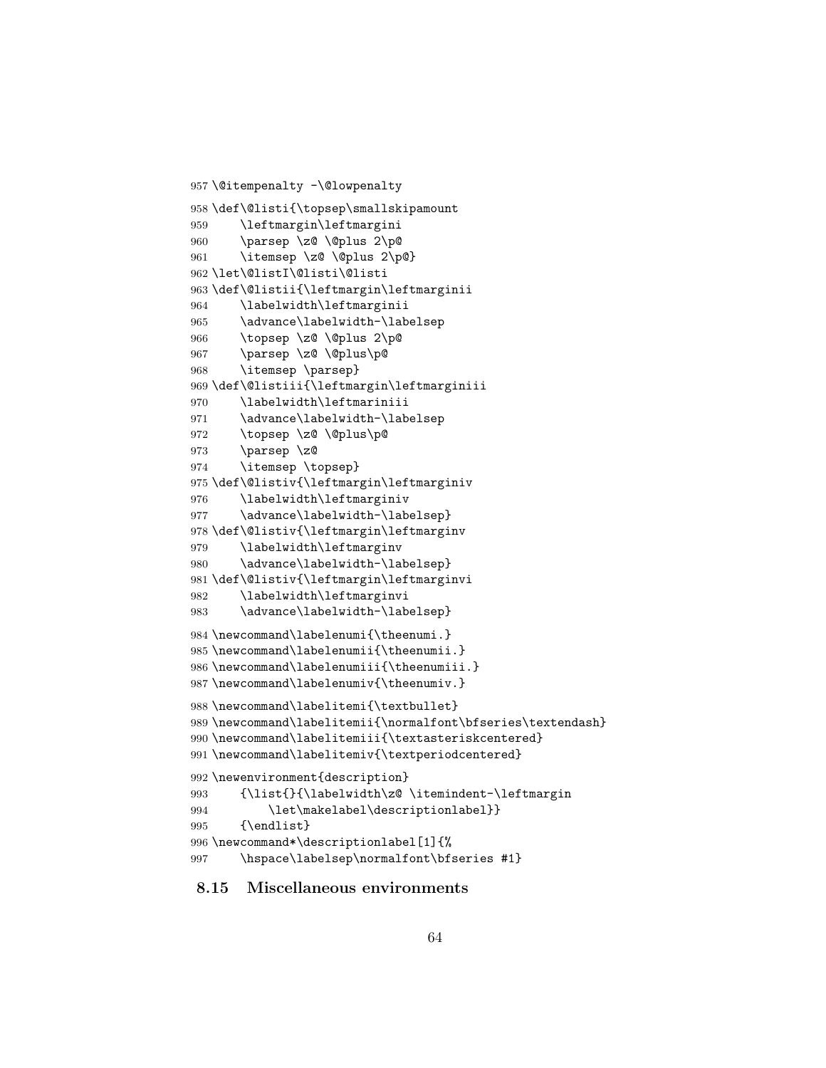```
957 \@itempenalty -\@lowpenalty
958 \def\@listi{\topsep\smallskipamount
959     \leftmargin\leftmargini
960     \parsep \z@ \@plus 2\p@
961     \itemsep \z@ \@plus 2\p@}
962 \let\@listI\@listi\@listi
963 \def\@listii{\leftmargin\leftmarginii
964     \labelwidth\leftmarginii
965     \advance\labelwidth-\labelsep
966     \topsep \z@ \@plus 2\p@
967     \parsep \z@ \@plus\p@
968     \itemsep \parsep}
969 \def\@listiii{\leftmargin\leftmarginiii
970     \labelwidth\leftmariniii
971     \advance\labelwidth-\labelsep
972     \topsep \z@ \@plus\p@
973     \parsep \z@
974     \itemsep \topsep}
975 \def\@listiv{\leftmargin\leftmarginiv
976     \labelwidth\leftmarginiv
977     \advance\labelwidth-\labelsep}
978 \def\@listiv{\leftmargin\leftmarginv
979     \labelwidth\leftmarginv
980     \advance\labelwidth-\labelsep}
981 \def\@listiv{\leftmargin\leftmarginvi
982     \labelwidth\leftmarginvi
983     \advance\labelwidth-\labelsep}
984 \newcommand\labelenumi{\theenumi.}
985 \newcommand\labelenumii{\theenumii.}
986 \newcommand\labelenumiii{\theenumiii.}
987 \newcommand\labelenumiv{\theenumiv.}
988 \newcommand\labelitemi{\textbullet}
989 \newcommand\labelitemii{\normalfont\bfseries\textendash}
990 \newcommand\labelitemiii{\textasteriskcentered}
991 \newcommand\labelitemiv{\textperiodcentered}
992 \newenvironment{description}
993     {\list{}{\labelwidth\z@ \itemindent-\leftmargin
994         \let\makelabel\descriptionlabel}}
995     {\endlist}
996 \newcommand*\descriptionlabel[1]{%
997     \hspace\labelsep\normalfont\bfseries #1}
```

### 8.15 Miscellaneous environments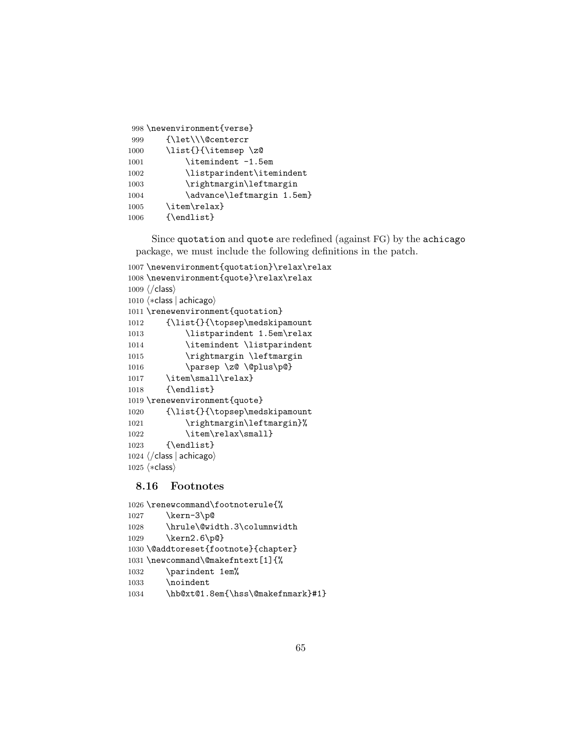```
998 \newenvironment{verse}
999     {\let\\\@centercr
1000     \list{}{\itemsep \z@
1001         \itemindent -1.5em
1002         \listparindent\itemindent
1003         \rightmargin\leftmargin
1004         \advance\leftmargin 1.5em}
1005     \item\relax}
1006     {\endlist}
```

Since quotation and quote are redefined (against FG) by the achicago package, we must include the following definitions in the patch.

```
1007 \newenvironment{quotation}\relax\relax
1008 \newenvironment{quote}\relax\relax
1009 ⟨/class⟩
1010 ⟨*class | achicago⟩
1011 \renewenvironment{quotation}
1012     {\list{}{\topsep\medskipamount
1013         \listparindent 1.5em\relax
1014         \itemindent \listparindent
1015         \rightmargin \leftmargin
1016         \parsep \z@ \@plus\p@}
1017     \item\small\relax}
1018     {\endlist}
1019 \renewenvironment{quote}
1020     {\list{}{\topsep\medskipamount
1021         \rightmargin\leftmargin}%
1022         \item\relax\small}
1023     {\endlist}
1024 ⟨/class | achicago⟩
1025 ⟨*class⟩
```

## 8.16 Footnotes

```
1026 \renewcommand\footnoterule{%
1027     \kern-3\p@
1028     \hrule\@width.3\columnwidth
1029     \kern2.6\p@}
1030 \@addtoreset{footnote}{chapter}
1031 \newcommand\@makefntext[1]{%
1032     \parindent 1em%
1033     \noindent
1034     \hb@xt@1.8em{\hss\@makefnmark}#1}
```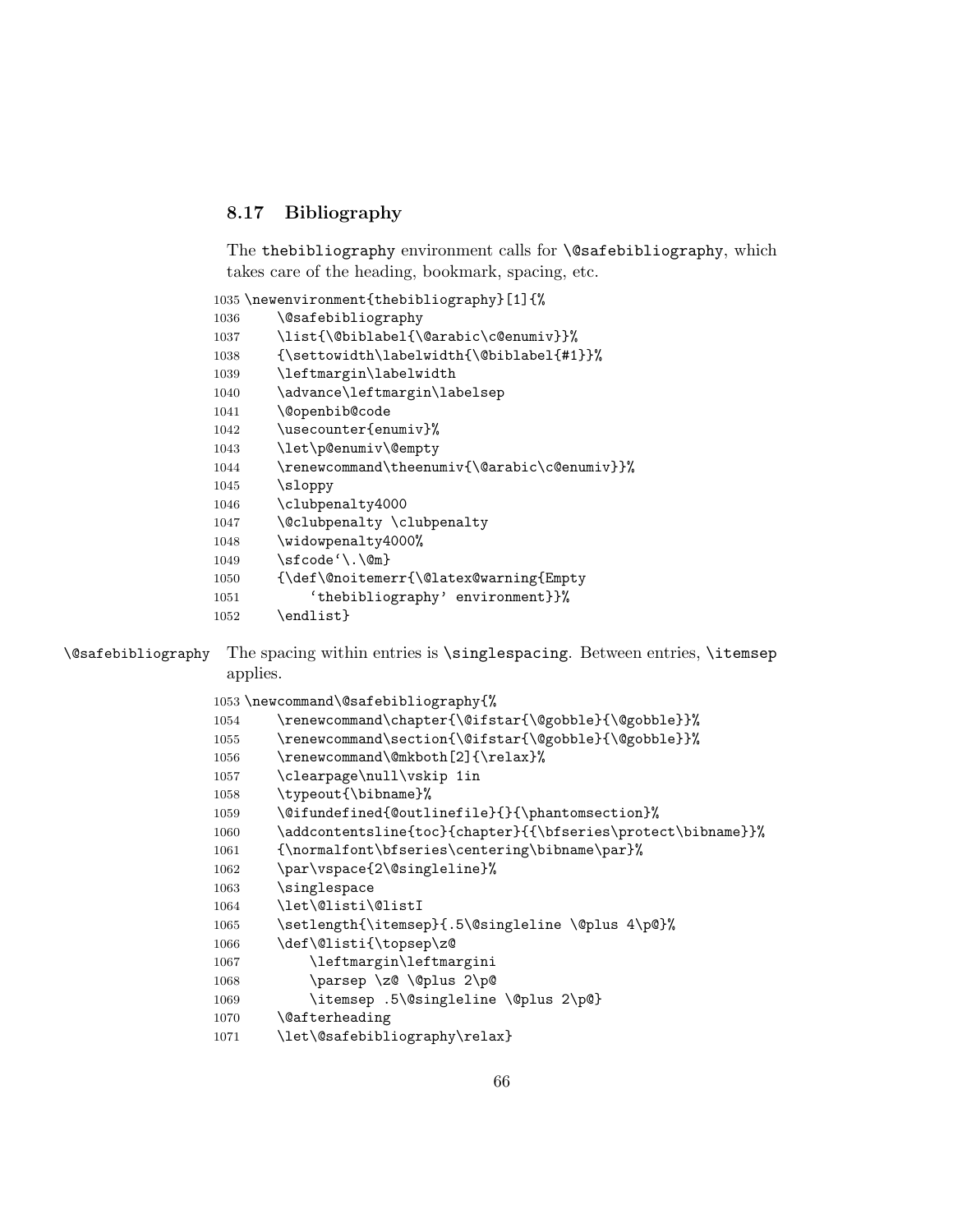### 8.17 Bibliography

The `thebibliography` environment calls for `\@safebibliography`, which takes care of the heading, bookmark, spacing, etc.

```
1035 \newenvironment{thebibliography}[1]{%
1036     \@safebibliography
1037     \list{\@biblabel{\@arabic\c@enumiv}}%
1038     {\settowidth\labelwidth{\@biblabel{#1}}%
1039     \leftmargin\labelwidth
1040     \advance\leftmargin\labelsep
1041     \@openbib@code
1042     \usecounter{enumiv}%
1043     \let\p@enumiv\@empty
1044     \renewcommand\theenumiv{\@arabic\c@enumiv}}%
1045     \sloppy
1046     \clubpenalty4000
1047     \@clubpenalty \clubpenalty
1048     \widowpenalty4000%
1049     \sfcode`\.\@m}
1050     {\def\@noitemerr{\@latex@warning{Empty
1051         `thebibliography' environment}}%
1052     \endlist}
```

`\@safebibliography` The spacing within entries is `\singlespacing`. Between entries, `\itemsep` applies.

```
1053 \newcommand\@safebibliography{%
1054     \renewcommand\chapter{\@ifstar{\@gobble}{\@gobble}}%
1055     \renewcommand\section{\@ifstar{\@gobble}{\@gobble}}%
1056     \renewcommand\@mkboth[2]{\relax}%
1057     \clearpage\null\vskip 1in
1058     \typeout{\bibname}%
1059     \@ifundefined{@outlinefile}{}{\phantomsection}%
1060     \addcontentsline{toc}{chapter}{{\bfseries\protect\bibname}}%
1061     {\normalfont\bfseries\centering\bibname\par}%
1062     \par\vspace{2\@singleline}%
1063     \singlespace
1064     \let\@listi\@listI
1065     \setlength{\itemsep}{.5\@singleline \@plus 4\p@}%
1066     \def\@listi{\topsep\z@
1067         \leftmargin\leftmargini
1068         \parsep \z@ \@plus 2\p@
1069         \itemsep .5\@singleline \@plus 2\p@}
1070     \@afterheading
1071     \let\@safebibliography\relax}
```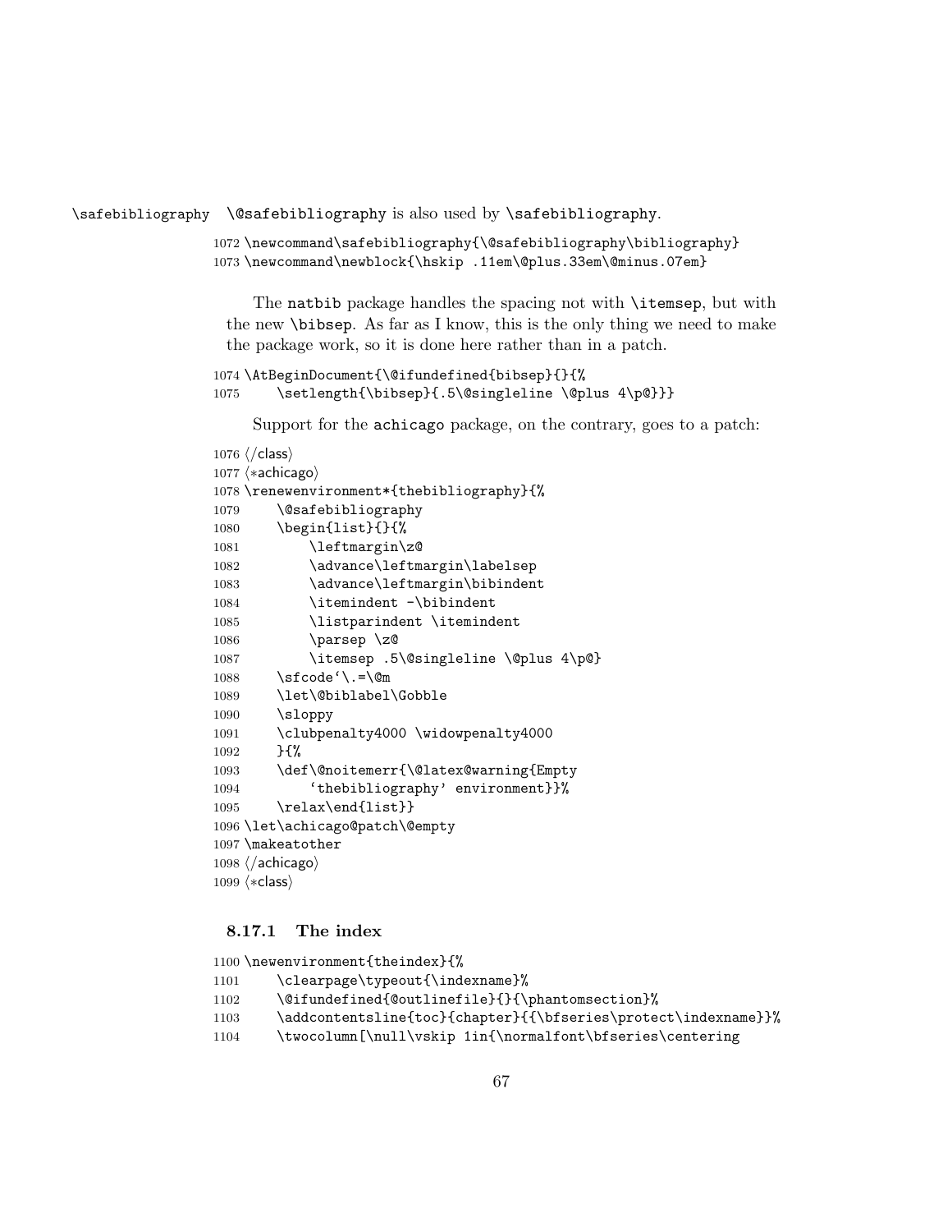\safebibliography \@safebibliography is also used by \safebibliography.

```
1072 \newcommand\safebibliography{\@safebibliography\bibliography}
1073 \newcommand\newblock{\hskip .11em\@plus.33em\@minus.07em}
```

The natbib package handles the spacing not with \itemsep, but with the new \bibsep. As far as I know, this is the only thing we need to make the package work, so it is done here rather than in a patch.

```
1074 \AtBeginDocument{\@ifundefined{bibsep}{}{%
1075     \setlength{\bibsep}{.5\@singleline \@plus 4\p@}}}
```

Support for the achicago package, on the contrary, goes to a patch:

```
1076 ⟨/class⟩
1077 ⟨*achicago⟩
1078 \renewenvironment*{thebibliography}{%
1079     \@safebibliography
1080     \begin{list}{}{%
1081         \leftmargin\z@
1082         \advance\leftmargin\labelsep
1083         \advance\leftmargin\bibindent
1084         \itemindent -\bibindent
1085         \listparindent \itemindent
1086         \parsep \z@
1087         \itemsep .5\@singleline \@plus 4\p@}
1088     \sfcode`\.=\@m
1089     \let\@biblabel\Gobble
1090     \sloppy
1091     \clubpenalty4000 \widowpenalty4000
1092     }{%
1093     \def\@noitemerr{\@latex@warning{Empty
1094         `thebibliography' environment}}%
1095     \relax\end{list}}
1096 \let\achicago@patch\@empty
1097 \makeatother
1098 ⟨/achicago⟩
1099 ⟨*class⟩
```

### 8.17.1 The index

```
1100 \newenvironment{theindex}{%
1101     \clearpage\typeout{\indexname}%
1102     \@ifundefined{@outlinefile}{}{\phantomsection}%
1103     \addcontentsline{toc}{chapter}{{\bfseries\protect\indexname}}%
1104     \twocolumn[\null\vskip 1in{\normalfont\bfseries\centering
```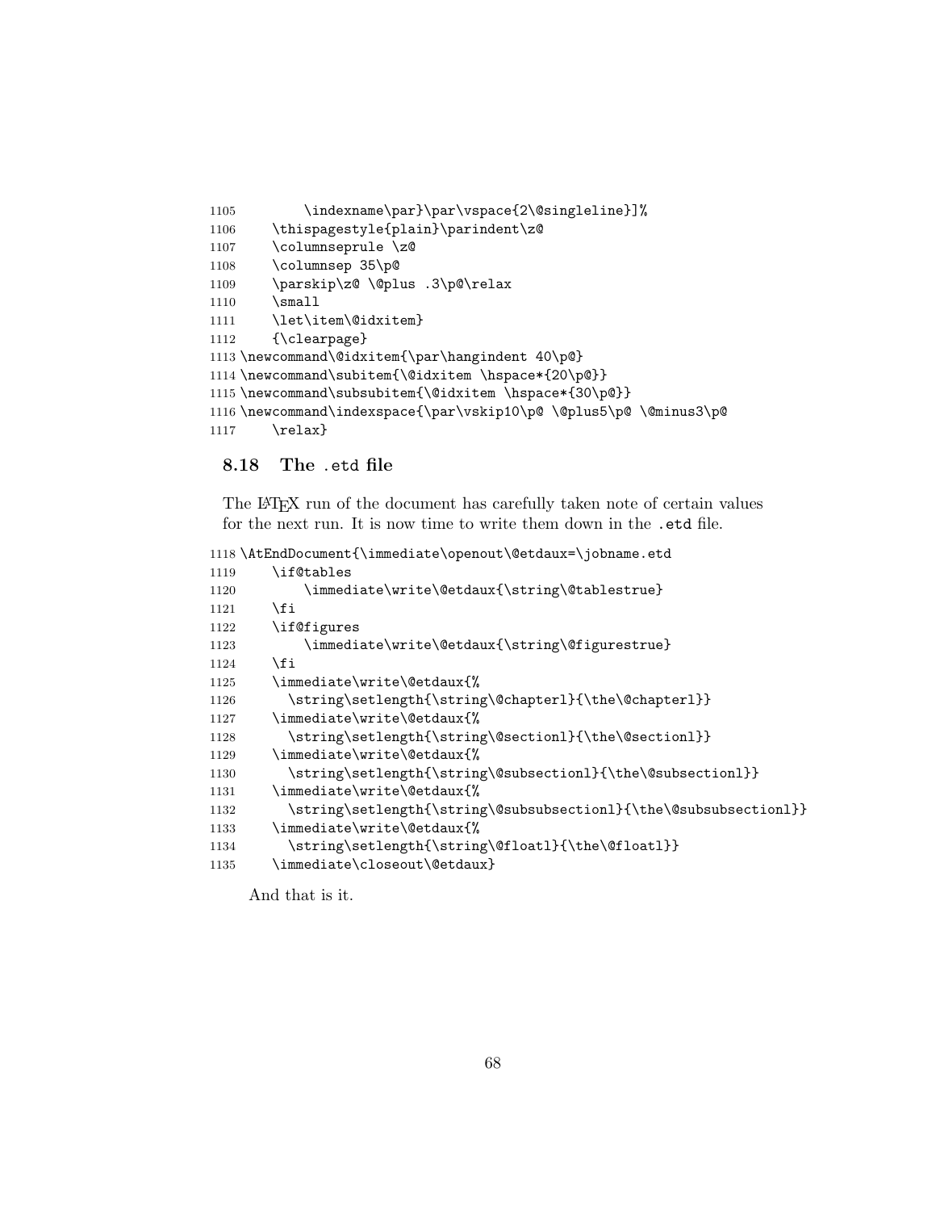```
1105        \indexname\par}\par\vspace{2\@singleline}]%
1106    \thispagestyle{plain}\parindent\z@
1107    \columnseprule \z@
1108    \columnsep 35\p@
1109    \parskip\z@ \@plus .3\p@\relax
1110    \small
1111    \let\item\@idxitem}
1112    {\clearpage}
1113 \newcommand\@idxitem{\par\hangindent 40\p@}
1114 \newcommand\subitem{\@idxitem \hspace*{20\p@}}
1115 \newcommand\subsubitem{\@idxitem \hspace*{30\p@}}
1116 \newcommand\indexspace{\par\vskip10\p@ \@plus5\p@ \@minus3\p@
1117    \relax}
```

### 8.18 The `.etd` file

The LaTeX run of the document has carefully taken note of certain values for the next run. It is now time to write them down in the `.etd` file.

```
1118 \AtEndDocument{\immediate\openout\@etdaux=\jobname.etd
1119    \if@tables
1120        \immediate\write\@etdaux{\string\@tablestrue}
1121    \fi
1122    \if@figures
1123        \immediate\write\@etdaux{\string\@figurestrue}
1124    \fi
1125    \immediate\write\@etdaux{%
1126      \string\setlength{\string\@chapterl}{\the\@chapterl}}
1127    \immediate\write\@etdaux{%
1128      \string\setlength{\string\@sectionl}{\the\@sectionl}}
1129    \immediate\write\@etdaux{%
1130      \string\setlength{\string\@subsectionl}{\the\@subsectionl}}
1131    \immediate\write\@etdaux{%
1132      \string\setlength{\string\@subsubsectionl}{\the\@subsubsectionl}}
1133    \immediate\write\@etdaux{%
1134      \string\setlength{\string\@floatl}{\the\@floatl}}
1135    \immediate\closeout\@etdaux}
```

And that is it.